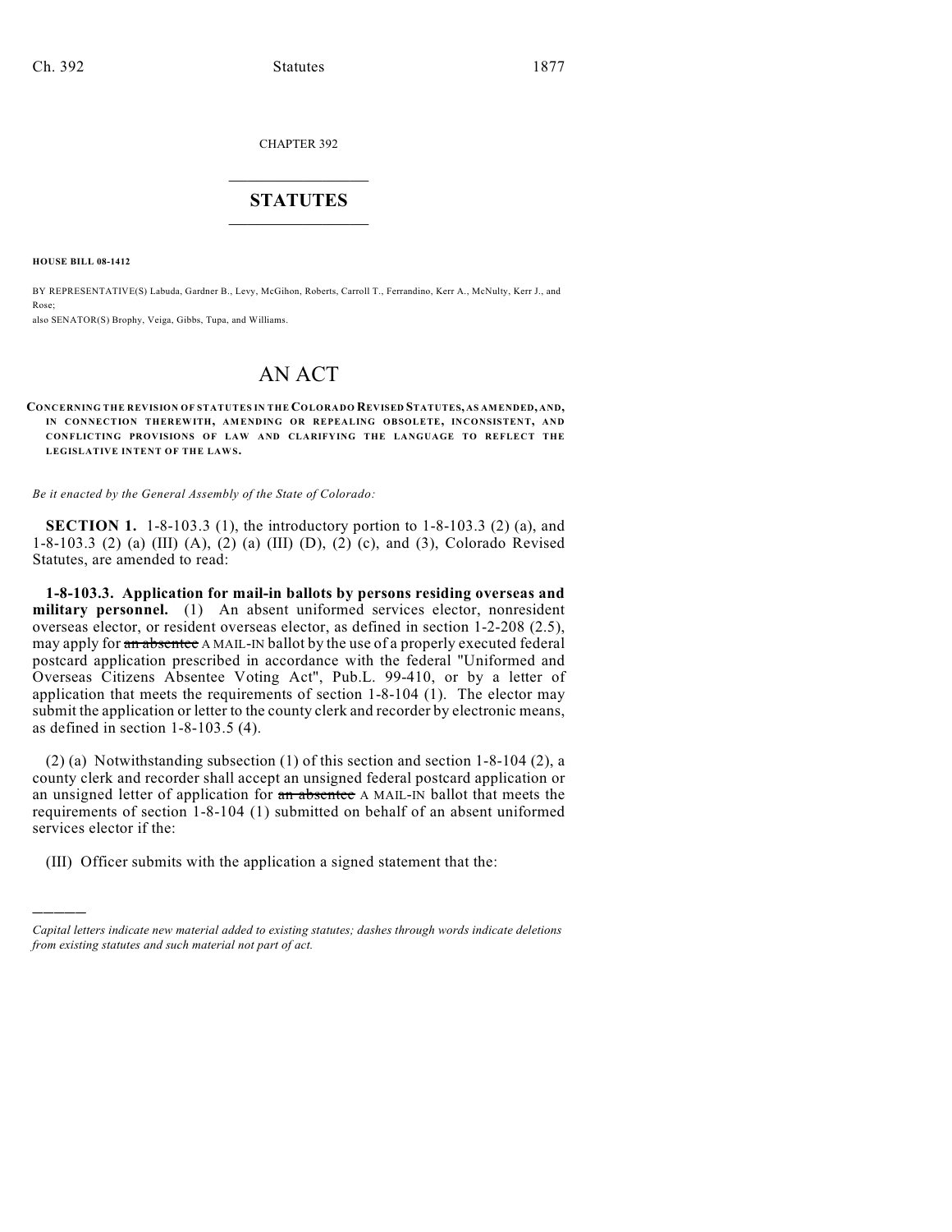CHAPTER 392

# STATUTES

**HOUSE BILL 08-1412**

BY REPRESENTATIVE(S) Labuda, Gardner B., Levy, McGihon, Roberts, Carroll T., Ferrandino, Kerr A., McNulty, Kerr J., and Rose;
also SENATOR(S) Brophy, Veiga, Gibbs, Tupa, and Williams.

# AN ACT

**CONCERNING THE REVISION OF STATUTES IN THE COLORADO REVISED STATUTES, AS AMENDED, AND, IN CONNECTION THEREWITH, AMENDING OR REPEALING OBSOLETE, INCONSISTENT, AND CONFLICTING PROVISIONS OF LAW AND CLARIFYING THE LANGUAGE TO REFLECT THE LEGISLATIVE INTENT OF THE LAWS.**

*Be it enacted by the General Assembly of the State of Colorado:*

**SECTION 1.** 1-8-103.3 (1), the introductory portion to 1-8-103.3 (2) (a), and 1-8-103.3 (2) (a) (III) (A), (2) (a) (III) (D), (2) (c), and (3), Colorado Revised Statutes, are amended to read:

**1-8-103.3. Application for mail-in ballots by persons residing overseas and military personnel.** (1) An absent uniformed services elector, nonresident overseas elector, or resident overseas elector, as defined in section 1-2-208 (2.5), may apply for ~~an absentee~~ A MAIL-IN ballot by the use of a properly executed federal postcard application prescribed in accordance with the federal "Uniformed and Overseas Citizens Absentee Voting Act", Pub.L. 99-410, or by a letter of application that meets the requirements of section 1-8-104 (1). The elector may submit the application or letter to the county clerk and recorder by electronic means, as defined in section 1-8-103.5 (4).

(2) (a) Notwithstanding subsection (1) of this section and section 1-8-104 (2), a county clerk and recorder shall accept an unsigned federal postcard application or an unsigned letter of application for ~~an absentee~~ A MAIL-IN ballot that meets the requirements of section 1-8-104 (1) submitted on behalf of an absent uniformed services elector if the:

(III) Officer submits with the application a signed statement that the:

*Capital letters indicate new material added to existing statutes; dashes through words indicate deletions from existing statutes and such material not part of act.*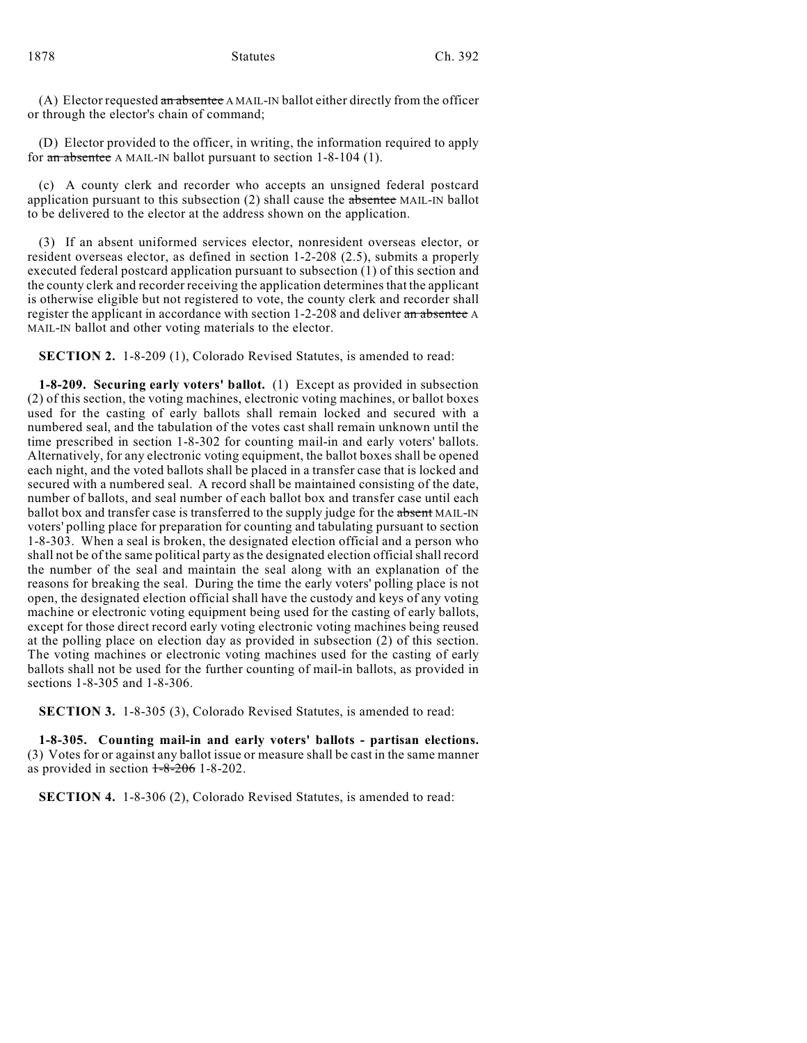(A) Elector requested ~~an absentee~~ A MAIL-IN ballot either directly from the officer or through the elector's chain of command;

(D) Elector provided to the officer, in writing, the information required to apply for ~~an absentee~~ A MAIL-IN ballot pursuant to section 1-8-104 (1).

(c) A county clerk and recorder who accepts an unsigned federal postcard application pursuant to this subsection (2) shall cause the ~~absentee~~ MAIL-IN ballot to be delivered to the elector at the address shown on the application.

(3) If an absent uniformed services elector, nonresident overseas elector, or resident overseas elector, as defined in section 1-2-208 (2.5), submits a properly executed federal postcard application pursuant to subsection (1) of this section and the county clerk and recorder receiving the application determines that the applicant is otherwise eligible but not registered to vote, the county clerk and recorder shall register the applicant in accordance with section 1-2-208 and deliver ~~an absentee~~ A MAIL-IN ballot and other voting materials to the elector.

**SECTION 2.** 1-8-209 (1), Colorado Revised Statutes, is amended to read:

**1-8-209. Securing early voters' ballot.** (1) Except as provided in subsection (2) of this section, the voting machines, electronic voting machines, or ballot boxes used for the casting of early ballots shall remain locked and secured with a numbered seal, and the tabulation of the votes cast shall remain unknown until the time prescribed in section 1-8-302 for counting mail-in and early voters' ballots. Alternatively, for any electronic voting equipment, the ballot boxes shall be opened each night, and the voted ballots shall be placed in a transfer case that is locked and secured with a numbered seal. A record shall be maintained consisting of the date, number of ballots, and seal number of each ballot box and transfer case until each ballot box and transfer case is transferred to the supply judge for the ~~absent~~ MAIL-IN voters' polling place for preparation for counting and tabulating pursuant to section 1-8-303. When a seal is broken, the designated election official and a person who shall not be of the same political party as the designated election official shall record the number of the seal and maintain the seal along with an explanation of the reasons for breaking the seal. During the time the early voters' polling place is not open, the designated election official shall have the custody and keys of any voting machine or electronic voting equipment being used for the casting of early ballots, except for those direct record early voting electronic voting machines being reused at the polling place on election day as provided in subsection (2) of this section. The voting machines or electronic voting machines used for the casting of early ballots shall not be used for the further counting of mail-in ballots, as provided in sections 1-8-305 and 1-8-306.

**SECTION 3.** 1-8-305 (3), Colorado Revised Statutes, is amended to read:

**1-8-305. Counting mail-in and early voters' ballots - partisan elections.** (3) Votes for or against any ballot issue or measure shall be cast in the same manner as provided in section ~~1-8-206~~ 1-8-202.

**SECTION 4.** 1-8-306 (2), Colorado Revised Statutes, is amended to read: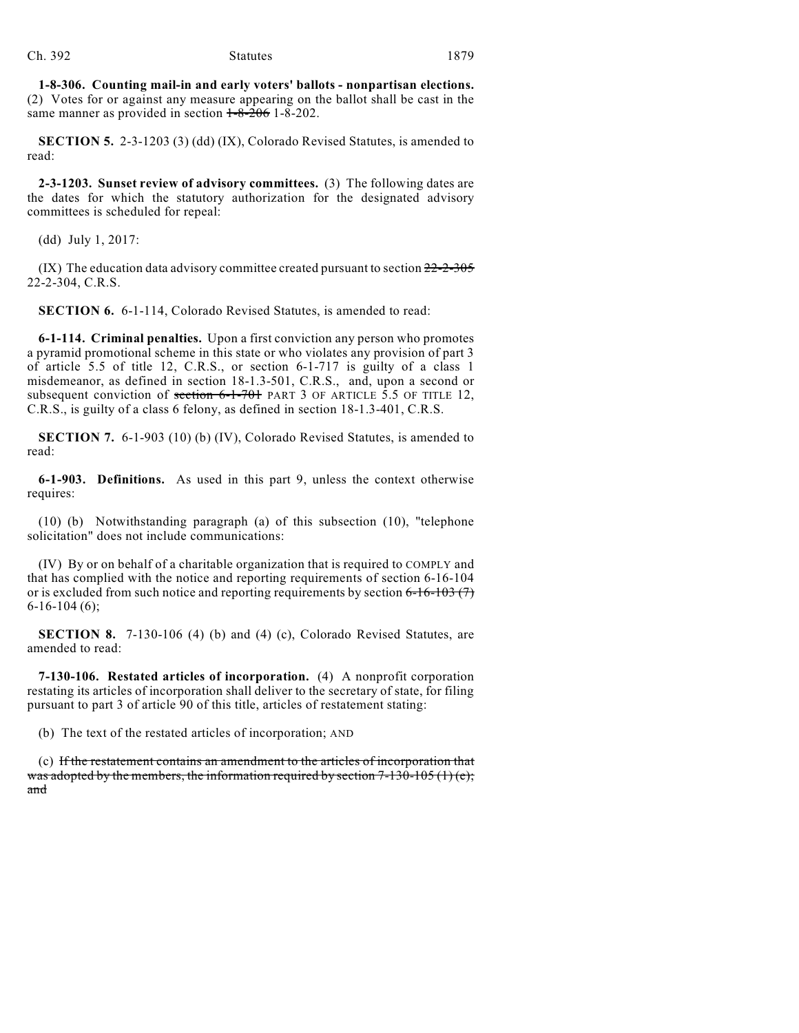**1-8-306. Counting mail-in and early voters' ballots - nonpartisan elections.** (2) Votes for or against any measure appearing on the ballot shall be cast in the same manner as provided in section ~~1-8-206~~ 1-8-202.

**SECTION 5.** 2-3-1203 (3) (dd) (IX), Colorado Revised Statutes, is amended to read:

**2-3-1203. Sunset review of advisory committees.** (3) The following dates are the dates for which the statutory authorization for the designated advisory committees is scheduled for repeal:

(dd) July 1, 2017:

(IX) The education data advisory committee created pursuant to section ~~22-2-305~~ 22-2-304, C.R.S.

**SECTION 6.** 6-1-114, Colorado Revised Statutes, is amended to read:

**6-1-114. Criminal penalties.** Upon a first conviction any person who promotes a pyramid promotional scheme in this state or who violates any provision of part 3 of article 5.5 of title 12, C.R.S., or section 6-1-717 is guilty of a class 1 misdemeanor, as defined in section 18-1.3-501, C.R.S., and, upon a second or subsequent conviction of ~~section 6-1-701~~ PART 3 OF ARTICLE 5.5 OF TITLE 12, C.R.S., is guilty of a class 6 felony, as defined in section 18-1.3-401, C.R.S.

**SECTION 7.** 6-1-903 (10) (b) (IV), Colorado Revised Statutes, is amended to read:

**6-1-903. Definitions.** As used in this part 9, unless the context otherwise requires:

(10) (b) Notwithstanding paragraph (a) of this subsection (10), "telephone solicitation" does not include communications:

(IV) By or on behalf of a charitable organization that is required to COMPLY and that has complied with the notice and reporting requirements of section 6-16-104 or is excluded from such notice and reporting requirements by section ~~6-16-103 (7)~~ 6-16-104 (6);

**SECTION 8.** 7-130-106 (4) (b) and (4) (c), Colorado Revised Statutes, are amended to read:

**7-130-106. Restated articles of incorporation.** (4) A nonprofit corporation restating its articles of incorporation shall deliver to the secretary of state, for filing pursuant to part 3 of article 90 of this title, articles of restatement stating:

(b) The text of the restated articles of incorporation; AND

(c) ~~If the restatement contains an amendment to the articles of incorporation that was adopted by the members, the information required by section 7-130-105 (1) (e); and~~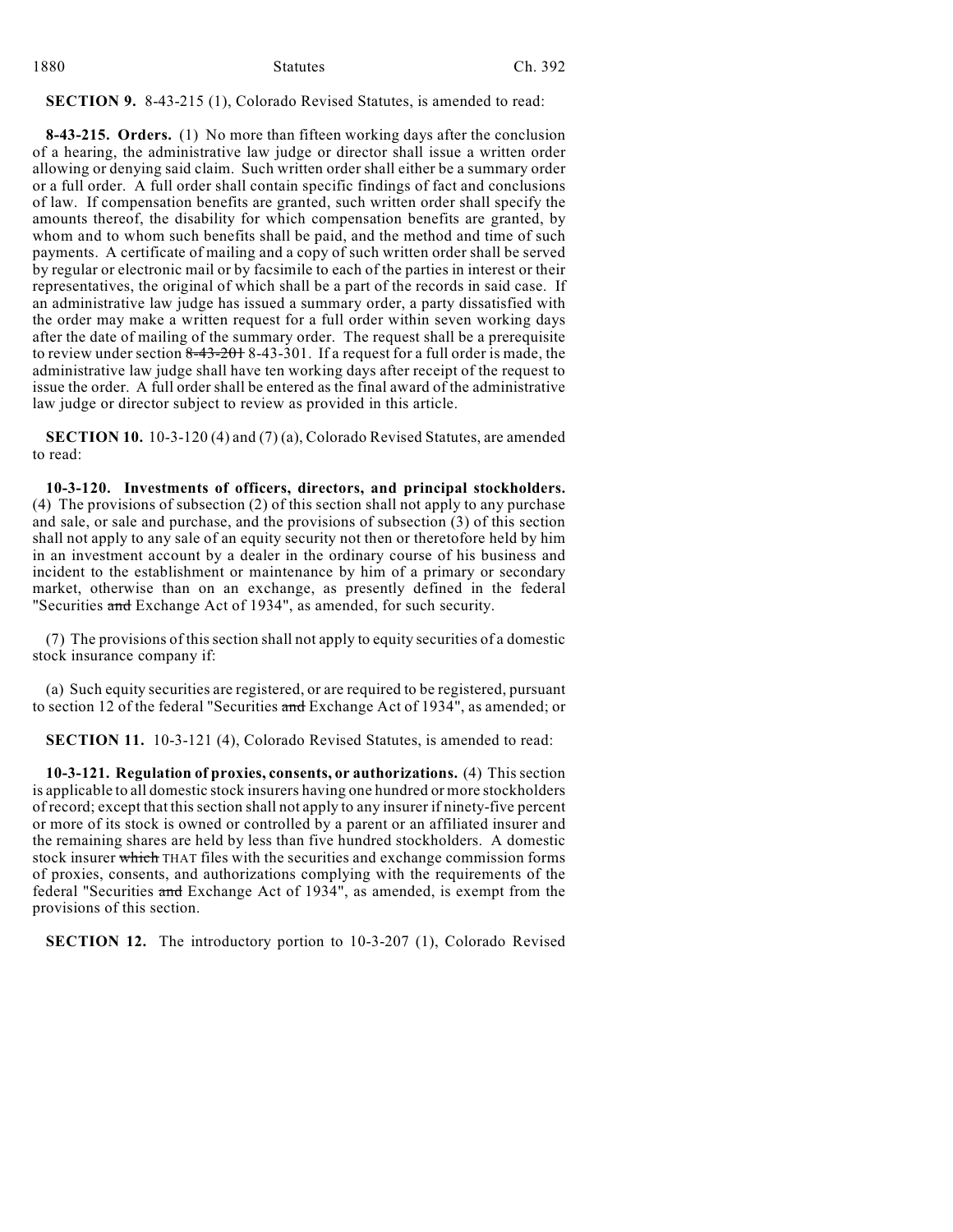**SECTION 9.** 8-43-215 (1), Colorado Revised Statutes, is amended to read:

**8-43-215. Orders.** (1) No more than fifteen working days after the conclusion of a hearing, the administrative law judge or director shall issue a written order allowing or denying said claim. Such written order shall either be a summary order or a full order. A full order shall contain specific findings of fact and conclusions of law. If compensation benefits are granted, such written order shall specify the amounts thereof, the disability for which compensation benefits are granted, by whom and to whom such benefits shall be paid, and the method and time of such payments. A certificate of mailing and a copy of such written order shall be served by regular or electronic mail or by facsimile to each of the parties in interest or their representatives, the original of which shall be a part of the records in said case. If an administrative law judge has issued a summary order, a party dissatisfied with the order may make a written request for a full order within seven working days after the date of mailing of the summary order. The request shall be a prerequisite to review under section ~~8-43-201~~ 8-43-301. If a request for a full order is made, the administrative law judge shall have ten working days after receipt of the request to issue the order. A full order shall be entered as the final award of the administrative law judge or director subject to review as provided in this article.

**SECTION 10.** 10-3-120 (4) and (7) (a), Colorado Revised Statutes, are amended to read:

**10-3-120. Investments of officers, directors, and principal stockholders.** (4) The provisions of subsection (2) of this section shall not apply to any purchase and sale, or sale and purchase, and the provisions of subsection (3) of this section shall not apply to any sale of an equity security not then or theretofore held by him in an investment account by a dealer in the ordinary course of his business and incident to the establishment or maintenance by him of a primary or secondary market, otherwise than on an exchange, as presently defined in the federal "Securities ~~and~~ Exchange Act of 1934", as amended, for such security.

(7) The provisions of this section shall not apply to equity securities of a domestic stock insurance company if:

(a) Such equity securities are registered, or are required to be registered, pursuant to section 12 of the federal "Securities ~~and~~ Exchange Act of 1934", as amended; or

**SECTION 11.** 10-3-121 (4), Colorado Revised Statutes, is amended to read:

**10-3-121. Regulation of proxies, consents, or authorizations.** (4) This section is applicable to all domestic stock insurers having one hundred or more stockholders of record; except that this section shall not apply to any insurer if ninety-five percent or more of its stock is owned or controlled by a parent or an affiliated insurer and the remaining shares are held by less than five hundred stockholders. A domestic stock insurer ~~which~~ THAT files with the securities and exchange commission forms of proxies, consents, and authorizations complying with the requirements of the federal "Securities ~~and~~ Exchange Act of 1934", as amended, is exempt from the provisions of this section.

**SECTION 12.** The introductory portion to 10-3-207 (1), Colorado Revised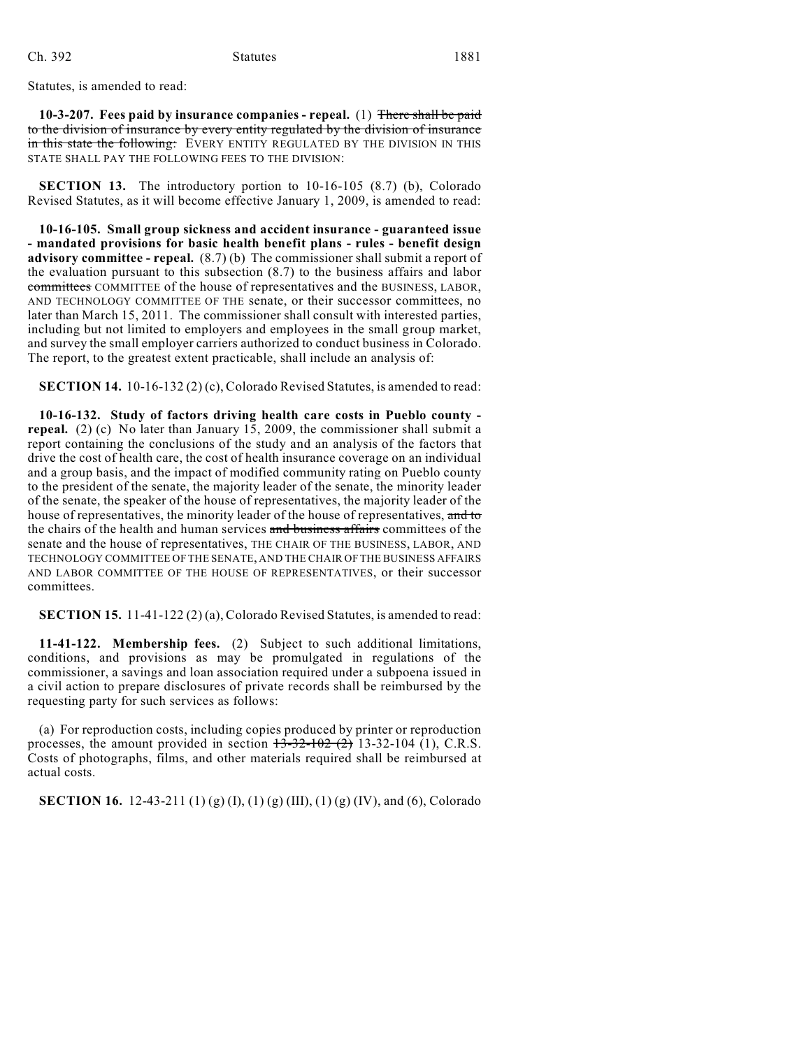Statutes, is amended to read:

**10-3-207. Fees paid by insurance companies - repeal.** (1) ~~There shall be paid to the division of insurance by every entity regulated by the division of insurance in this state the following:~~ EVERY ENTITY REGULATED BY THE DIVISION IN THIS STATE SHALL PAY THE FOLLOWING FEES TO THE DIVISION:

**SECTION 13.** The introductory portion to 10-16-105 (8.7) (b), Colorado Revised Statutes, as it will become effective January 1, 2009, is amended to read:

**10-16-105. Small group sickness and accident insurance - guaranteed issue - mandated provisions for basic health benefit plans - rules - benefit design advisory committee - repeal.** (8.7) (b) The commissioner shall submit a report of the evaluation pursuant to this subsection (8.7) to the business affairs and labor ~~committees~~ COMMITTEE of the house of representatives and the BUSINESS, LABOR, AND TECHNOLOGY COMMITTEE OF THE senate, or their successor committees, no later than March 15, 2011. The commissioner shall consult with interested parties, including but not limited to employers and employees in the small group market, and survey the small employer carriers authorized to conduct business in Colorado. The report, to the greatest extent practicable, shall include an analysis of:

**SECTION 14.** 10-16-132 (2) (c), Colorado Revised Statutes, is amended to read:

**10-16-132. Study of factors driving health care costs in Pueblo county - repeal.** (2) (c) No later than January 15, 2009, the commissioner shall submit a report containing the conclusions of the study and an analysis of the factors that drive the cost of health care, the cost of health insurance coverage on an individual and a group basis, and the impact of modified community rating on Pueblo county to the president of the senate, the majority leader of the senate, the minority leader of the senate, the speaker of the house of representatives, the majority leader of the house of representatives, the minority leader of the house of representatives, ~~and to~~ the chairs of the health and human services ~~and business affairs~~ committees of the senate and the house of representatives, THE CHAIR OF THE BUSINESS, LABOR, AND TECHNOLOGY COMMITTEE OF THE SENATE, AND THE CHAIR OF THE BUSINESS AFFAIRS AND LABOR COMMITTEE OF THE HOUSE OF REPRESENTATIVES, or their successor committees.

**SECTION 15.** 11-41-122 (2) (a), Colorado Revised Statutes, is amended to read:

**11-41-122. Membership fees.** (2) Subject to such additional limitations, conditions, and provisions as may be promulgated in regulations of the commissioner, a savings and loan association required under a subpoena issued in a civil action to prepare disclosures of private records shall be reimbursed by the requesting party for such services as follows:

(a) For reproduction costs, including copies produced by printer or reproduction processes, the amount provided in section ~~13-32-102 (2)~~ 13-32-104 (1), C.R.S. Costs of photographs, films, and other materials required shall be reimbursed at actual costs.

**SECTION 16.** 12-43-211 (1) (g) (I), (1) (g) (III), (1) (g) (IV), and (6), Colorado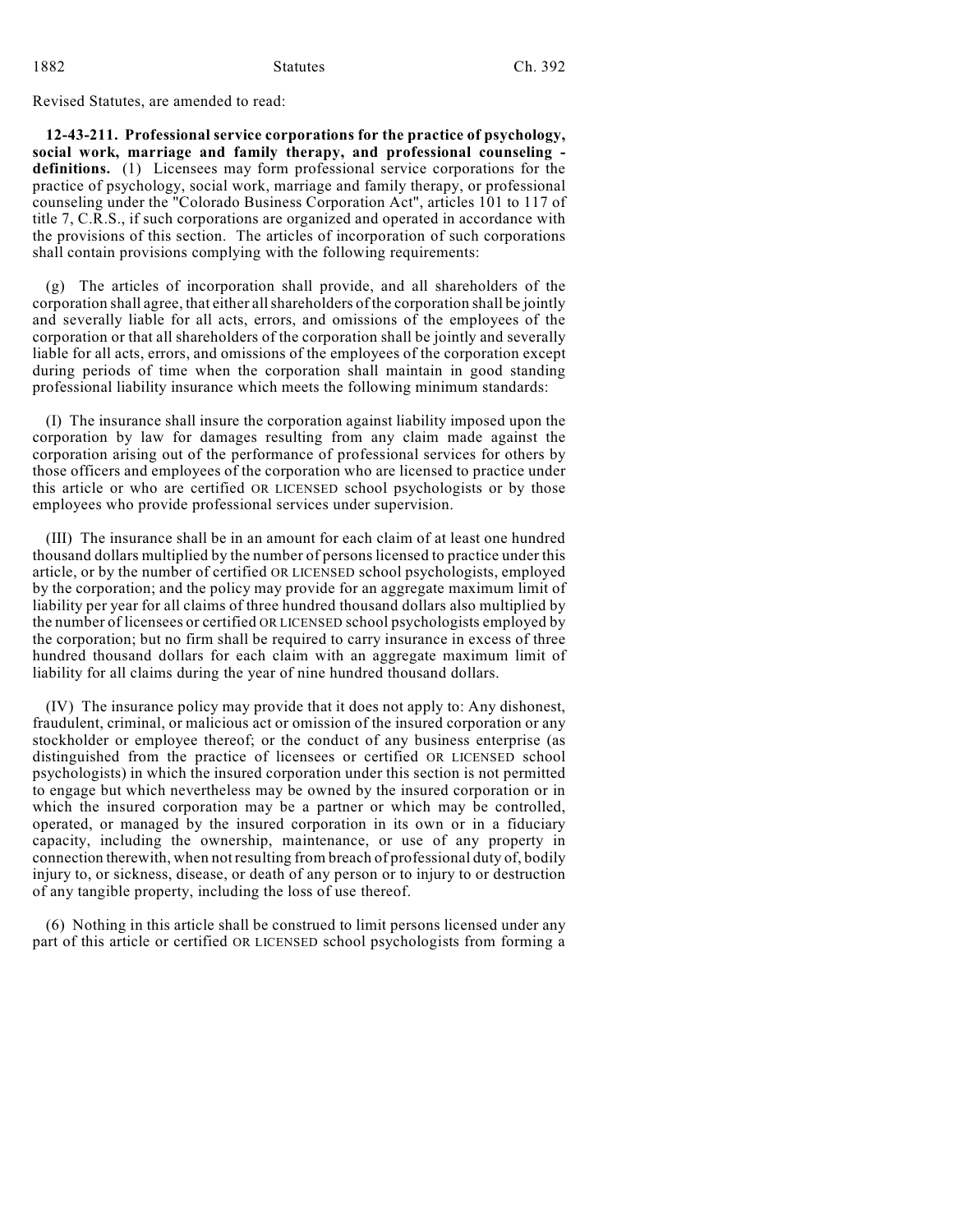Revised Statutes, are amended to read:

**12-43-211. Professional service corporations for the practice of psychology, social work, marriage and family therapy, and professional counseling - definitions.** (1) Licensees may form professional service corporations for the practice of psychology, social work, marriage and family therapy, or professional counseling under the "Colorado Business Corporation Act", articles 101 to 117 of title 7, C.R.S., if such corporations are organized and operated in accordance with the provisions of this section. The articles of incorporation of such corporations shall contain provisions complying with the following requirements:

(g) The articles of incorporation shall provide, and all shareholders of the corporation shall agree, that either all shareholders of the corporation shall be jointly and severally liable for all acts, errors, and omissions of the employees of the corporation or that all shareholders of the corporation shall be jointly and severally liable for all acts, errors, and omissions of the employees of the corporation except during periods of time when the corporation shall maintain in good standing professional liability insurance which meets the following minimum standards:

(I) The insurance shall insure the corporation against liability imposed upon the corporation by law for damages resulting from any claim made against the corporation arising out of the performance of professional services for others by those officers and employees of the corporation who are licensed to practice under this article or who are certified OR LICENSED school psychologists or by those employees who provide professional services under supervision.

(III) The insurance shall be in an amount for each claim of at least one hundred thousand dollars multiplied by the number of persons licensed to practice under this article, or by the number of certified OR LICENSED school psychologists, employed by the corporation; and the policy may provide for an aggregate maximum limit of liability per year for all claims of three hundred thousand dollars also multiplied by the number of licensees or certified OR LICENSED school psychologists employed by the corporation; but no firm shall be required to carry insurance in excess of three hundred thousand dollars for each claim with an aggregate maximum limit of liability for all claims during the year of nine hundred thousand dollars.

(IV) The insurance policy may provide that it does not apply to: Any dishonest, fraudulent, criminal, or malicious act or omission of the insured corporation or any stockholder or employee thereof; or the conduct of any business enterprise (as distinguished from the practice of licensees or certified OR LICENSED school psychologists) in which the insured corporation under this section is not permitted to engage but which nevertheless may be owned by the insured corporation or in which the insured corporation may be a partner or which may be controlled, operated, or managed by the insured corporation in its own or in a fiduciary capacity, including the ownership, maintenance, or use of any property in connection therewith, when not resulting from breach of professional duty of, bodily injury to, or sickness, disease, or death of any person or to injury to or destruction of any tangible property, including the loss of use thereof.

(6) Nothing in this article shall be construed to limit persons licensed under any part of this article or certified OR LICENSED school psychologists from forming a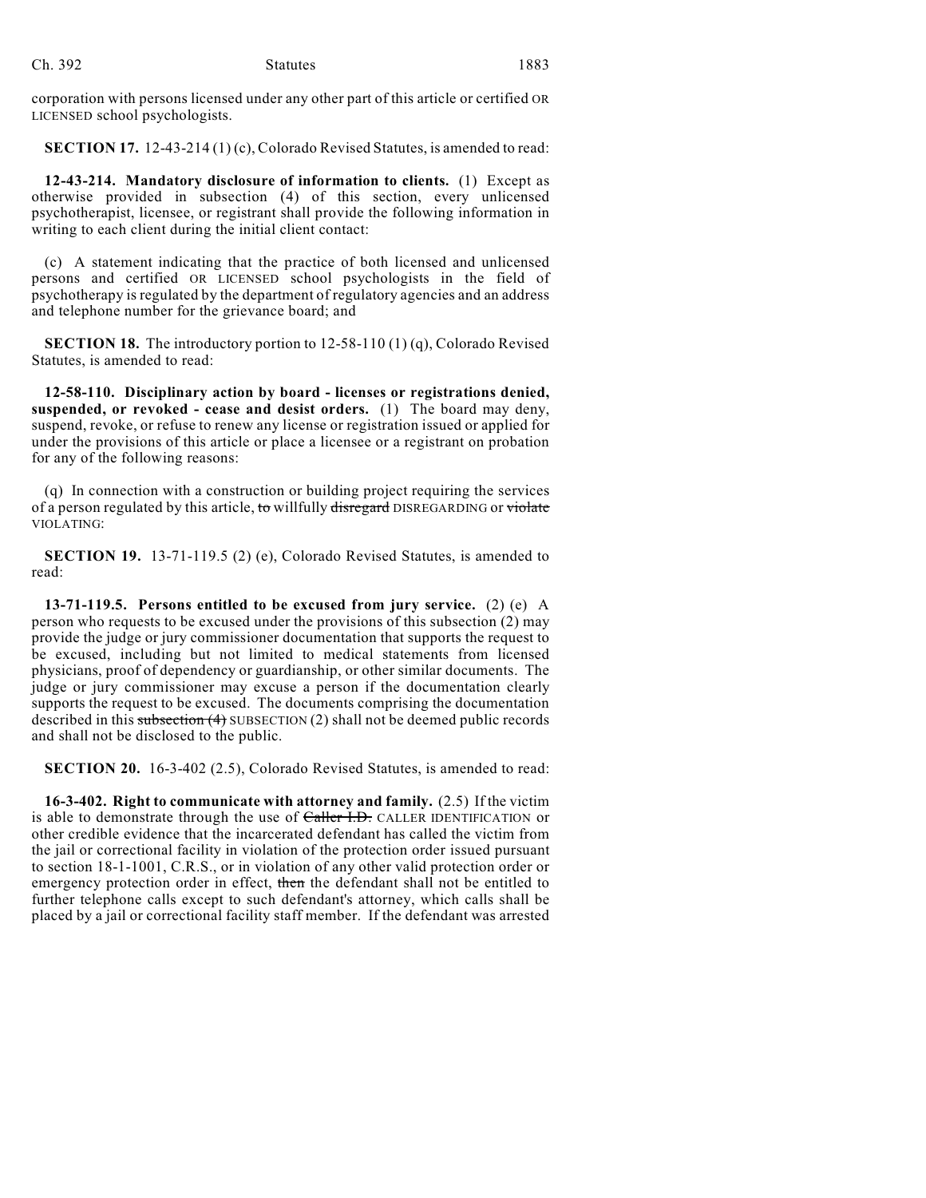corporation with persons licensed under any other part of this article or certified OR LICENSED school psychologists.

**SECTION 17.** 12-43-214 (1) (c), Colorado Revised Statutes, is amended to read:

**12-43-214. Mandatory disclosure of information to clients.** (1) Except as otherwise provided in subsection (4) of this section, every unlicensed psychotherapist, licensee, or registrant shall provide the following information in writing to each client during the initial client contact:

(c) A statement indicating that the practice of both licensed and unlicensed persons and certified OR LICENSED school psychologists in the field of psychotherapy is regulated by the department of regulatory agencies and an address and telephone number for the grievance board; and

**SECTION 18.** The introductory portion to 12-58-110 (1) (q), Colorado Revised Statutes, is amended to read:

**12-58-110. Disciplinary action by board - licenses or registrations denied, suspended, or revoked - cease and desist orders.** (1) The board may deny, suspend, revoke, or refuse to renew any license or registration issued or applied for under the provisions of this article or place a licensee or a registrant on probation for any of the following reasons:

(q) In connection with a construction or building project requiring the services of a person regulated by this article, ~~to~~ willfully ~~disregard~~ DISREGARDING or ~~violate~~ VIOLATING:

**SECTION 19.** 13-71-119.5 (2) (e), Colorado Revised Statutes, is amended to read:

**13-71-119.5. Persons entitled to be excused from jury service.** (2) (e) A person who requests to be excused under the provisions of this subsection (2) may provide the judge or jury commissioner documentation that supports the request to be excused, including but not limited to medical statements from licensed physicians, proof of dependency or guardianship, or other similar documents. The judge or jury commissioner may excuse a person if the documentation clearly supports the request to be excused. The documents comprising the documentation described in this ~~subsection (4)~~ SUBSECTION (2) shall not be deemed public records and shall not be disclosed to the public.

**SECTION 20.** 16-3-402 (2.5), Colorado Revised Statutes, is amended to read:

**16-3-402. Right to communicate with attorney and family.** (2.5) If the victim is able to demonstrate through the use of ~~Caller I.D.~~ CALLER IDENTIFICATION or other credible evidence that the incarcerated defendant has called the victim from the jail or correctional facility in violation of the protection order issued pursuant to section 18-1-1001, C.R.S., or in violation of any other valid protection order or emergency protection order in effect, ~~then~~ the defendant shall not be entitled to further telephone calls except to such defendant's attorney, which calls shall be placed by a jail or correctional facility staff member. If the defendant was arrested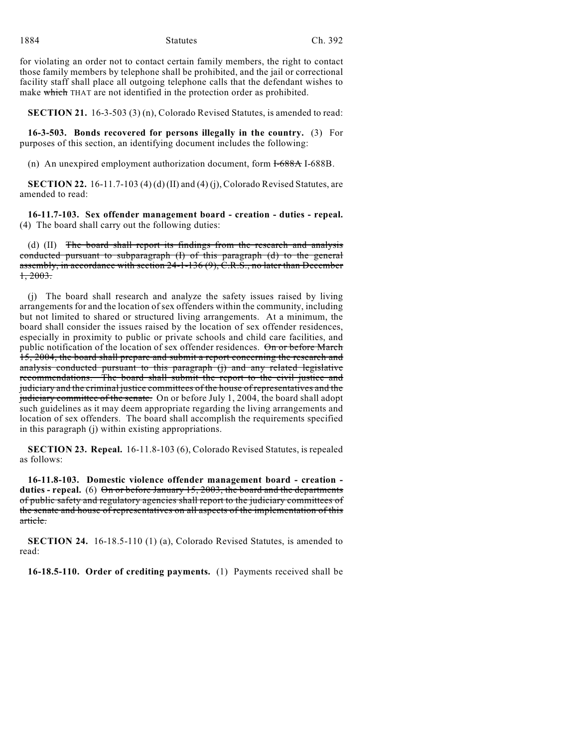for violating an order not to contact certain family members, the right to contact those family members by telephone shall be prohibited, and the jail or correctional facility staff shall place all outgoing telephone calls that the defendant wishes to make ~~which~~ THAT are not identified in the protection order as prohibited.

**SECTION 21.** 16-3-503 (3) (n), Colorado Revised Statutes, is amended to read:

**16-3-503. Bonds recovered for persons illegally in the country.** (3) For purposes of this section, an identifying document includes the following:

(n) An unexpired employment authorization document, form ~~I-688A~~ I-688B.

**SECTION 22.** 16-11.7-103 (4) (d) (II) and (4) (j), Colorado Revised Statutes, are amended to read:

**16-11.7-103. Sex offender management board - creation - duties - repeal.** (4) The board shall carry out the following duties:

(d) (II) ~~The board shall report its findings from the research and analysis conducted pursuant to subparagraph (I) of this paragraph (d) to the general assembly, in accordance with section 24-1-136 (9), C.R.S., no later than December 1, 2003.~~

(j) The board shall research and analyze the safety issues raised by living arrangements for and the location of sex offenders within the community, including but not limited to shared or structured living arrangements. At a minimum, the board shall consider the issues raised by the location of sex offender residences, especially in proximity to public or private schools and child care facilities, and public notification of the location of sex offender residences. ~~On or before March 15, 2004, the board shall prepare and submit a report concerning the research and analysis conducted pursuant to this paragraph (j) and any related legislative recommendations. The board shall submit the report to the civil justice and judiciary and the criminal justice committees of the house of representatives and the judiciary committee of the senate.~~ On or before July 1, 2004, the board shall adopt such guidelines as it may deem appropriate regarding the living arrangements and location of sex offenders. The board shall accomplish the requirements specified in this paragraph (j) within existing appropriations.

**SECTION 23. Repeal.** 16-11.8-103 (6), Colorado Revised Statutes, is repealed as follows:

**16-11.8-103. Domestic violence offender management board - creation - duties - repeal.** (6) ~~On or before January 15, 2003, the board and the departments of public safety and regulatory agencies shall report to the judiciary committees of the senate and house of representatives on all aspects of the implementation of this article.~~

**SECTION 24.** 16-18.5-110 (1) (a), Colorado Revised Statutes, is amended to read:

**16-18.5-110. Order of crediting payments.** (1) Payments received shall be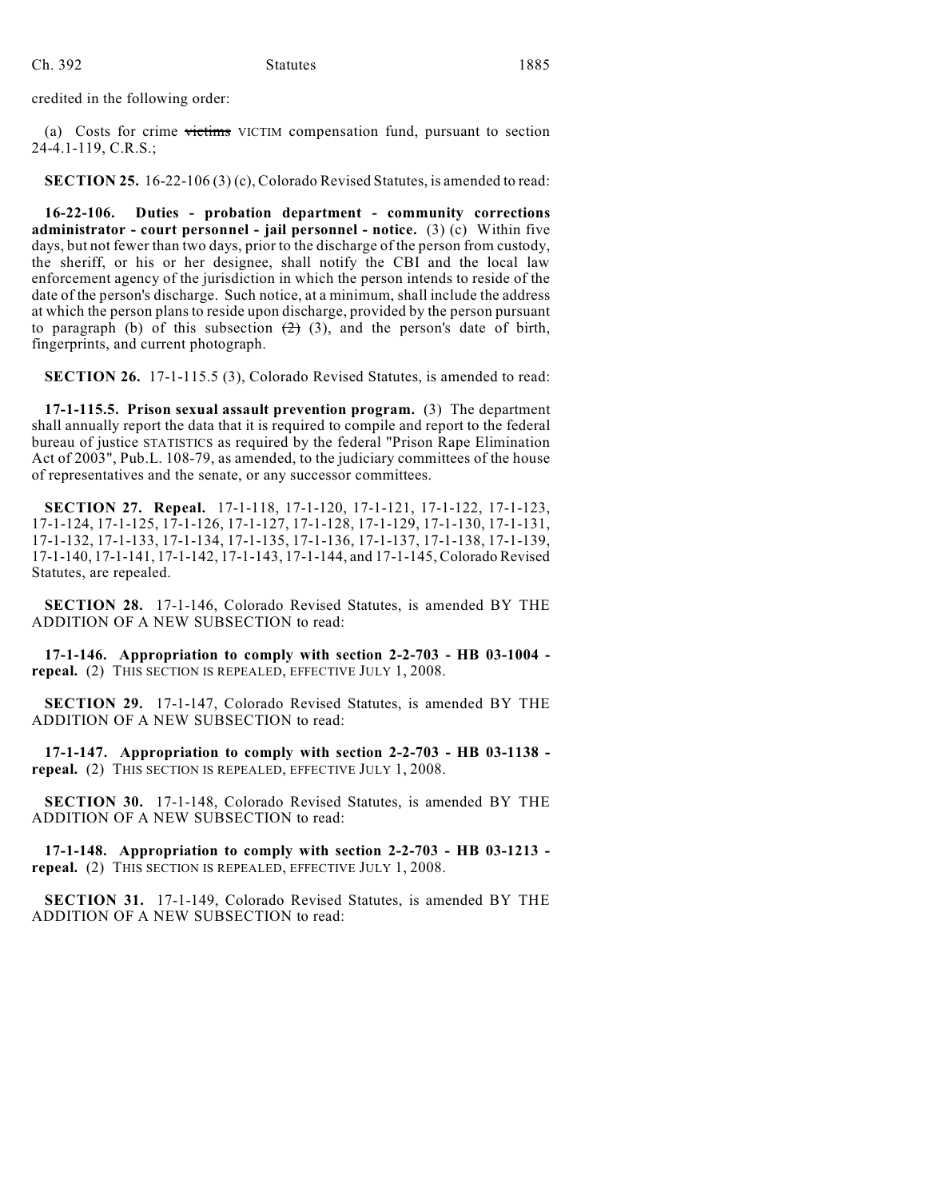credited in the following order:

(a) Costs for crime ~~victims~~ VICTIM compensation fund, pursuant to section 24-4.1-119, C.R.S.;

**SECTION 25.** 16-22-106 (3) (c), Colorado Revised Statutes, is amended to read:

**16-22-106. Duties - probation department - community corrections administrator - court personnel - jail personnel - notice.** (3) (c) Within five days, but not fewer than two days, prior to the discharge of the person from custody, the sheriff, or his or her designee, shall notify the CBI and the local law enforcement agency of the jurisdiction in which the person intends to reside of the date of the person's discharge. Such notice, at a minimum, shall include the address at which the person plans to reside upon discharge, provided by the person pursuant to paragraph (b) of this subsection ~~(2)~~ (3), and the person's date of birth, fingerprints, and current photograph.

**SECTION 26.** 17-1-115.5 (3), Colorado Revised Statutes, is amended to read:

**17-1-115.5. Prison sexual assault prevention program.** (3) The department shall annually report the data that it is required to compile and report to the federal bureau of justice STATISTICS as required by the federal "Prison Rape Elimination Act of 2003", Pub.L. 108-79, as amended, to the judiciary committees of the house of representatives and the senate, or any successor committees.

**SECTION 27. Repeal.** 17-1-118, 17-1-120, 17-1-121, 17-1-122, 17-1-123, 17-1-124, 17-1-125, 17-1-126, 17-1-127, 17-1-128, 17-1-129, 17-1-130, 17-1-131, 17-1-132, 17-1-133, 17-1-134, 17-1-135, 17-1-136, 17-1-137, 17-1-138, 17-1-139, 17-1-140, 17-1-141, 17-1-142, 17-1-143, 17-1-144, and 17-1-145, Colorado Revised Statutes, are repealed.

**SECTION 28.** 17-1-146, Colorado Revised Statutes, is amended BY THE ADDITION OF A NEW SUBSECTION to read:

**17-1-146. Appropriation to comply with section 2-2-703 - HB 03-1004 - repeal.** (2) THIS SECTION IS REPEALED, EFFECTIVE JULY 1, 2008.

**SECTION 29.** 17-1-147, Colorado Revised Statutes, is amended BY THE ADDITION OF A NEW SUBSECTION to read:

**17-1-147. Appropriation to comply with section 2-2-703 - HB 03-1138 - repeal.** (2) THIS SECTION IS REPEALED, EFFECTIVE JULY 1, 2008.

**SECTION 30.** 17-1-148, Colorado Revised Statutes, is amended BY THE ADDITION OF A NEW SUBSECTION to read:

**17-1-148. Appropriation to comply with section 2-2-703 - HB 03-1213 - repeal.** (2) THIS SECTION IS REPEALED, EFFECTIVE JULY 1, 2008.

**SECTION 31.** 17-1-149, Colorado Revised Statutes, is amended BY THE ADDITION OF A NEW SUBSECTION to read: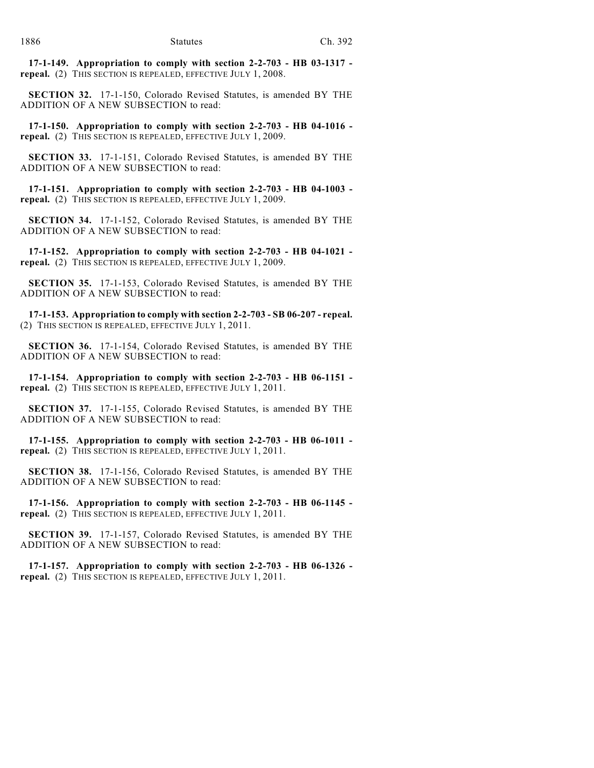**17-1-149. Appropriation to comply with section 2-2-703 - HB 03-1317 - repeal.** (2) THIS SECTION IS REPEALED, EFFECTIVE JULY 1, 2008.

**SECTION 32.** 17-1-150, Colorado Revised Statutes, is amended BY THE ADDITION OF A NEW SUBSECTION to read:

**17-1-150. Appropriation to comply with section 2-2-703 - HB 04-1016 - repeal.** (2) THIS SECTION IS REPEALED, EFFECTIVE JULY 1, 2009.

**SECTION 33.** 17-1-151, Colorado Revised Statutes, is amended BY THE ADDITION OF A NEW SUBSECTION to read:

**17-1-151. Appropriation to comply with section 2-2-703 - HB 04-1003 - repeal.** (2) THIS SECTION IS REPEALED, EFFECTIVE JULY 1, 2009.

**SECTION 34.** 17-1-152, Colorado Revised Statutes, is amended BY THE ADDITION OF A NEW SUBSECTION to read:

**17-1-152. Appropriation to comply with section 2-2-703 - HB 04-1021 - repeal.** (2) THIS SECTION IS REPEALED, EFFECTIVE JULY 1, 2009.

**SECTION 35.** 17-1-153, Colorado Revised Statutes, is amended BY THE ADDITION OF A NEW SUBSECTION to read:

**17-1-153. Appropriation to comply with section 2-2-703 - SB 06-207 - repeal.** (2) THIS SECTION IS REPEALED, EFFECTIVE JULY 1, 2011.

**SECTION 36.** 17-1-154, Colorado Revised Statutes, is amended BY THE ADDITION OF A NEW SUBSECTION to read:

**17-1-154. Appropriation to comply with section 2-2-703 - HB 06-1151 - repeal.** (2) THIS SECTION IS REPEALED, EFFECTIVE JULY 1, 2011.

**SECTION 37.** 17-1-155, Colorado Revised Statutes, is amended BY THE ADDITION OF A NEW SUBSECTION to read:

**17-1-155. Appropriation to comply with section 2-2-703 - HB 06-1011 - repeal.** (2) THIS SECTION IS REPEALED, EFFECTIVE JULY 1, 2011.

**SECTION 38.** 17-1-156, Colorado Revised Statutes, is amended BY THE ADDITION OF A NEW SUBSECTION to read:

**17-1-156. Appropriation to comply with section 2-2-703 - HB 06-1145 - repeal.** (2) THIS SECTION IS REPEALED, EFFECTIVE JULY 1, 2011.

**SECTION 39.** 17-1-157, Colorado Revised Statutes, is amended BY THE ADDITION OF A NEW SUBSECTION to read:

**17-1-157. Appropriation to comply with section 2-2-703 - HB 06-1326 - repeal.** (2) THIS SECTION IS REPEALED, EFFECTIVE JULY 1, 2011.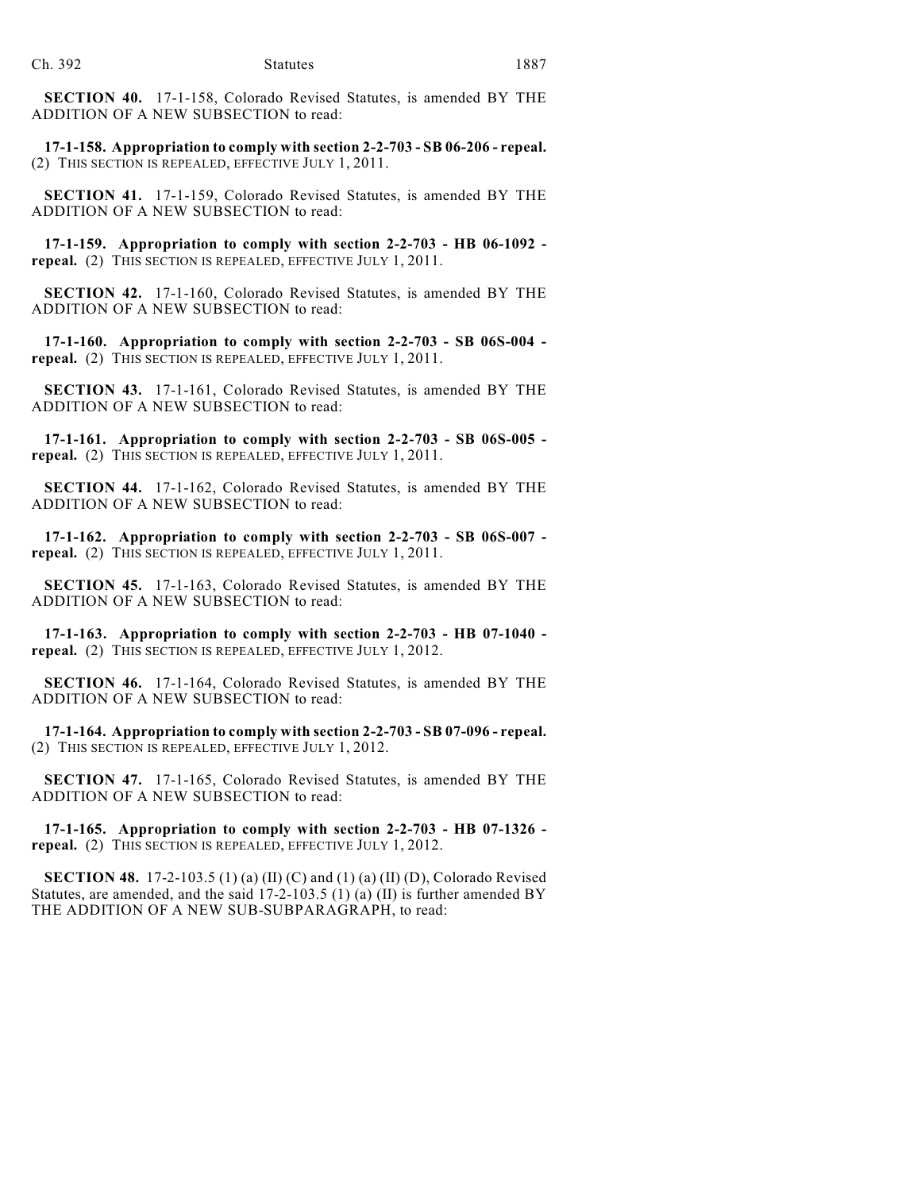**SECTION 40.** 17-1-158, Colorado Revised Statutes, is amended BY THE ADDITION OF A NEW SUBSECTION to read:

**17-1-158. Appropriation to comply with section 2-2-703 - SB 06-206 - repeal.** (2) THIS SECTION IS REPEALED, EFFECTIVE JULY 1, 2011.

**SECTION 41.** 17-1-159, Colorado Revised Statutes, is amended BY THE ADDITION OF A NEW SUBSECTION to read:

**17-1-159. Appropriation to comply with section 2-2-703 - HB 06-1092 - repeal.** (2) THIS SECTION IS REPEALED, EFFECTIVE JULY 1, 2011.

**SECTION 42.** 17-1-160, Colorado Revised Statutes, is amended BY THE ADDITION OF A NEW SUBSECTION to read:

**17-1-160. Appropriation to comply with section 2-2-703 - SB 06S-004 - repeal.** (2) THIS SECTION IS REPEALED, EFFECTIVE JULY 1, 2011.

**SECTION 43.** 17-1-161, Colorado Revised Statutes, is amended BY THE ADDITION OF A NEW SUBSECTION to read:

**17-1-161. Appropriation to comply with section 2-2-703 - SB 06S-005 - repeal.** (2) THIS SECTION IS REPEALED, EFFECTIVE JULY 1, 2011.

**SECTION 44.** 17-1-162, Colorado Revised Statutes, is amended BY THE ADDITION OF A NEW SUBSECTION to read:

**17-1-162. Appropriation to comply with section 2-2-703 - SB 06S-007 - repeal.** (2) THIS SECTION IS REPEALED, EFFECTIVE JULY 1, 2011.

**SECTION 45.** 17-1-163, Colorado Revised Statutes, is amended BY THE ADDITION OF A NEW SUBSECTION to read:

**17-1-163. Appropriation to comply with section 2-2-703 - HB 07-1040 - repeal.** (2) THIS SECTION IS REPEALED, EFFECTIVE JULY 1, 2012.

**SECTION 46.** 17-1-164, Colorado Revised Statutes, is amended BY THE ADDITION OF A NEW SUBSECTION to read:

**17-1-164. Appropriation to comply with section 2-2-703 - SB 07-096 - repeal.** (2) THIS SECTION IS REPEALED, EFFECTIVE JULY 1, 2012.

**SECTION 47.** 17-1-165, Colorado Revised Statutes, is amended BY THE ADDITION OF A NEW SUBSECTION to read:

**17-1-165. Appropriation to comply with section 2-2-703 - HB 07-1326 - repeal.** (2) THIS SECTION IS REPEALED, EFFECTIVE JULY 1, 2012.

**SECTION 48.** 17-2-103.5 (1) (a) (II) (C) and (1) (a) (II) (D), Colorado Revised Statutes, are amended, and the said 17-2-103.5 (1) (a) (II) is further amended BY THE ADDITION OF A NEW SUB-SUBPARAGRAPH, to read: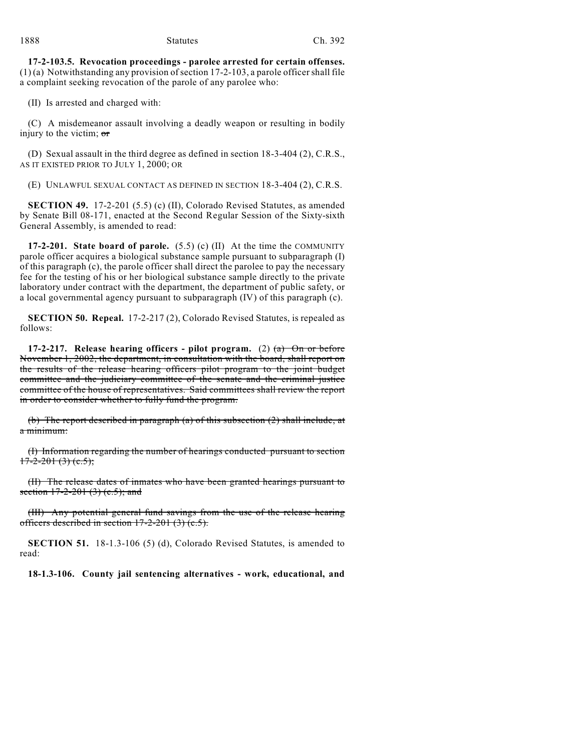**17-2-103.5. Revocation proceedings - parolee arrested for certain offenses.** (1) (a) Notwithstanding any provision of section 17-2-103, a parole officer shall file a complaint seeking revocation of the parole of any parolee who:

(II) Is arrested and charged with:

(C) A misdemeanor assault involving a deadly weapon or resulting in bodily injury to the victim; ~~or~~

(D) Sexual assault in the third degree as defined in section 18-3-404 (2), C.R.S., AS IT EXISTED PRIOR TO JULY 1, 2000; OR

(E) UNLAWFUL SEXUAL CONTACT AS DEFINED IN SECTION 18-3-404 (2), C.R.S.

**SECTION 49.** 17-2-201 (5.5) (c) (II), Colorado Revised Statutes, as amended by Senate Bill 08-171, enacted at the Second Regular Session of the Sixty-sixth General Assembly, is amended to read:

**17-2-201. State board of parole.** (5.5) (c) (II) At the time the COMMUNITY parole officer acquires a biological substance sample pursuant to subparagraph (I) of this paragraph (c), the parole officer shall direct the parolee to pay the necessary fee for the testing of his or her biological substance sample directly to the private laboratory under contract with the department, the department of public safety, or a local governmental agency pursuant to subparagraph (IV) of this paragraph (c).

**SECTION 50. Repeal.** 17-2-217 (2), Colorado Revised Statutes, is repealed as follows:

**17-2-217. Release hearing officers - pilot program.** (2) ~~(a) On or before November 1, 2002, the department, in consultation with the board, shall report on the results of the release hearing officers pilot program to the joint budget committee and the judiciary committee of the senate and the criminal justice committee of the house of representatives. Said committees shall review the report in order to consider whether to fully fund the program.~~

~~(b) The report described in paragraph (a) of this subsection (2) shall include, at a minimum:~~

~~(I) Information regarding the number of hearings conducted pursuant to section 17-2-201 (3) (c.5);~~

~~(II) The release dates of inmates who have been granted hearings pursuant to section 17-2-201 (3) (c.5); and~~

~~(III) Any potential general fund savings from the use of the release hearing officers described in section 17-2-201 (3) (c.5).~~

**SECTION 51.** 18-1.3-106 (5) (d), Colorado Revised Statutes, is amended to read:

**18-1.3-106. County jail sentencing alternatives - work, educational, and**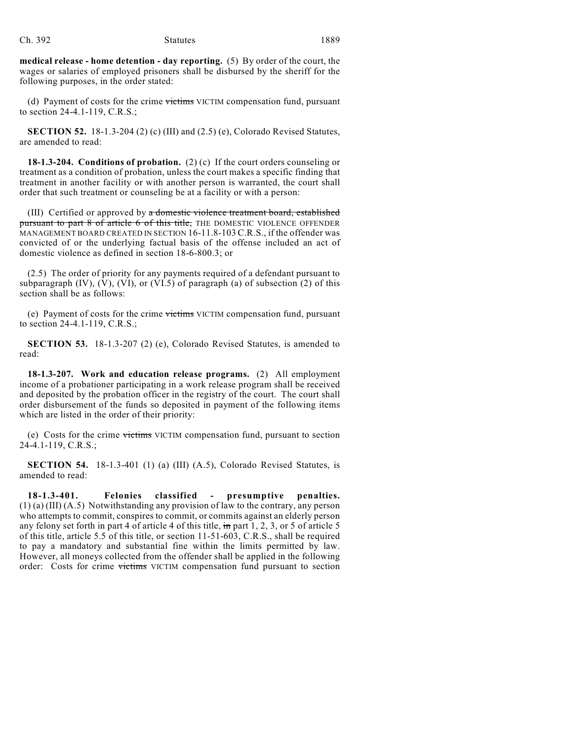**medical release - home detention - day reporting.** (5) By order of the court, the wages or salaries of employed prisoners shall be disbursed by the sheriff for the following purposes, in the order stated:

(d) Payment of costs for the crime ~~victims~~ VICTIM compensation fund, pursuant to section 24-4.1-119, C.R.S.;

**SECTION 52.** 18-1.3-204 (2) (c) (III) and (2.5) (e), Colorado Revised Statutes, are amended to read:

**18-1.3-204. Conditions of probation.** (2) (c) If the court orders counseling or treatment as a condition of probation, unless the court makes a specific finding that treatment in another facility or with another person is warranted, the court shall order that such treatment or counseling be at a facility or with a person:

(III) Certified or approved by ~~a domestic violence treatment board, established pursuant to part 8 of article 6 of this title,~~ THE DOMESTIC VIOLENCE OFFENDER MANAGEMENT BOARD CREATED IN SECTION 16-11.8-103 C.R.S., if the offender was convicted of or the underlying factual basis of the offense included an act of domestic violence as defined in section 18-6-800.3; or

(2.5) The order of priority for any payments required of a defendant pursuant to subparagraph (IV), (V), (VI), or (VI.5) of paragraph (a) of subsection (2) of this section shall be as follows:

(e) Payment of costs for the crime ~~victims~~ VICTIM compensation fund, pursuant to section 24-4.1-119, C.R.S.;

**SECTION 53.** 18-1.3-207 (2) (e), Colorado Revised Statutes, is amended to read:

**18-1.3-207. Work and education release programs.** (2) All employment income of a probationer participating in a work release program shall be received and deposited by the probation officer in the registry of the court. The court shall order disbursement of the funds so deposited in payment of the following items which are listed in the order of their priority:

(e) Costs for the crime ~~victims~~ VICTIM compensation fund, pursuant to section 24-4.1-119, C.R.S.;

**SECTION 54.** 18-1.3-401 (1) (a) (III) (A.5), Colorado Revised Statutes, is amended to read:

**18-1.3-401. Felonies classified - presumptive penalties.** (1) (a) (III) (A.5) Notwithstanding any provision of law to the contrary, any person who attempts to commit, conspires to commit, or commits against an elderly person any felony set forth in part 4 of article 4 of this title, ~~in~~ part 1, 2, 3, or 5 of article 5 of this title, article 5.5 of this title, or section 11-51-603, C.R.S., shall be required to pay a mandatory and substantial fine within the limits permitted by law. However, all moneys collected from the offender shall be applied in the following order: Costs for crime ~~victims~~ VICTIM compensation fund pursuant to section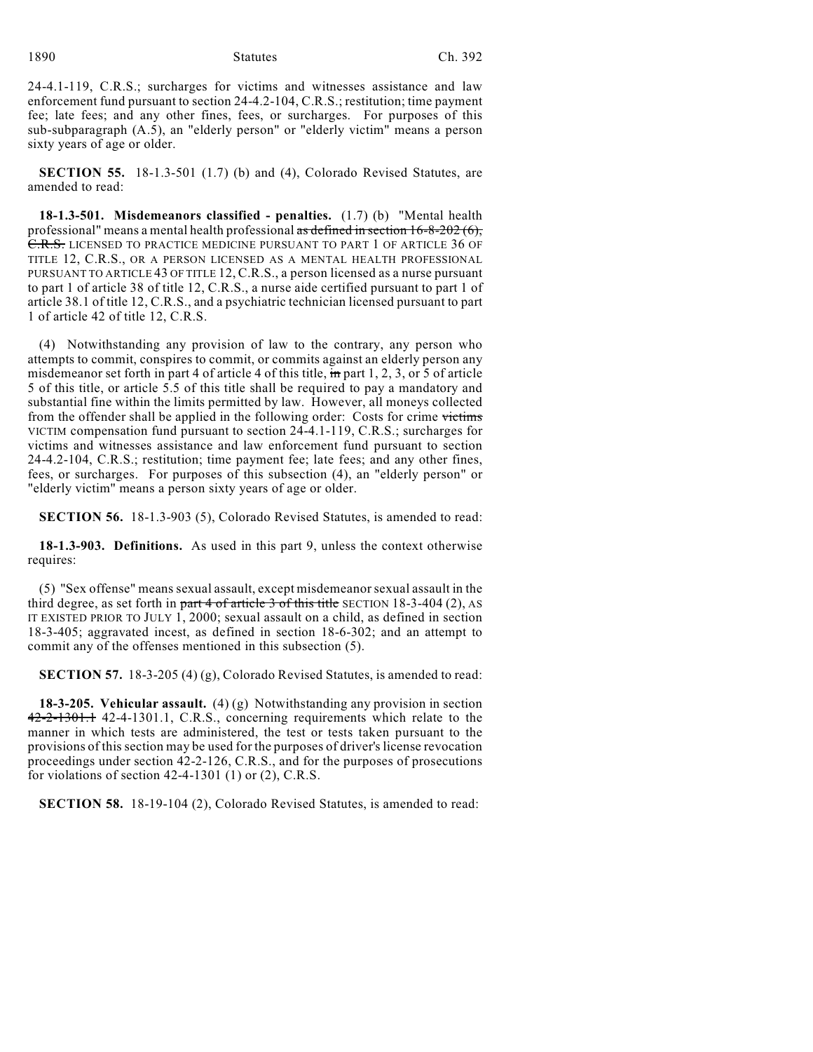24-4.1-119, C.R.S.; surcharges for victims and witnesses assistance and law enforcement fund pursuant to section 24-4.2-104, C.R.S.; restitution; time payment fee; late fees; and any other fines, fees, or surcharges. For purposes of this sub-subparagraph (A.5), an "elderly person" or "elderly victim" means a person sixty years of age or older.

**SECTION 55.** 18-1.3-501 (1.7) (b) and (4), Colorado Revised Statutes, are amended to read:

**18-1.3-501. Misdemeanors classified - penalties.** (1.7) (b) "Mental health professional" means a mental health professional ~~as defined in section 16-8-202 (6), C.R.S.~~ LICENSED TO PRACTICE MEDICINE PURSUANT TO PART 1 OF ARTICLE 36 OF TITLE 12, C.R.S., OR A PERSON LICENSED AS A MENTAL HEALTH PROFESSIONAL PURSUANT TO ARTICLE 43 OF TITLE 12, C.R.S., a person licensed as a nurse pursuant to part 1 of article 38 of title 12, C.R.S., a nurse aide certified pursuant to part 1 of article 38.1 of title 12, C.R.S., and a psychiatric technician licensed pursuant to part 1 of article 42 of title 12, C.R.S.

(4) Notwithstanding any provision of law to the contrary, any person who attempts to commit, conspires to commit, or commits against an elderly person any misdemeanor set forth in part 4 of article 4 of this title, ~~in~~ part 1, 2, 3, or 5 of article 5 of this title, or article 5.5 of this title shall be required to pay a mandatory and substantial fine within the limits permitted by law. However, all moneys collected from the offender shall be applied in the following order: Costs for crime ~~victims~~ VICTIM compensation fund pursuant to section 24-4.1-119, C.R.S.; surcharges for victims and witnesses assistance and law enforcement fund pursuant to section 24-4.2-104, C.R.S.; restitution; time payment fee; late fees; and any other fines, fees, or surcharges. For purposes of this subsection (4), an "elderly person" or "elderly victim" means a person sixty years of age or older.

**SECTION 56.** 18-1.3-903 (5), Colorado Revised Statutes, is amended to read:

**18-1.3-903. Definitions.** As used in this part 9, unless the context otherwise requires:

(5) "Sex offense" means sexual assault, except misdemeanor sexual assault in the third degree, as set forth in ~~part 4 of article 3 of this title~~ SECTION 18-3-404 (2), AS IT EXISTED PRIOR TO JULY 1, 2000; sexual assault on a child, as defined in section 18-3-405; aggravated incest, as defined in section 18-6-302; and an attempt to commit any of the offenses mentioned in this subsection (5).

**SECTION 57.** 18-3-205 (4) (g), Colorado Revised Statutes, is amended to read:

**18-3-205. Vehicular assault.** (4) (g) Notwithstanding any provision in section ~~42-2-1301.1~~ 42-4-1301.1, C.R.S., concerning requirements which relate to the manner in which tests are administered, the test or tests taken pursuant to the provisions of this section may be used for the purposes of driver's license revocation proceedings under section 42-2-126, C.R.S., and for the purposes of prosecutions for violations of section 42-4-1301 (1) or (2), C.R.S.

**SECTION 58.** 18-19-104 (2), Colorado Revised Statutes, is amended to read: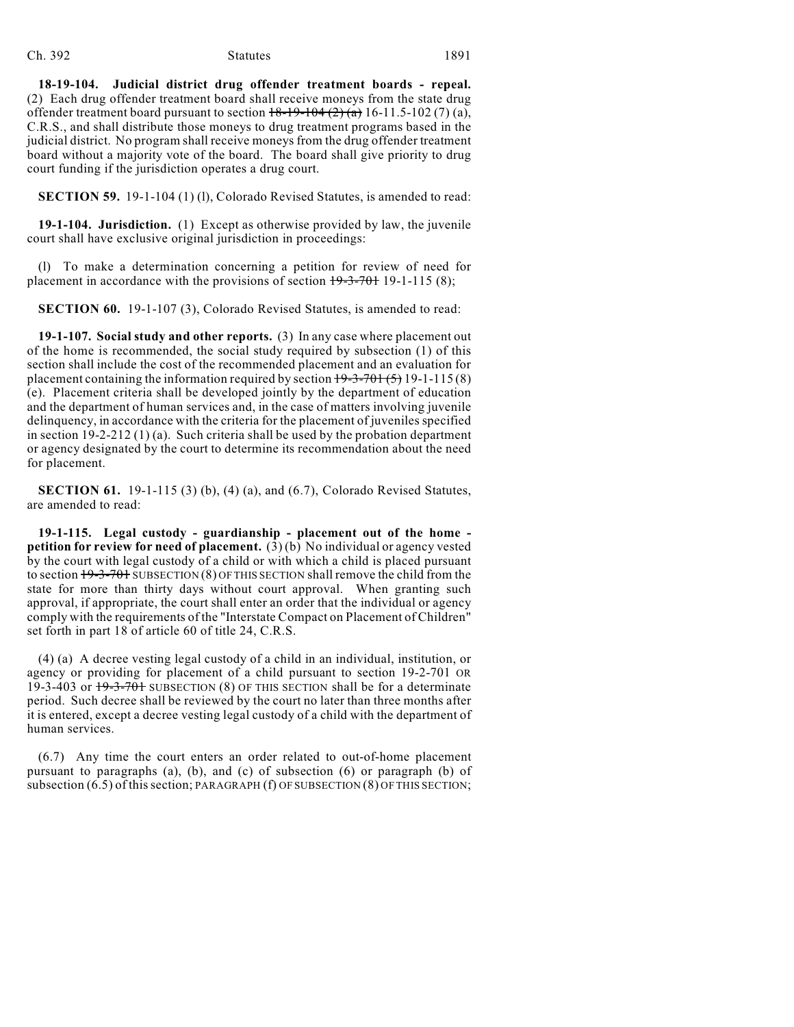**18-19-104. Judicial district drug offender treatment boards - repeal.** (2) Each drug offender treatment board shall receive moneys from the state drug offender treatment board pursuant to section ~~18-19-104 (2) (a)~~ 16-11.5-102 (7) (a), C.R.S., and shall distribute those moneys to drug treatment programs based in the judicial district. No program shall receive moneys from the drug offender treatment board without a majority vote of the board. The board shall give priority to drug court funding if the jurisdiction operates a drug court.

**SECTION 59.** 19-1-104 (1) (l), Colorado Revised Statutes, is amended to read:

**19-1-104. Jurisdiction.** (1) Except as otherwise provided by law, the juvenile court shall have exclusive original jurisdiction in proceedings:

(l) To make a determination concerning a petition for review of need for placement in accordance with the provisions of section ~~19-3-701~~ 19-1-115 (8);

**SECTION 60.** 19-1-107 (3), Colorado Revised Statutes, is amended to read:

**19-1-107. Social study and other reports.** (3) In any case where placement out of the home is recommended, the social study required by subsection (1) of this section shall include the cost of the recommended placement and an evaluation for placement containing the information required by section ~~19-3-701 (5)~~ 19-1-115 (8) (e). Placement criteria shall be developed jointly by the department of education and the department of human services and, in the case of matters involving juvenile delinquency, in accordance with the criteria for the placement of juveniles specified in section 19-2-212 (1) (a). Such criteria shall be used by the probation department or agency designated by the court to determine its recommendation about the need for placement.

**SECTION 61.** 19-1-115 (3) (b), (4) (a), and (6.7), Colorado Revised Statutes, are amended to read:

**19-1-115. Legal custody - guardianship - placement out of the home - petition for review for need of placement.** (3) (b) No individual or agency vested by the court with legal custody of a child or with which a child is placed pursuant to section ~~19-3-701~~ SUBSECTION (8) OF THIS SECTION shall remove the child from the state for more than thirty days without court approval. When granting such approval, if appropriate, the court shall enter an order that the individual or agency comply with the requirements of the "Interstate Compact on Placement of Children" set forth in part 18 of article 60 of title 24, C.R.S.

(4) (a) A decree vesting legal custody of a child in an individual, institution, or agency or providing for placement of a child pursuant to section 19-2-701 OR 19-3-403 or ~~19-3-701~~ SUBSECTION (8) OF THIS SECTION shall be for a determinate period. Such decree shall be reviewed by the court no later than three months after it is entered, except a decree vesting legal custody of a child with the department of human services.

(6.7) Any time the court enters an order related to out-of-home placement pursuant to paragraphs (a), (b), and (c) of subsection (6) or paragraph (b) of subsection (6.5) of this section; PARAGRAPH (f) OF SUBSECTION (8) OF THIS SECTION;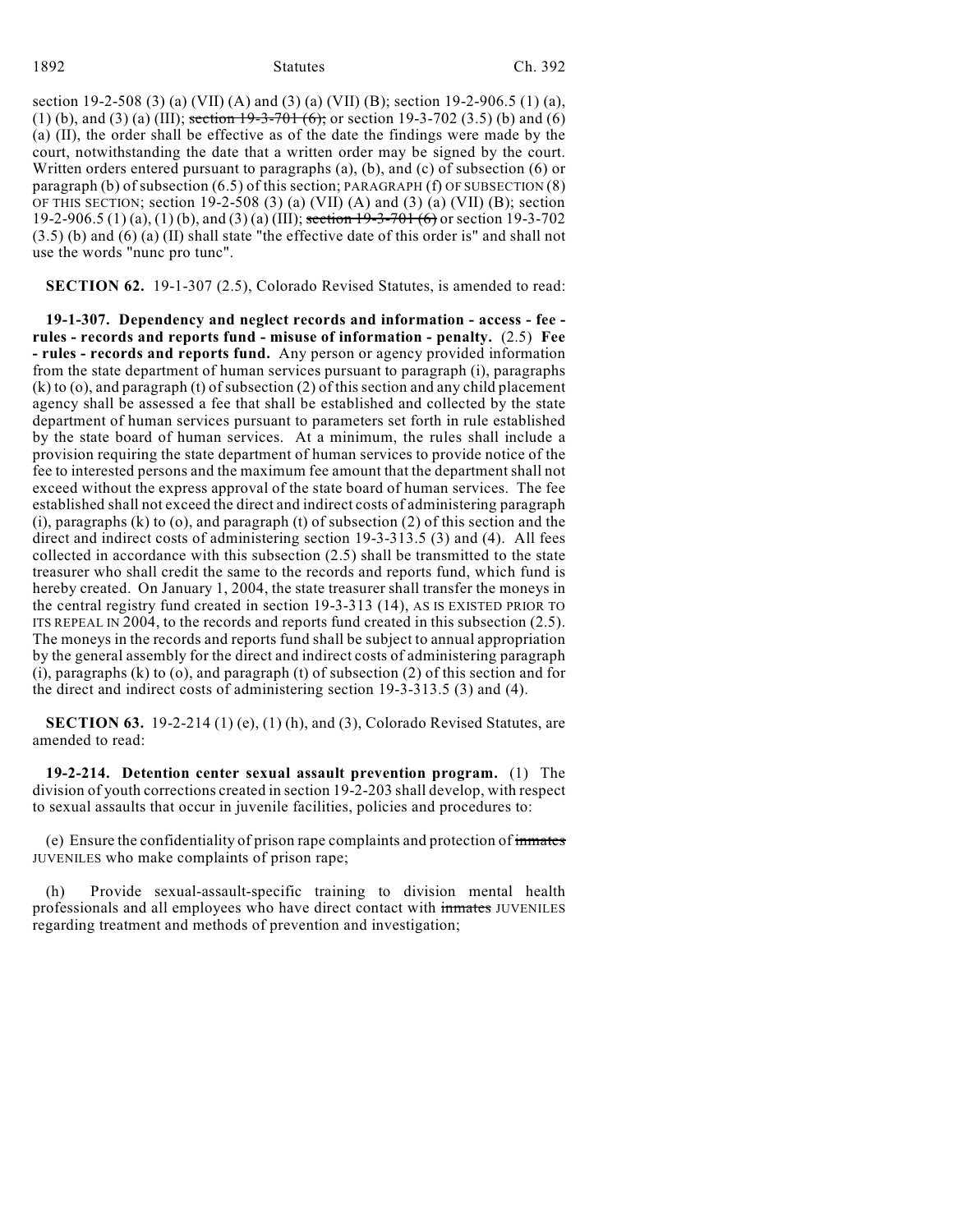section 19-2-508 (3) (a) (VII) (A) and (3) (a) (VII) (B); section 19-2-906.5 (1) (a), (1) (b), and (3) (a) (III); ~~section 19-3-701 (6);~~ or section 19-3-702 (3.5) (b) and (6) (a) (II), the order shall be effective as of the date the findings were made by the court, notwithstanding the date that a written order may be signed by the court. Written orders entered pursuant to paragraphs (a), (b), and (c) of subsection (6) or paragraph (b) of subsection (6.5) of this section; PARAGRAPH (f) OF SUBSECTION (8) OF THIS SECTION; section 19-2-508 (3) (a) (VII) (A) and (3) (a) (VII) (B); section 19-2-906.5 (1) (a), (1) (b), and (3) (a) (III); ~~section 19-3-701 (6)~~ or section 19-3-702 (3.5) (b) and (6) (a) (II) shall state "the effective date of this order is" and shall not use the words "nunc pro tunc".

**SECTION 62.** 19-1-307 (2.5), Colorado Revised Statutes, is amended to read:

**19-1-307. Dependency and neglect records and information - access - fee - rules - records and reports fund - misuse of information - penalty.** (2.5) **Fee - rules - records and reports fund.** Any person or agency provided information from the state department of human services pursuant to paragraph (i), paragraphs (k) to (o), and paragraph (t) of subsection (2) of this section and any child placement agency shall be assessed a fee that shall be established and collected by the state department of human services pursuant to parameters set forth in rule established by the state board of human services. At a minimum, the rules shall include a provision requiring the state department of human services to provide notice of the fee to interested persons and the maximum fee amount that the department shall not exceed without the express approval of the state board of human services. The fee established shall not exceed the direct and indirect costs of administering paragraph (i), paragraphs (k) to (o), and paragraph (t) of subsection (2) of this section and the direct and indirect costs of administering section 19-3-313.5 (3) and (4). All fees collected in accordance with this subsection (2.5) shall be transmitted to the state treasurer who shall credit the same to the records and reports fund, which fund is hereby created. On January 1, 2004, the state treasurer shall transfer the moneys in the central registry fund created in section 19-3-313 (14), AS IS EXISTED PRIOR TO ITS REPEAL IN 2004, to the records and reports fund created in this subsection (2.5). The moneys in the records and reports fund shall be subject to annual appropriation by the general assembly for the direct and indirect costs of administering paragraph (i), paragraphs (k) to (o), and paragraph (t) of subsection (2) of this section and for the direct and indirect costs of administering section 19-3-313.5 (3) and (4).

**SECTION 63.** 19-2-214 (1) (e), (1) (h), and (3), Colorado Revised Statutes, are amended to read:

**19-2-214. Detention center sexual assault prevention program.** (1) The division of youth corrections created in section 19-2-203 shall develop, with respect to sexual assaults that occur in juvenile facilities, policies and procedures to:

(e) Ensure the confidentiality of prison rape complaints and protection of ~~inmates~~ JUVENILES who make complaints of prison rape;

(h) Provide sexual-assault-specific training to division mental health professionals and all employees who have direct contact with ~~inmates~~ JUVENILES regarding treatment and methods of prevention and investigation;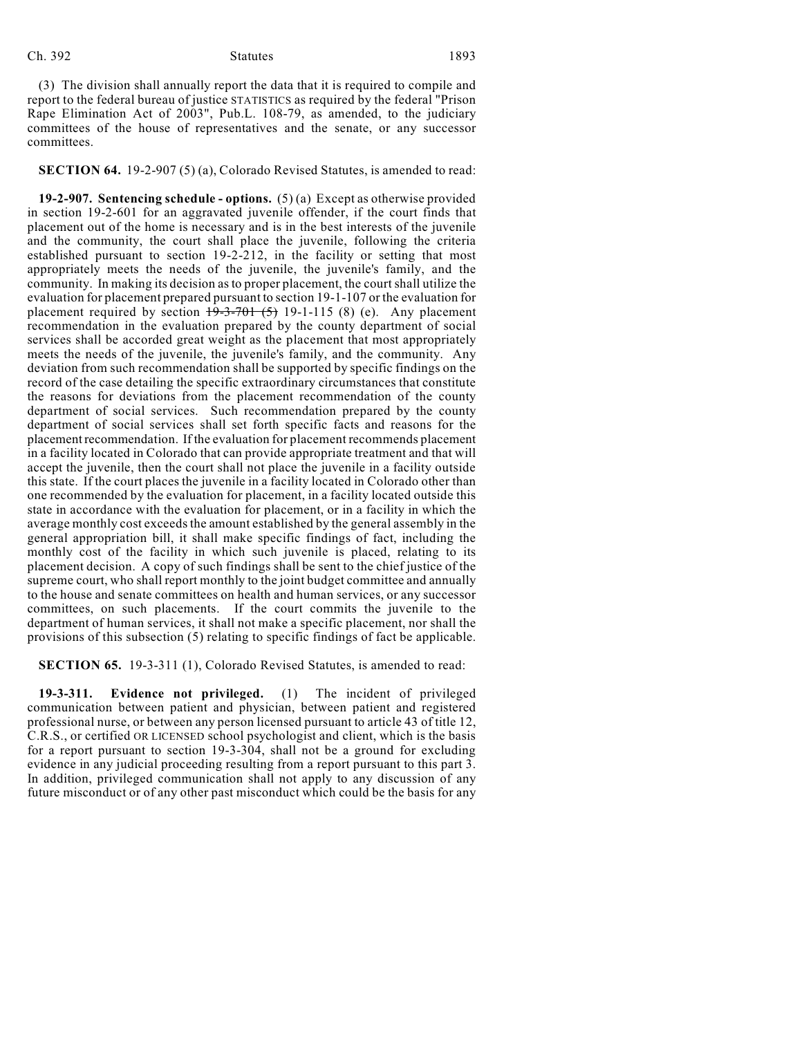(3) The division shall annually report the data that it is required to compile and report to the federal bureau of justice STATISTICS as required by the federal "Prison Rape Elimination Act of 2003", Pub.L. 108-79, as amended, to the judiciary committees of the house of representatives and the senate, or any successor committees.

**SECTION 64.** 19-2-907 (5) (a), Colorado Revised Statutes, is amended to read:

**19-2-907. Sentencing schedule - options.** (5) (a) Except as otherwise provided in section 19-2-601 for an aggravated juvenile offender, if the court finds that placement out of the home is necessary and is in the best interests of the juvenile and the community, the court shall place the juvenile, following the criteria established pursuant to section 19-2-212, in the facility or setting that most appropriately meets the needs of the juvenile, the juvenile's family, and the community. In making its decision as to proper placement, the court shall utilize the evaluation for placement prepared pursuant to section 19-1-107 or the evaluation for placement required by section ~~19-3-701 (5)~~ 19-1-115 (8) (e). Any placement recommendation in the evaluation prepared by the county department of social services shall be accorded great weight as the placement that most appropriately meets the needs of the juvenile, the juvenile's family, and the community. Any deviation from such recommendation shall be supported by specific findings on the record of the case detailing the specific extraordinary circumstances that constitute the reasons for deviations from the placement recommendation of the county department of social services. Such recommendation prepared by the county department of social services shall set forth specific facts and reasons for the placement recommendation. If the evaluation for placement recommends placement in a facility located in Colorado that can provide appropriate treatment and that will accept the juvenile, then the court shall not place the juvenile in a facility outside this state. If the court places the juvenile in a facility located in Colorado other than one recommended by the evaluation for placement, in a facility located outside this state in accordance with the evaluation for placement, or in a facility in which the average monthly cost exceeds the amount established by the general assembly in the general appropriation bill, it shall make specific findings of fact, including the monthly cost of the facility in which such juvenile is placed, relating to its placement decision. A copy of such findings shall be sent to the chief justice of the supreme court, who shall report monthly to the joint budget committee and annually to the house and senate committees on health and human services, or any successor committees, on such placements. If the court commits the juvenile to the department of human services, it shall not make a specific placement, nor shall the provisions of this subsection (5) relating to specific findings of fact be applicable.

**SECTION 65.** 19-3-311 (1), Colorado Revised Statutes, is amended to read:

**19-3-311. Evidence not privileged.** (1) The incident of privileged communication between patient and physician, between patient and registered professional nurse, or between any person licensed pursuant to article 43 of title 12, C.R.S., or certified OR LICENSED school psychologist and client, which is the basis for a report pursuant to section 19-3-304, shall not be a ground for excluding evidence in any judicial proceeding resulting from a report pursuant to this part 3. In addition, privileged communication shall not apply to any discussion of any future misconduct or of any other past misconduct which could be the basis for any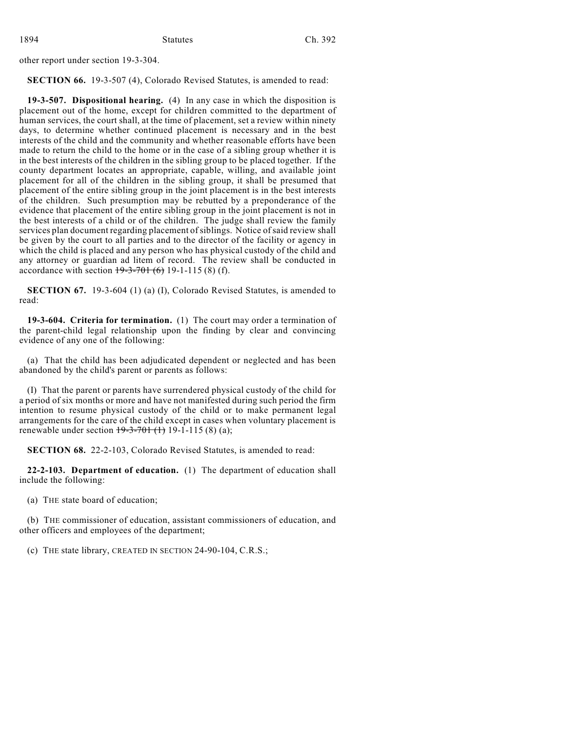other report under section 19-3-304.

**SECTION 66.** 19-3-507 (4), Colorado Revised Statutes, is amended to read:

**19-3-507. Dispositional hearing.** (4) In any case in which the disposition is placement out of the home, except for children committed to the department of human services, the court shall, at the time of placement, set a review within ninety days, to determine whether continued placement is necessary and in the best interests of the child and the community and whether reasonable efforts have been made to return the child to the home or in the case of a sibling group whether it is in the best interests of the children in the sibling group to be placed together. If the county department locates an appropriate, capable, willing, and available joint placement for all of the children in the sibling group, it shall be presumed that placement of the entire sibling group in the joint placement is in the best interests of the children. Such presumption may be rebutted by a preponderance of the evidence that placement of the entire sibling group in the joint placement is not in the best interests of a child or of the children. The judge shall review the family services plan document regarding placement of siblings. Notice of said review shall be given by the court to all parties and to the director of the facility or agency in which the child is placed and any person who has physical custody of the child and any attorney or guardian ad litem of record. The review shall be conducted in accordance with section ~~19-3-701 (6)~~ 19-1-115 (8) (f).

**SECTION 67.** 19-3-604 (1) (a) (I), Colorado Revised Statutes, is amended to read:

**19-3-604. Criteria for termination.** (1) The court may order a termination of the parent-child legal relationship upon the finding by clear and convincing evidence of any one of the following:

(a) That the child has been adjudicated dependent or neglected and has been abandoned by the child's parent or parents as follows:

(I) That the parent or parents have surrendered physical custody of the child for a period of six months or more and have not manifested during such period the firm intention to resume physical custody of the child or to make permanent legal arrangements for the care of the child except in cases when voluntary placement is renewable under section ~~19-3-701 (1)~~ 19-1-115 (8) (a);

**SECTION 68.** 22-2-103, Colorado Revised Statutes, is amended to read:

**22-2-103. Department of education.** (1) The department of education shall include the following:

(a) THE state board of education;

(b) THE commissioner of education, assistant commissioners of education, and other officers and employees of the department;

(c) THE state library, CREATED IN SECTION 24-90-104, C.R.S.;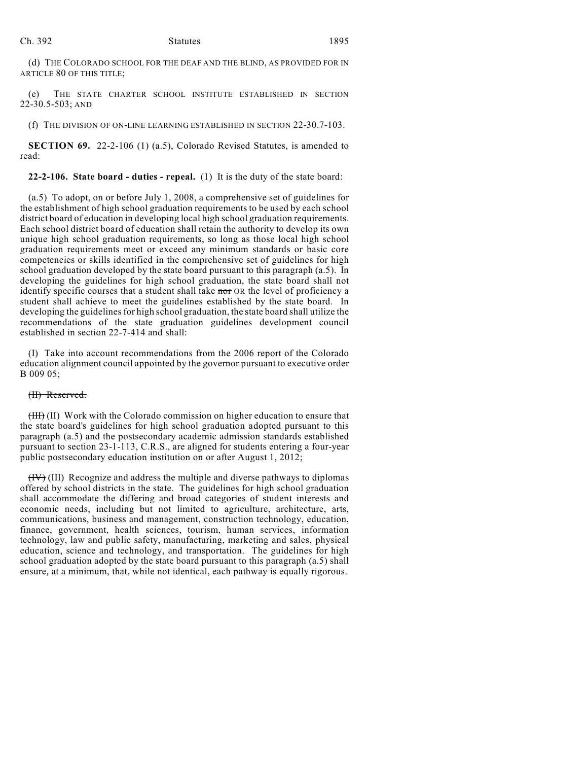(d) THE COLORADO SCHOOL FOR THE DEAF AND THE BLIND, AS PROVIDED FOR IN ARTICLE 80 OF THIS TITLE;

(e) THE STATE CHARTER SCHOOL INSTITUTE ESTABLISHED IN SECTION 22-30.5-503; AND

(f) THE DIVISION OF ON-LINE LEARNING ESTABLISHED IN SECTION 22-30.7-103.

**SECTION 69.** 22-2-106 (1) (a.5), Colorado Revised Statutes, is amended to read:

**22-2-106. State board - duties - repeal.** (1) It is the duty of the state board:

(a.5) To adopt, on or before July 1, 2008, a comprehensive set of guidelines for the establishment of high school graduation requirements to be used by each school district board of education in developing local high school graduation requirements. Each school district board of education shall retain the authority to develop its own unique high school graduation requirements, so long as those local high school graduation requirements meet or exceed any minimum standards or basic core competencies or skills identified in the comprehensive set of guidelines for high school graduation developed by the state board pursuant to this paragraph (a.5). In developing the guidelines for high school graduation, the state board shall not identify specific courses that a student shall take ~~nor~~ OR the level of proficiency a student shall achieve to meet the guidelines established by the state board. In developing the guidelines for high school graduation, the state board shall utilize the recommendations of the state graduation guidelines development council established in section 22-7-414 and shall:

(I) Take into account recommendations from the 2006 report of the Colorado education alignment council appointed by the governor pursuant to executive order B 009 05;

~~(II) Reserved.~~

~~(III)~~ (II) Work with the Colorado commission on higher education to ensure that the state board's guidelines for high school graduation adopted pursuant to this paragraph (a.5) and the postsecondary academic admission standards established pursuant to section 23-1-113, C.R.S., are aligned for students entering a four-year public postsecondary education institution on or after August 1, 2012;

~~(IV)~~ (III) Recognize and address the multiple and diverse pathways to diplomas offered by school districts in the state. The guidelines for high school graduation shall accommodate the differing and broad categories of student interests and economic needs, including but not limited to agriculture, architecture, arts, communications, business and management, construction technology, education, finance, government, health sciences, tourism, human services, information technology, law and public safety, manufacturing, marketing and sales, physical education, science and technology, and transportation. The guidelines for high school graduation adopted by the state board pursuant to this paragraph (a.5) shall ensure, at a minimum, that, while not identical, each pathway is equally rigorous.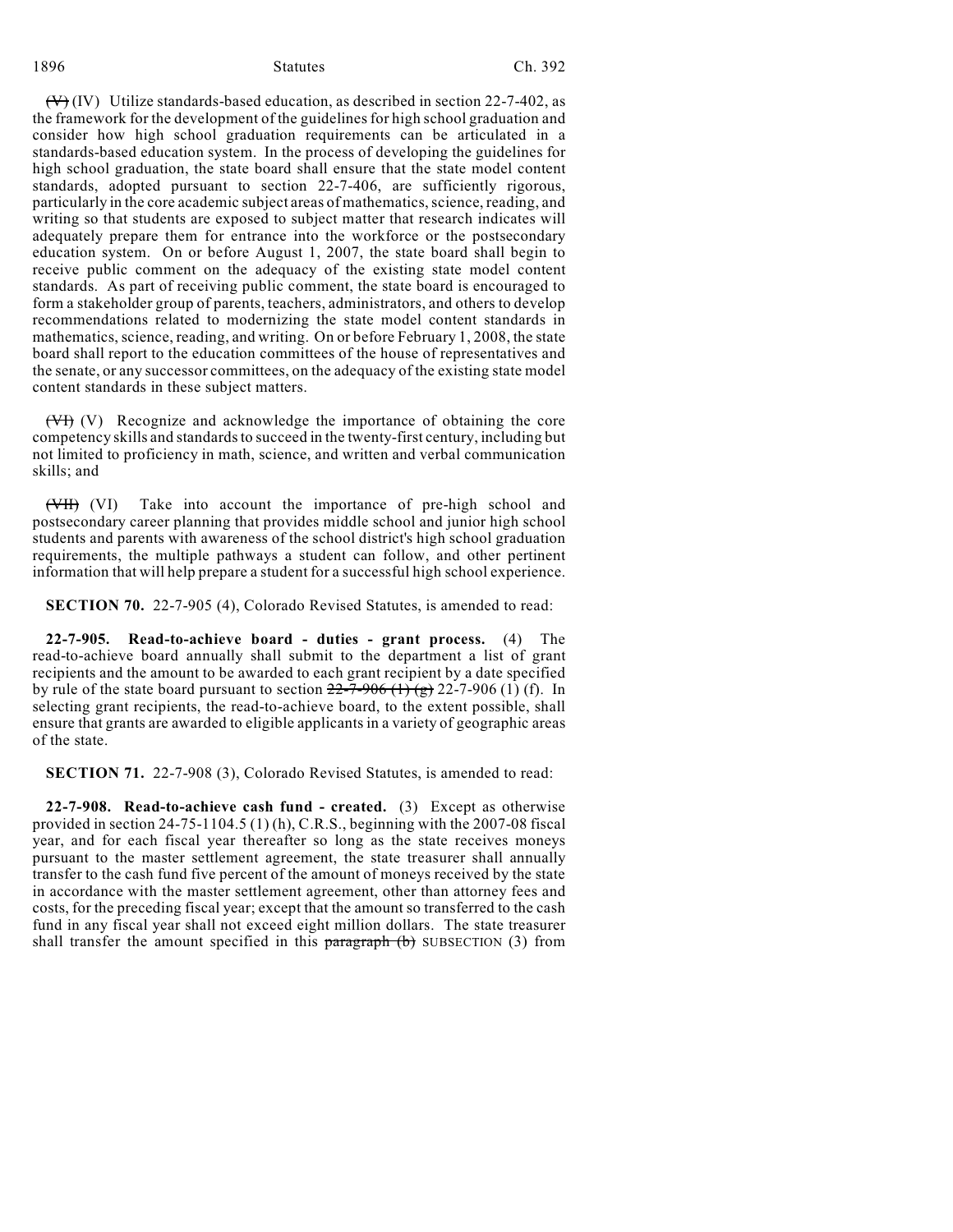(V) (IV) Utilize standards-based education, as described in section 22-7-402, as the framework for the development of the guidelines for high school graduation and consider how high school graduation requirements can be articulated in a standards-based education system. In the process of developing the guidelines for high school graduation, the state board shall ensure that the state model content standards, adopted pursuant to section 22-7-406, are sufficiently rigorous, particularly in the core academic subject areas of mathematics, science, reading, and writing so that students are exposed to subject matter that research indicates will adequately prepare them for entrance into the workforce or the postsecondary education system. On or before August 1, 2007, the state board shall begin to receive public comment on the adequacy of the existing state model content standards. As part of receiving public comment, the state board is encouraged to form a stakeholder group of parents, teachers, administrators, and others to develop recommendations related to modernizing the state model content standards in mathematics, science, reading, and writing. On or before February 1, 2008, the state board shall report to the education committees of the house of representatives and the senate, or any successor committees, on the adequacy of the existing state model content standards in these subject matters.

(VI) (V) Recognize and acknowledge the importance of obtaining the core competency skills and standards to succeed in the twenty-first century, including but not limited to proficiency in math, science, and written and verbal communication skills; and

(VII) (VI) Take into account the importance of pre-high school and postsecondary career planning that provides middle school and junior high school students and parents with awareness of the school district's high school graduation requirements, the multiple pathways a student can follow, and other pertinent information that will help prepare a student for a successful high school experience.

**SECTION 70.** 22-7-905 (4), Colorado Revised Statutes, is amended to read:

**22-7-905. Read-to-achieve board - duties - grant process.** (4) The read-to-achieve board annually shall submit to the department a list of grant recipients and the amount to be awarded to each grant recipient by a date specified by rule of the state board pursuant to section 22-7-906 (1) (g) 22-7-906 (1) (f). In selecting grant recipients, the read-to-achieve board, to the extent possible, shall ensure that grants are awarded to eligible applicants in a variety of geographic areas of the state.

**SECTION 71.** 22-7-908 (3), Colorado Revised Statutes, is amended to read:

**22-7-908. Read-to-achieve cash fund - created.** (3) Except as otherwise provided in section 24-75-1104.5 (1) (h), C.R.S., beginning with the 2007-08 fiscal year, and for each fiscal year thereafter so long as the state receives moneys pursuant to the master settlement agreement, the state treasurer shall annually transfer to the cash fund five percent of the amount of moneys received by the state in accordance with the master settlement agreement, other than attorney fees and costs, for the preceding fiscal year; except that the amount so transferred to the cash fund in any fiscal year shall not exceed eight million dollars. The state treasurer shall transfer the amount specified in this paragraph (b) SUBSECTION (3) from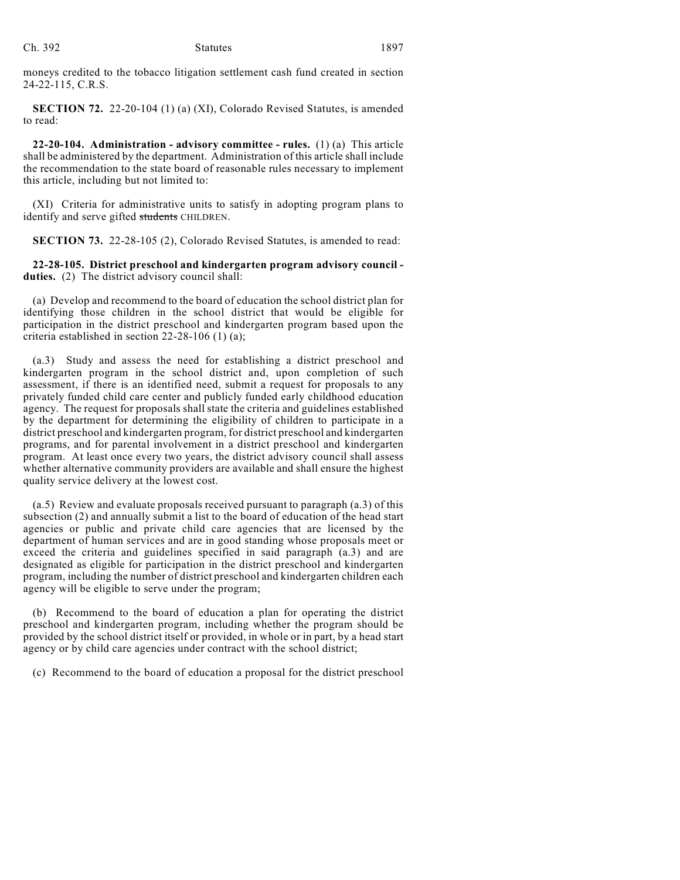moneys credited to the tobacco litigation settlement cash fund created in section 24-22-115, C.R.S.

**SECTION 72.** 22-20-104 (1) (a) (XI), Colorado Revised Statutes, is amended to read:

**22-20-104. Administration - advisory committee - rules.** (1) (a) This article shall be administered by the department. Administration of this article shall include the recommendation to the state board of reasonable rules necessary to implement this article, including but not limited to:

(XI) Criteria for administrative units to satisfy in adopting program plans to identify and serve gifted ~~students~~ CHILDREN.

**SECTION 73.** 22-28-105 (2), Colorado Revised Statutes, is amended to read:

**22-28-105. District preschool and kindergarten program advisory council - duties.** (2) The district advisory council shall:

(a) Develop and recommend to the board of education the school district plan for identifying those children in the school district that would be eligible for participation in the district preschool and kindergarten program based upon the criteria established in section 22-28-106 (1) (a);

(a.3) Study and assess the need for establishing a district preschool and kindergarten program in the school district and, upon completion of such assessment, if there is an identified need, submit a request for proposals to any privately funded child care center and publicly funded early childhood education agency. The request for proposals shall state the criteria and guidelines established by the department for determining the eligibility of children to participate in a district preschool and kindergarten program, for district preschool and kindergarten programs, and for parental involvement in a district preschool and kindergarten program. At least once every two years, the district advisory council shall assess whether alternative community providers are available and shall ensure the highest quality service delivery at the lowest cost.

(a.5) Review and evaluate proposals received pursuant to paragraph (a.3) of this subsection (2) and annually submit a list to the board of education of the head start agencies or public and private child care agencies that are licensed by the department of human services and are in good standing whose proposals meet or exceed the criteria and guidelines specified in said paragraph (a.3) and are designated as eligible for participation in the district preschool and kindergarten program, including the number of district preschool and kindergarten children each agency will be eligible to serve under the program;

(b) Recommend to the board of education a plan for operating the district preschool and kindergarten program, including whether the program should be provided by the school district itself or provided, in whole or in part, by a head start agency or by child care agencies under contract with the school district;

(c) Recommend to the board of education a proposal for the district preschool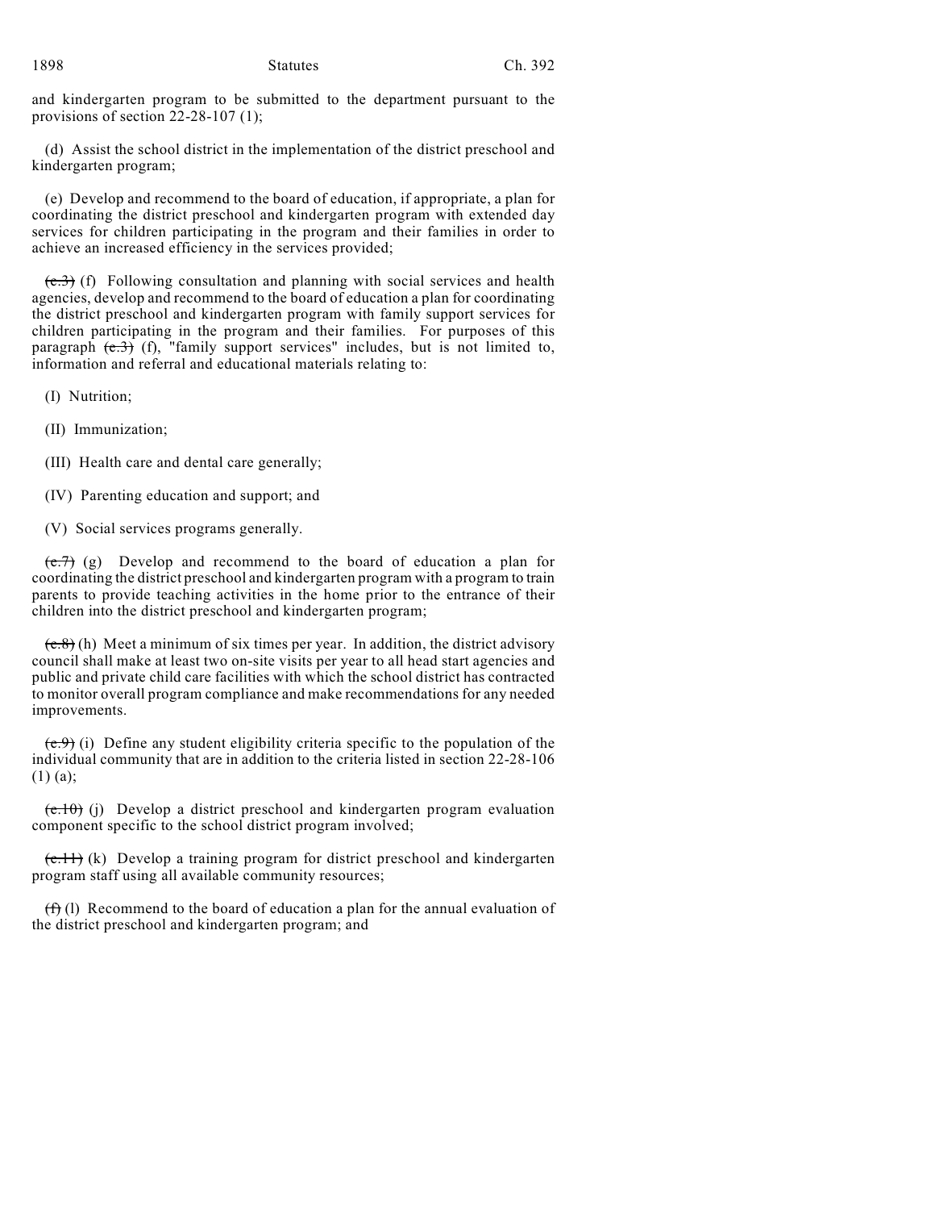and kindergarten program to be submitted to the department pursuant to the provisions of section 22-28-107 (1);

(d) Assist the school district in the implementation of the district preschool and kindergarten program;

(e) Develop and recommend to the board of education, if appropriate, a plan for coordinating the district preschool and kindergarten program with extended day services for children participating in the program and their families in order to achieve an increased efficiency in the services provided;

~~(e.3)~~ (f) Following consultation and planning with social services and health agencies, develop and recommend to the board of education a plan for coordinating the district preschool and kindergarten program with family support services for children participating in the program and their families. For purposes of this paragraph ~~(e.3)~~ (f), "family support services" includes, but is not limited to, information and referral and educational materials relating to:

(I) Nutrition;

(II) Immunization;

(III) Health care and dental care generally;

(IV) Parenting education and support; and

(V) Social services programs generally.

~~(e.7)~~ (g) Develop and recommend to the board of education a plan for coordinating the district preschool and kindergarten program with a program to train parents to provide teaching activities in the home prior to the entrance of their children into the district preschool and kindergarten program;

~~(e.8)~~ (h) Meet a minimum of six times per year. In addition, the district advisory council shall make at least two on-site visits per year to all head start agencies and public and private child care facilities with which the school district has contracted to monitor overall program compliance and make recommendations for any needed improvements.

~~(e.9)~~ (i) Define any student eligibility criteria specific to the population of the individual community that are in addition to the criteria listed in section 22-28-106 (1) (a);

~~(e.10)~~ (j) Develop a district preschool and kindergarten program evaluation component specific to the school district program involved;

~~(e.11)~~ (k) Develop a training program for district preschool and kindergarten program staff using all available community resources;

~~(f)~~ (l) Recommend to the board of education a plan for the annual evaluation of the district preschool and kindergarten program; and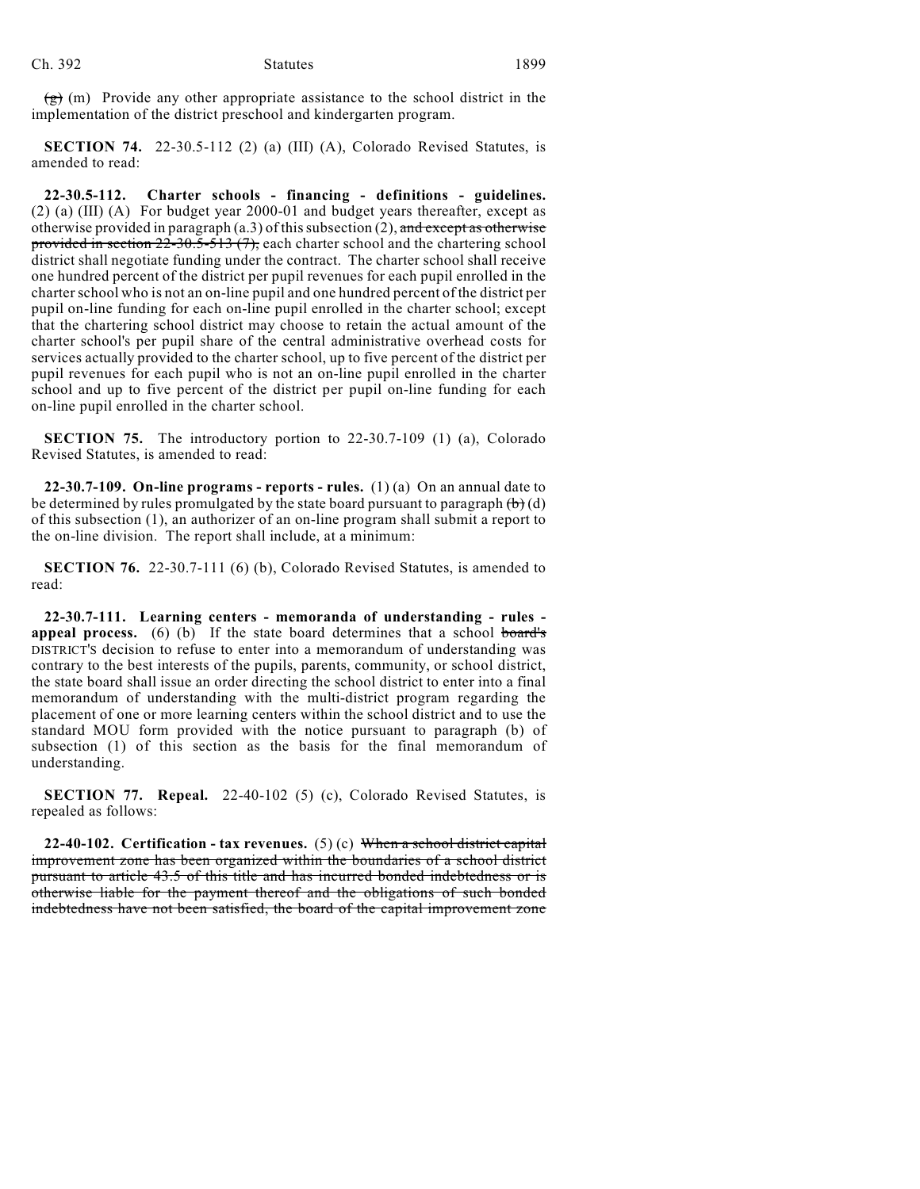~~(g)~~ (m) Provide any other appropriate assistance to the school district in the implementation of the district preschool and kindergarten program.

**SECTION 74.** 22-30.5-112 (2) (a) (III) (A), Colorado Revised Statutes, is amended to read:

**22-30.5-112. Charter schools - financing - definitions - guidelines.** (2) (a) (III) (A) For budget year 2000-01 and budget years thereafter, except as otherwise provided in paragraph (a.3) of this subsection (2), ~~and except as otherwise provided in section 22-30.5-513 (7),~~ each charter school and the chartering school district shall negotiate funding under the contract. The charter school shall receive one hundred percent of the district per pupil revenues for each pupil enrolled in the charter school who is not an on-line pupil and one hundred percent of the district per pupil on-line funding for each on-line pupil enrolled in the charter school; except that the chartering school district may choose to retain the actual amount of the charter school's per pupil share of the central administrative overhead costs for services actually provided to the charter school, up to five percent of the district per pupil revenues for each pupil who is not an on-line pupil enrolled in the charter school and up to five percent of the district per pupil on-line funding for each on-line pupil enrolled in the charter school.

**SECTION 75.** The introductory portion to 22-30.7-109 (1) (a), Colorado Revised Statutes, is amended to read:

**22-30.7-109. On-line programs - reports - rules.** (1) (a) On an annual date to be determined by rules promulgated by the state board pursuant to paragraph ~~(b)~~ (d) of this subsection (1), an authorizer of an on-line program shall submit a report to the on-line division. The report shall include, at a minimum:

**SECTION 76.** 22-30.7-111 (6) (b), Colorado Revised Statutes, is amended to read:

**22-30.7-111. Learning centers - memoranda of understanding - rules - appeal process.** (6) (b) If the state board determines that a school ~~board's~~ DISTRICT'S decision to refuse to enter into a memorandum of understanding was contrary to the best interests of the pupils, parents, community, or school district, the state board shall issue an order directing the school district to enter into a final memorandum of understanding with the multi-district program regarding the placement of one or more learning centers within the school district and to use the standard MOU form provided with the notice pursuant to paragraph (b) of subsection (1) of this section as the basis for the final memorandum of understanding.

**SECTION 77. Repeal.** 22-40-102 (5) (c), Colorado Revised Statutes, is repealed as follows:

**22-40-102. Certification - tax revenues.** (5) (c) ~~When a school district capital improvement zone has been organized within the boundaries of a school district pursuant to article 43.5 of this title and has incurred bonded indebtedness or is otherwise liable for the payment thereof and the obligations of such bonded indebtedness have not been satisfied, the board of the capital improvement zone~~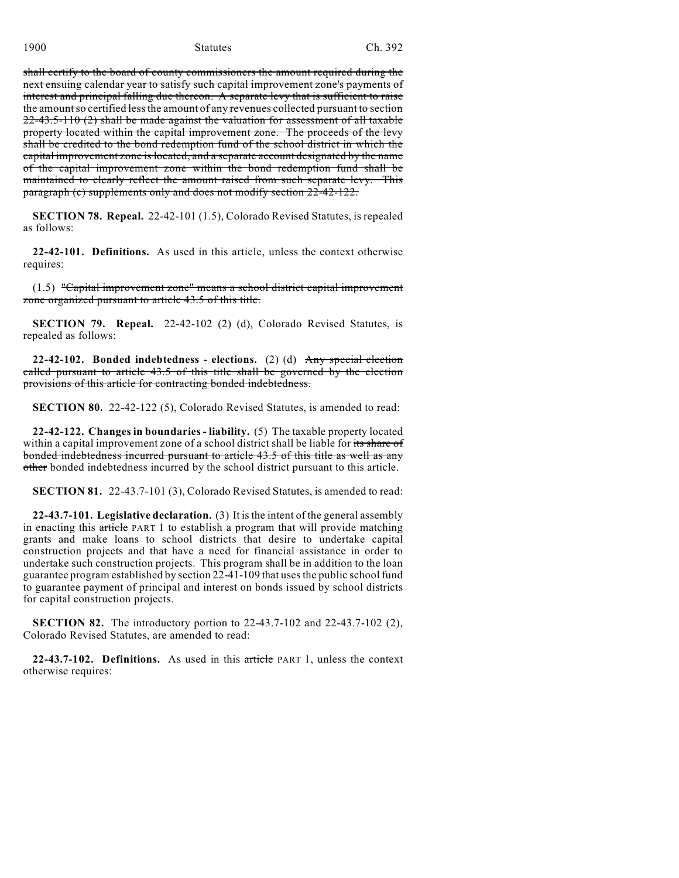~~shall certify to the board of county commissioners the amount required during the next ensuing calendar year to satisfy such capital improvement zone's payments of interest and principal falling due thereon. A separate levy that is sufficient to raise the amount so certified less the amount of any revenues collected pursuant to section 22-43.5-110 (2) shall be made against the valuation for assessment of all taxable property located within the capital improvement zone. The proceeds of the levy shall be credited to the bond redemption fund of the school district in which the capital improvement zone is located, and a separate account designated by the name of the capital improvement zone within the bond redemption fund shall be maintained to clearly reflect the amount raised from such separate levy. This paragraph (c) supplements only and does not modify section 22-42-122.~~

**SECTION 78. Repeal.** 22-42-101 (1.5), Colorado Revised Statutes, is repealed as follows:

**22-42-101. Definitions.** As used in this article, unless the context otherwise requires:

(1.5) ~~"Capital improvement zone" means a school district capital improvement zone organized pursuant to article 43.5 of this title.~~

**SECTION 79. Repeal.** 22-42-102 (2) (d), Colorado Revised Statutes, is repealed as follows:

**22-42-102. Bonded indebtedness - elections.** (2) (d) ~~Any special election called pursuant to article 43.5 of this title shall be governed by the election provisions of this article for contracting bonded indebtedness.~~

**SECTION 80.** 22-42-122 (5), Colorado Revised Statutes, is amended to read:

**22-42-122. Changes in boundaries - liability.** (5) The taxable property located within a capital improvement zone of a school district shall be liable for ~~its share of bonded indebtedness incurred pursuant to article 43.5 of this title as well as any other~~ bonded indebtedness incurred by the school district pursuant to this article.

**SECTION 81.** 22-43.7-101 (3), Colorado Revised Statutes, is amended to read:

**22-43.7-101. Legislative declaration.** (3) It is the intent of the general assembly in enacting this ~~article~~ PART 1 to establish a program that will provide matching grants and make loans to school districts that desire to undertake capital construction projects and that have a need for financial assistance in order to undertake such construction projects. This program shall be in addition to the loan guarantee program established by section 22-41-109 that uses the public school fund to guarantee payment of principal and interest on bonds issued by school districts for capital construction projects.

**SECTION 82.** The introductory portion to 22-43.7-102 and 22-43.7-102 (2), Colorado Revised Statutes, are amended to read:

**22-43.7-102. Definitions.** As used in this ~~article~~ PART 1, unless the context otherwise requires: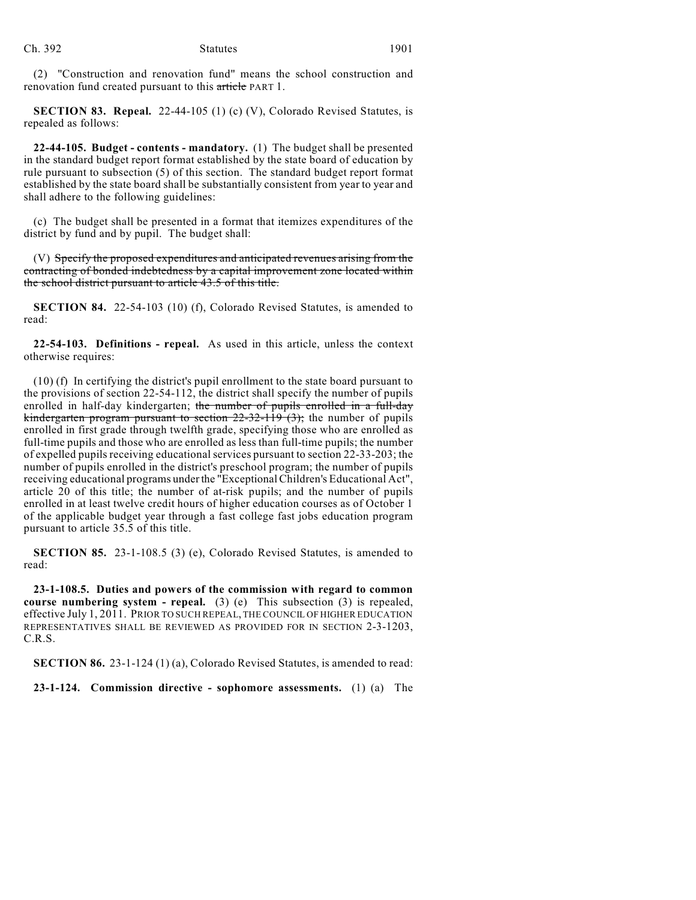(2) "Construction and renovation fund" means the school construction and renovation fund created pursuant to this ~~article~~ PART 1.

**SECTION 83. Repeal.** 22-44-105 (1) (c) (V), Colorado Revised Statutes, is repealed as follows:

**22-44-105. Budget - contents - mandatory.** (1) The budget shall be presented in the standard budget report format established by the state board of education by rule pursuant to subsection (5) of this section. The standard budget report format established by the state board shall be substantially consistent from year to year and shall adhere to the following guidelines:

(c) The budget shall be presented in a format that itemizes expenditures of the district by fund and by pupil. The budget shall:

(V) ~~Specify the proposed expenditures and anticipated revenues arising from the contracting of bonded indebtedness by a capital improvement zone located within the school district pursuant to article 43.5 of this title.~~

**SECTION 84.** 22-54-103 (10) (f), Colorado Revised Statutes, is amended to read:

**22-54-103. Definitions - repeal.** As used in this article, unless the context otherwise requires:

(10) (f) In certifying the district's pupil enrollment to the state board pursuant to the provisions of section 22-54-112, the district shall specify the number of pupils enrolled in half-day kindergarten; ~~the number of pupils enrolled in a full-day kindergarten program pursuant to section 22-32-119 (3);~~ the number of pupils enrolled in first grade through twelfth grade, specifying those who are enrolled as full-time pupils and those who are enrolled as less than full-time pupils; the number of expelled pupils receiving educational services pursuant to section 22-33-203; the number of pupils enrolled in the district's preschool program; the number of pupils receiving educational programs under the "Exceptional Children's Educational Act", article 20 of this title; the number of at-risk pupils; and the number of pupils enrolled in at least twelve credit hours of higher education courses as of October 1 of the applicable budget year through a fast college fast jobs education program pursuant to article 35.5 of this title.

**SECTION 85.** 23-1-108.5 (3) (e), Colorado Revised Statutes, is amended to read:

**23-1-108.5. Duties and powers of the commission with regard to common course numbering system - repeal.** (3) (e) This subsection (3) is repealed, effective July 1, 2011. PRIOR TO SUCH REPEAL, THE COUNCIL OF HIGHER EDUCATION REPRESENTATIVES SHALL BE REVIEWED AS PROVIDED FOR IN SECTION 2-3-1203, C.R.S.

**SECTION 86.** 23-1-124 (1) (a), Colorado Revised Statutes, is amended to read:

**23-1-124. Commission directive - sophomore assessments.** (1) (a) The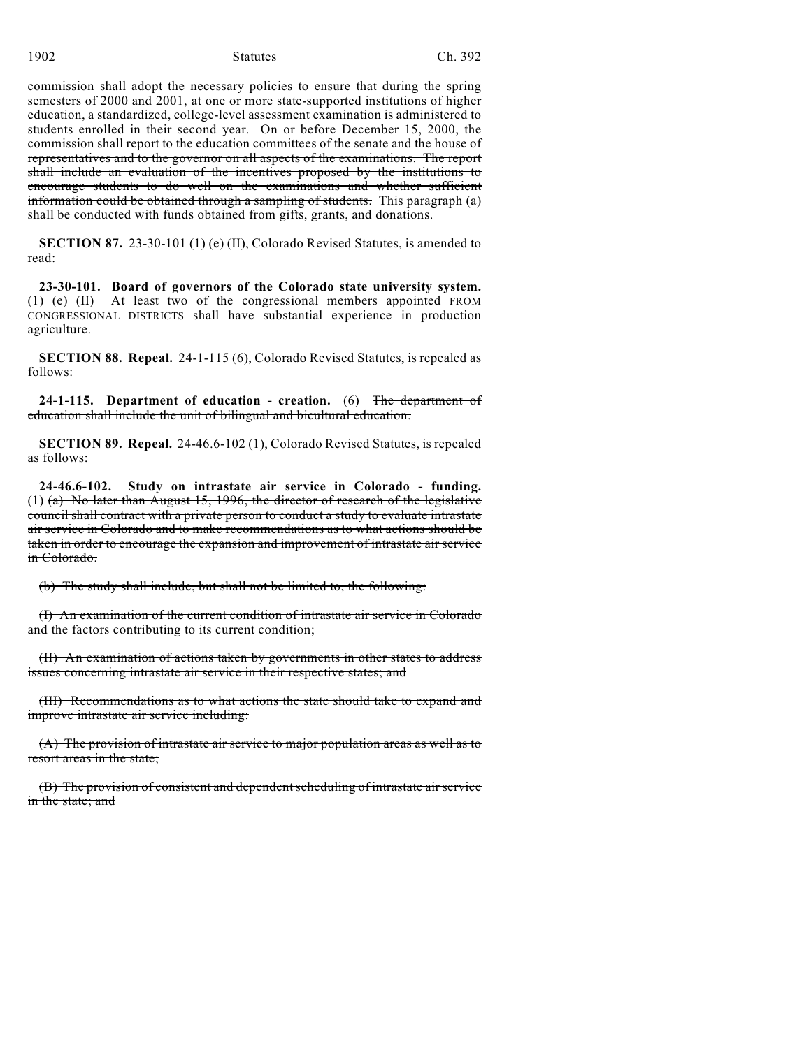commission shall adopt the necessary policies to ensure that during the spring semesters of 2000 and 2001, at one or more state-supported institutions of higher education, a standardized, college-level assessment examination is administered to students enrolled in their second year. ~~On or before December 15, 2000, the commission shall report to the education committees of the senate and the house of representatives and to the governor on all aspects of the examinations. The report shall include an evaluation of the incentives proposed by the institutions to encourage students to do well on the examinations and whether sufficient information could be obtained through a sampling of students.~~ This paragraph (a) shall be conducted with funds obtained from gifts, grants, and donations.

**SECTION 87.** 23-30-101 (1) (e) (II), Colorado Revised Statutes, is amended to read:

**23-30-101. Board of governors of the Colorado state university system.** (1) (e) (II) At least two of the ~~congressional~~ members appointed FROM CONGRESSIONAL DISTRICTS shall have substantial experience in production agriculture.

**SECTION 88. Repeal.** 24-1-115 (6), Colorado Revised Statutes, is repealed as follows:

**24-1-115. Department of education - creation.** (6) ~~The department of education shall include the unit of bilingual and bicultural education.~~

**SECTION 89. Repeal.** 24-46.6-102 (1), Colorado Revised Statutes, is repealed as follows:

**24-46.6-102. Study on intrastate air service in Colorado - funding.** (1) ~~(a) No later than August 15, 1996, the director of research of the legislative council shall contract with a private person to conduct a study to evaluate intrastate air service in Colorado and to make recommendations as to what actions should be taken in order to encourage the expansion and improvement of intrastate air service in Colorado.~~

~~(b) The study shall include, but shall not be limited to, the following:~~

~~(I) An examination of the current condition of intrastate air service in Colorado and the factors contributing to its current condition;~~

~~(II) An examination of actions taken by governments in other states to address issues concerning intrastate air service in their respective states; and~~

~~(III) Recommendations as to what actions the state should take to expand and improve intrastate air service including:~~

~~(A) The provision of intrastate air service to major population areas as well as to resort areas in the state;~~

~~(B) The provision of consistent and dependent scheduling of intrastate air service in the state; and~~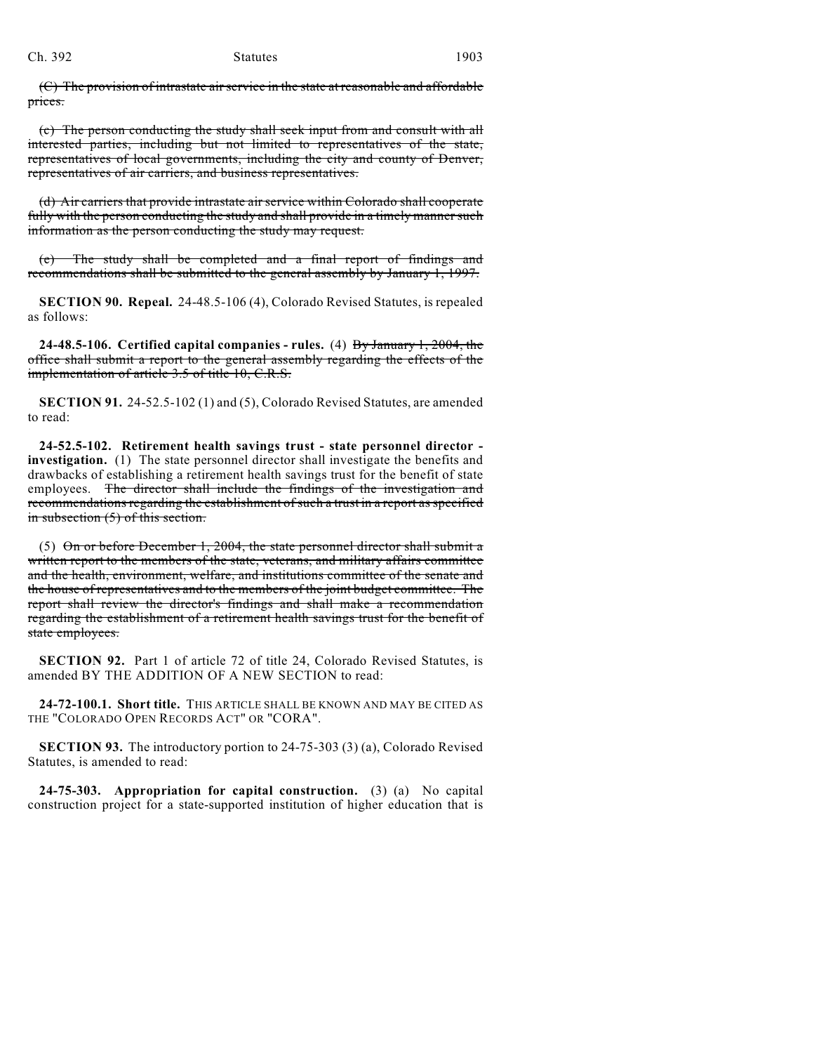~~(C) The provision of intrastate air service in the state at reasonable and affordable prices.~~

~~(c) The person conducting the study shall seek input from and consult with all interested parties, including but not limited to representatives of the state, representatives of local governments, including the city and county of Denver, representatives of air carriers, and business representatives.~~

~~(d) Air carriers that provide intrastate air service within Colorado shall cooperate fully with the person conducting the study and shall provide in a timely manner such information as the person conducting the study may request.~~

~~(e) The study shall be completed and a final report of findings and recommendations shall be submitted to the general assembly by January 1, 1997.~~

**SECTION 90. Repeal.** 24-48.5-106 (4), Colorado Revised Statutes, is repealed as follows:

**24-48.5-106. Certified capital companies - rules.** (4) ~~By January 1, 2004, the office shall submit a report to the general assembly regarding the effects of the implementation of article 3.5 of title 10, C.R.S.~~

**SECTION 91.** 24-52.5-102 (1) and (5), Colorado Revised Statutes, are amended to read:

**24-52.5-102. Retirement health savings trust - state personnel director - investigation.** (1) The state personnel director shall investigate the benefits and drawbacks of establishing a retirement health savings trust for the benefit of state employees. ~~The director shall include the findings of the investigation and recommendations regarding the establishment of such a trust in a report as specified in subsection (5) of this section.~~

(5) ~~On or before December 1, 2004, the state personnel director shall submit a written report to the members of the state, veterans, and military affairs committee and the health, environment, welfare, and institutions committee of the senate and the house of representatives and to the members of the joint budget committee. The report shall review the director's findings and shall make a recommendation regarding the establishment of a retirement health savings trust for the benefit of state employees.~~

**SECTION 92.** Part 1 of article 72 of title 24, Colorado Revised Statutes, is amended BY THE ADDITION OF A NEW SECTION to read:

**24-72-100.1. Short title.** THIS ARTICLE SHALL BE KNOWN AND MAY BE CITED AS THE "COLORADO OPEN RECORDS ACT" OR "CORA".

**SECTION 93.** The introductory portion to 24-75-303 (3) (a), Colorado Revised Statutes, is amended to read:

**24-75-303. Appropriation for capital construction.** (3) (a) No capital construction project for a state-supported institution of higher education that is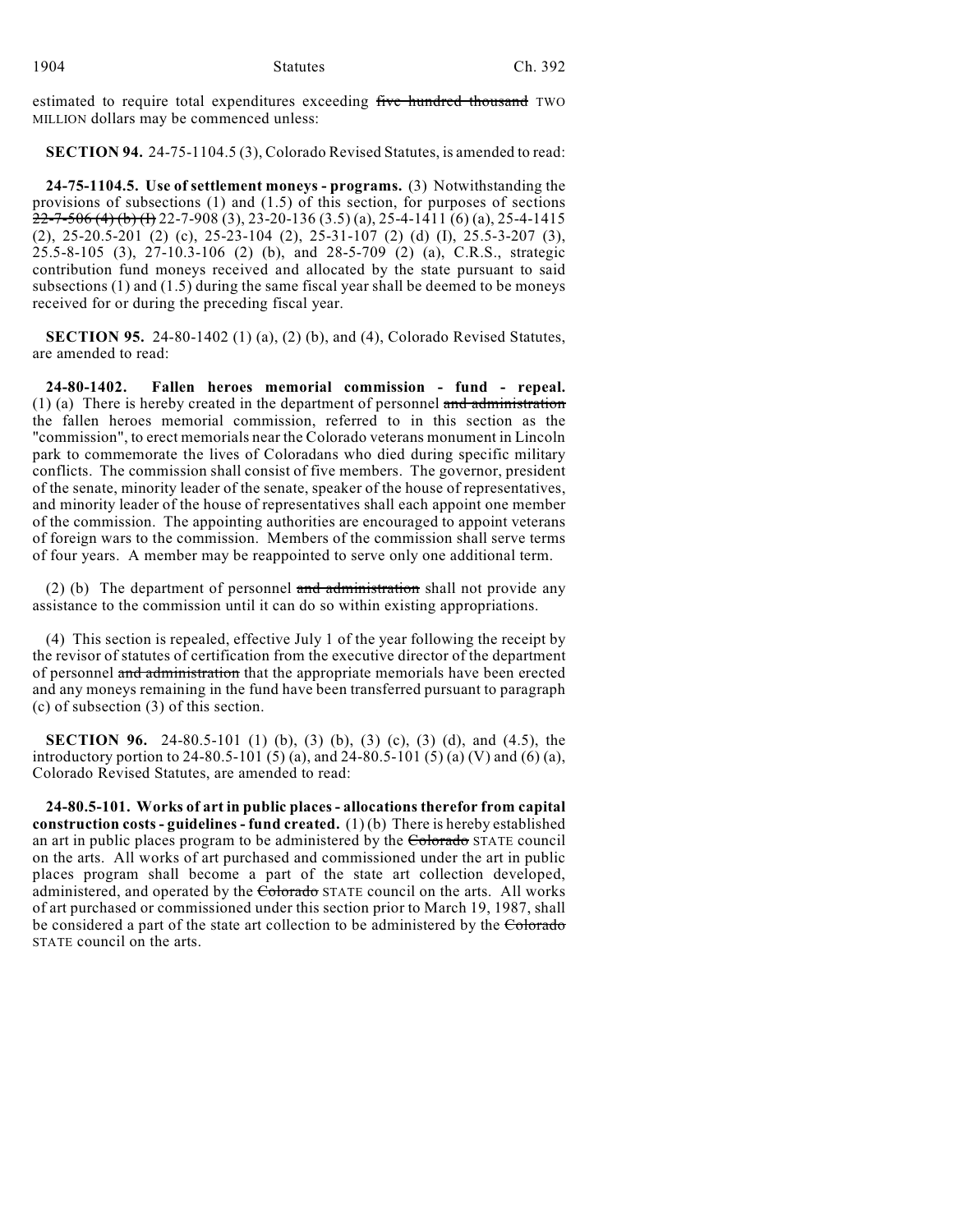estimated to require total expenditures exceeding ~~five hundred thousand~~ TWO MILLION dollars may be commenced unless:

**SECTION 94.** 24-75-1104.5 (3), Colorado Revised Statutes, is amended to read:

**24-75-1104.5. Use of settlement moneys - programs.** (3) Notwithstanding the provisions of subsections (1) and (1.5) of this section, for purposes of sections ~~22-7-506 (4) (b) (I)~~ 22-7-908 (3), 23-20-136 (3.5) (a), 25-4-1411 (6) (a), 25-4-1415 (2), 25-20.5-201 (2) (c), 25-23-104 (2), 25-31-107 (2) (d) (I), 25.5-3-207 (3), 25.5-8-105 (3), 27-10.3-106 (2) (b), and 28-5-709 (2) (a), C.R.S., strategic contribution fund moneys received and allocated by the state pursuant to said subsections (1) and (1.5) during the same fiscal year shall be deemed to be moneys received for or during the preceding fiscal year.

**SECTION 95.** 24-80-1402 (1) (a), (2) (b), and (4), Colorado Revised Statutes, are amended to read:

**24-80-1402. Fallen heroes memorial commission - fund - repeal.** (1) (a) There is hereby created in the department of personnel ~~and administration~~ the fallen heroes memorial commission, referred to in this section as the "commission", to erect memorials near the Colorado veterans monument in Lincoln park to commemorate the lives of Coloradans who died during specific military conflicts. The commission shall consist of five members. The governor, president of the senate, minority leader of the senate, speaker of the house of representatives, and minority leader of the house of representatives shall each appoint one member of the commission. The appointing authorities are encouraged to appoint veterans of foreign wars to the commission. Members of the commission shall serve terms of four years. A member may be reappointed to serve only one additional term.

(2) (b) The department of personnel ~~and administration~~ shall not provide any assistance to the commission until it can do so within existing appropriations.

(4) This section is repealed, effective July 1 of the year following the receipt by the revisor of statutes of certification from the executive director of the department of personnel ~~and administration~~ that the appropriate memorials have been erected and any moneys remaining in the fund have been transferred pursuant to paragraph (c) of subsection (3) of this section.

**SECTION 96.** 24-80.5-101 (1) (b), (3) (b), (3) (c), (3) (d), and (4.5), the introductory portion to 24-80.5-101 (5) (a), and 24-80.5-101 (5) (a) (V) and (6) (a), Colorado Revised Statutes, are amended to read:

**24-80.5-101. Works of art in public places - allocations therefor from capital construction costs - guidelines - fund created.** (1) (b) There is hereby established an art in public places program to be administered by the ~~Colorado~~ STATE council on the arts. All works of art purchased and commissioned under the art in public places program shall become a part of the state art collection developed, administered, and operated by the ~~Colorado~~ STATE council on the arts. All works of art purchased or commissioned under this section prior to March 19, 1987, shall be considered a part of the state art collection to be administered by the ~~Colorado~~ STATE council on the arts.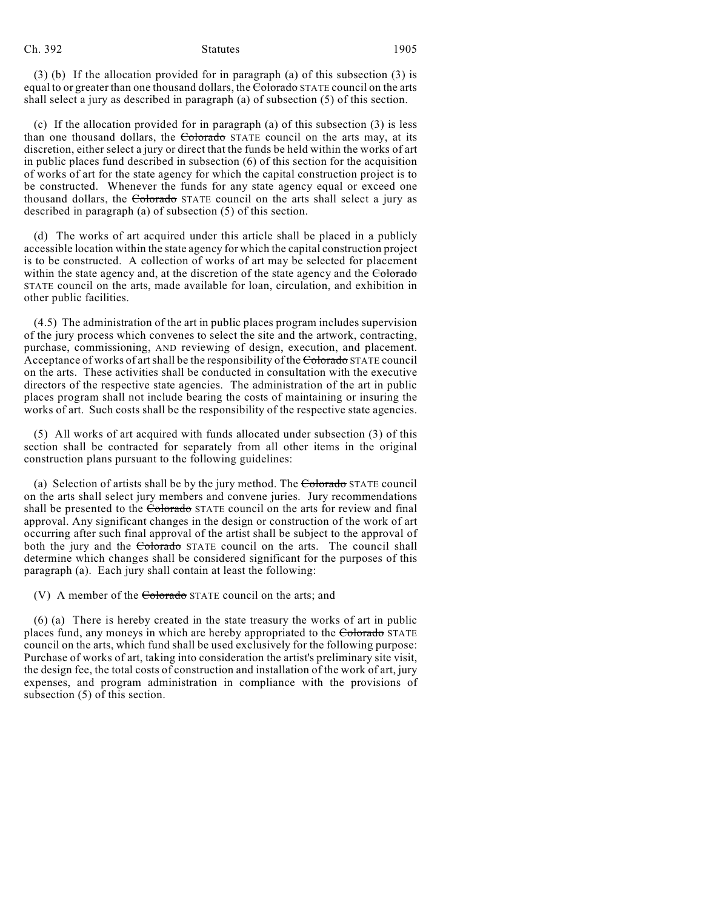(3) (b) If the allocation provided for in paragraph (a) of this subsection (3) is equal to or greater than one thousand dollars, the ~~Colorado~~ STATE council on the arts shall select a jury as described in paragraph (a) of subsection (5) of this section.

(c) If the allocation provided for in paragraph (a) of this subsection (3) is less than one thousand dollars, the ~~Colorado~~ STATE council on the arts may, at its discretion, either select a jury or direct that the funds be held within the works of art in public places fund described in subsection (6) of this section for the acquisition of works of art for the state agency for which the capital construction project is to be constructed. Whenever the funds for any state agency equal or exceed one thousand dollars, the ~~Colorado~~ STATE council on the arts shall select a jury as described in paragraph (a) of subsection (5) of this section.

(d) The works of art acquired under this article shall be placed in a publicly accessible location within the state agency for which the capital construction project is to be constructed. A collection of works of art may be selected for placement within the state agency and, at the discretion of the state agency and the ~~Colorado~~ STATE council on the arts, made available for loan, circulation, and exhibition in other public facilities.

(4.5) The administration of the art in public places program includes supervision of the jury process which convenes to select the site and the artwork, contracting, purchase, commissioning, AND reviewing of design, execution, and placement. Acceptance of works of art shall be the responsibility of the ~~Colorado~~ STATE council on the arts. These activities shall be conducted in consultation with the executive directors of the respective state agencies. The administration of the art in public places program shall not include bearing the costs of maintaining or insuring the works of art. Such costs shall be the responsibility of the respective state agencies.

(5) All works of art acquired with funds allocated under subsection (3) of this section shall be contracted for separately from all other items in the original construction plans pursuant to the following guidelines:

(a) Selection of artists shall be by the jury method. The ~~Colorado~~ STATE council on the arts shall select jury members and convene juries. Jury recommendations shall be presented to the ~~Colorado~~ STATE council on the arts for review and final approval. Any significant changes in the design or construction of the work of art occurring after such final approval of the artist shall be subject to the approval of both the jury and the ~~Colorado~~ STATE council on the arts. The council shall determine which changes shall be considered significant for the purposes of this paragraph (a). Each jury shall contain at least the following:

(V) A member of the ~~Colorado~~ STATE council on the arts; and

(6) (a) There is hereby created in the state treasury the works of art in public places fund, any moneys in which are hereby appropriated to the ~~Colorado~~ STATE council on the arts, which fund shall be used exclusively for the following purpose: Purchase of works of art, taking into consideration the artist's preliminary site visit, the design fee, the total costs of construction and installation of the work of art, jury expenses, and program administration in compliance with the provisions of subsection (5) of this section.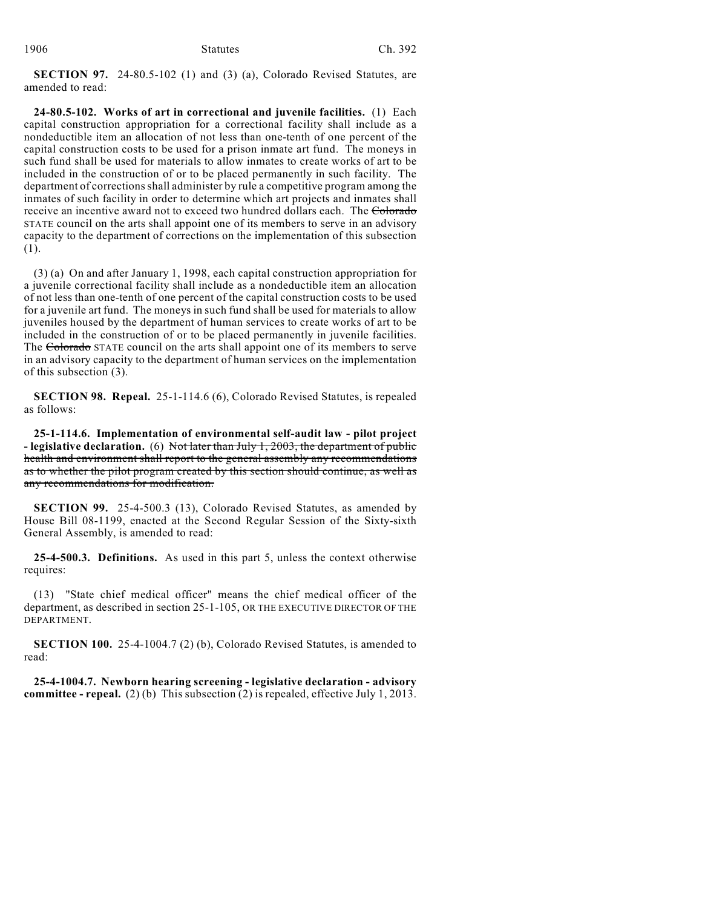**SECTION 97.** 24-80.5-102 (1) and (3) (a), Colorado Revised Statutes, are amended to read:

**24-80.5-102. Works of art in correctional and juvenile facilities.** (1) Each capital construction appropriation for a correctional facility shall include as a nondeductible item an allocation of not less than one-tenth of one percent of the capital construction costs to be used for a prison inmate art fund. The moneys in such fund shall be used for materials to allow inmates to create works of art to be included in the construction of or to be placed permanently in such facility. The department of corrections shall administer by rule a competitive program among the inmates of such facility in order to determine which art projects and inmates shall receive an incentive award not to exceed two hundred dollars each. The ~~Colorado~~ STATE council on the arts shall appoint one of its members to serve in an advisory capacity to the department of corrections on the implementation of this subsection (1).

(3) (a) On and after January 1, 1998, each capital construction appropriation for a juvenile correctional facility shall include as a nondeductible item an allocation of not less than one-tenth of one percent of the capital construction costs to be used for a juvenile art fund. The moneys in such fund shall be used for materials to allow juveniles housed by the department of human services to create works of art to be included in the construction of or to be placed permanently in juvenile facilities. The ~~Colorado~~ STATE council on the arts shall appoint one of its members to serve in an advisory capacity to the department of human services on the implementation of this subsection (3).

**SECTION 98. Repeal.** 25-1-114.6 (6), Colorado Revised Statutes, is repealed as follows:

**25-1-114.6. Implementation of environmental self-audit law - pilot project - legislative declaration.** (6) ~~Not later than July 1, 2003, the department of public health and environment shall report to the general assembly any recommendations as to whether the pilot program created by this section should continue, as well as any recommendations for modification.~~

**SECTION 99.** 25-4-500.3 (13), Colorado Revised Statutes, as amended by House Bill 08-1199, enacted at the Second Regular Session of the Sixty-sixth General Assembly, is amended to read:

**25-4-500.3. Definitions.** As used in this part 5, unless the context otherwise requires:

(13) "State chief medical officer" means the chief medical officer of the department, as described in section 25-1-105, OR THE EXECUTIVE DIRECTOR OF THE DEPARTMENT.

**SECTION 100.** 25-4-1004.7 (2) (b), Colorado Revised Statutes, is amended to read:

**25-4-1004.7. Newborn hearing screening - legislative declaration - advisory committee - repeal.** (2) (b) This subsection (2) is repealed, effective July 1, 2013.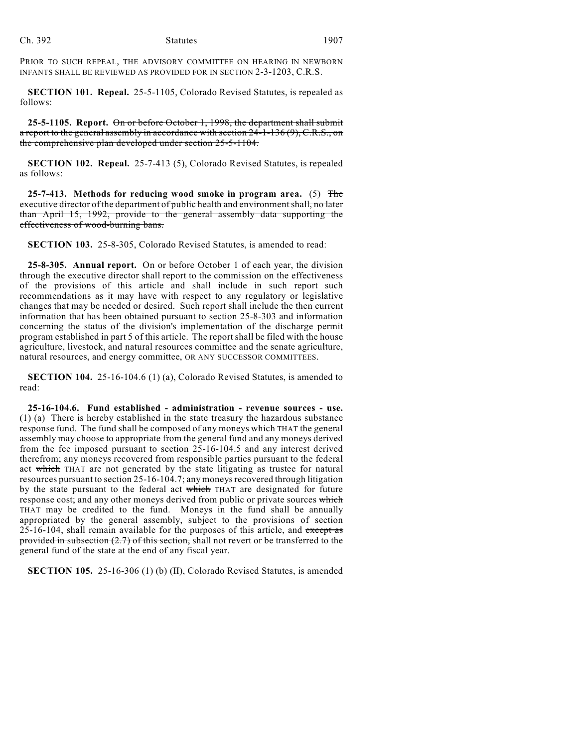PRIOR TO SUCH REPEAL, THE ADVISORY COMMITTEE ON HEARING IN NEWBORN INFANTS SHALL BE REVIEWED AS PROVIDED FOR IN SECTION 2-3-1203, C.R.S.

**SECTION 101. Repeal.** 25-5-1105, Colorado Revised Statutes, is repealed as follows:

**25-5-1105. Report.** ~~On or before October 1, 1998, the department shall submit a report to the general assembly in accordance with section 24-1-136 (9), C.R.S., on the comprehensive plan developed under section 25-5-1104.~~

**SECTION 102. Repeal.** 25-7-413 (5), Colorado Revised Statutes, is repealed as follows:

**25-7-413. Methods for reducing wood smoke in program area.** (5) ~~The executive director of the department of public health and environment shall, no later than April 15, 1992, provide to the general assembly data supporting the effectiveness of wood-burning bans.~~

**SECTION 103.** 25-8-305, Colorado Revised Statutes, is amended to read:

**25-8-305. Annual report.** On or before October 1 of each year, the division through the executive director shall report to the commission on the effectiveness of the provisions of this article and shall include in such report such recommendations as it may have with respect to any regulatory or legislative changes that may be needed or desired. Such report shall include the then current information that has been obtained pursuant to section 25-8-303 and information concerning the status of the division's implementation of the discharge permit program established in part 5 of this article. The report shall be filed with the house agriculture, livestock, and natural resources committee and the senate agriculture, natural resources, and energy committee, OR ANY SUCCESSOR COMMITTEES.

**SECTION 104.** 25-16-104.6 (1) (a), Colorado Revised Statutes, is amended to read:

**25-16-104.6. Fund established - administration - revenue sources - use.** (1) (a) There is hereby established in the state treasury the hazardous substance response fund. The fund shall be composed of any moneys ~~which~~ THAT the general assembly may choose to appropriate from the general fund and any moneys derived from the fee imposed pursuant to section 25-16-104.5 and any interest derived therefrom; any moneys recovered from responsible parties pursuant to the federal act ~~which~~ THAT are not generated by the state litigating as trustee for natural resources pursuant to section 25-16-104.7; any moneys recovered through litigation by the state pursuant to the federal act ~~which~~ THAT are designated for future response cost; and any other moneys derived from public or private sources ~~which~~ THAT may be credited to the fund. Moneys in the fund shall be annually appropriated by the general assembly, subject to the provisions of section 25-16-104, shall remain available for the purposes of this article, and ~~except as provided in subsection (2.7) of this section,~~ shall not revert or be transferred to the general fund of the state at the end of any fiscal year.

**SECTION 105.** 25-16-306 (1) (b) (II), Colorado Revised Statutes, is amended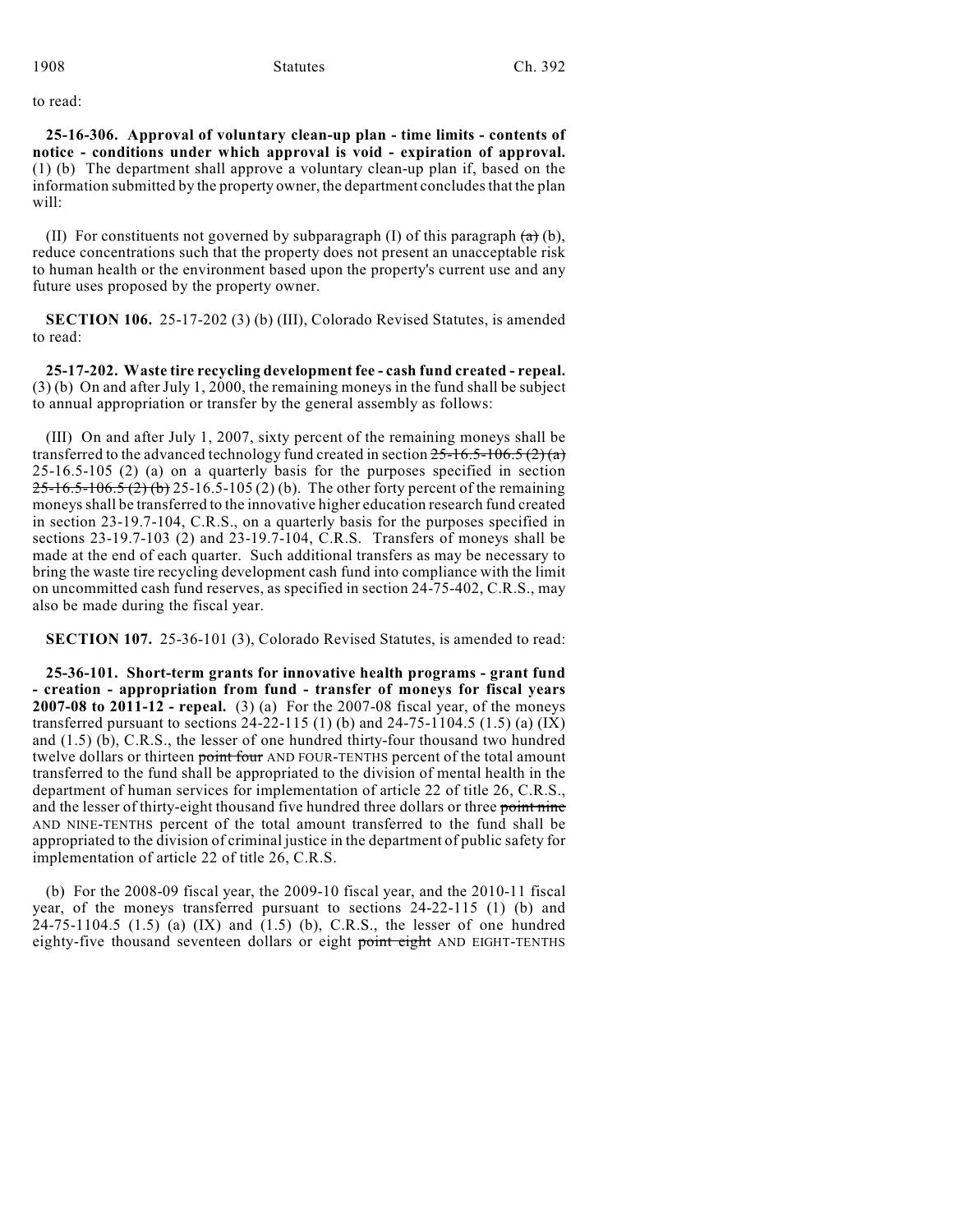to read:

**25-16-306. Approval of voluntary clean-up plan - time limits - contents of notice - conditions under which approval is void - expiration of approval.** (1) (b) The department shall approve a voluntary clean-up plan if, based on the information submitted by the property owner, the department concludes that the plan will:

(II) For constituents not governed by subparagraph (I) of this paragraph ~~(a)~~ (b), reduce concentrations such that the property does not present an unacceptable risk to human health or the environment based upon the property's current use and any future uses proposed by the property owner.

**SECTION 106.** 25-17-202 (3) (b) (III), Colorado Revised Statutes, is amended to read:

**25-17-202. Waste tire recycling development fee - cash fund created - repeal.** (3) (b) On and after July 1, 2000, the remaining moneys in the fund shall be subject to annual appropriation or transfer by the general assembly as follows:

(III) On and after July 1, 2007, sixty percent of the remaining moneys shall be transferred to the advanced technology fund created in section ~~25-16.5-106.5 (2) (a)~~ 25-16.5-105 (2) (a) on a quarterly basis for the purposes specified in section ~~25-16.5-106.5 (2) (b)~~ 25-16.5-105 (2) (b). The other forty percent of the remaining moneys shall be transferred to the innovative higher education research fund created in section 23-19.7-104, C.R.S., on a quarterly basis for the purposes specified in sections 23-19.7-103 (2) and 23-19.7-104, C.R.S. Transfers of moneys shall be made at the end of each quarter. Such additional transfers as may be necessary to bring the waste tire recycling development cash fund into compliance with the limit on uncommitted cash fund reserves, as specified in section 24-75-402, C.R.S., may also be made during the fiscal year.

**SECTION 107.** 25-36-101 (3), Colorado Revised Statutes, is amended to read:

**25-36-101. Short-term grants for innovative health programs - grant fund - creation - appropriation from fund - transfer of moneys for fiscal years 2007-08 to 2011-12 - repeal.** (3) (a) For the 2007-08 fiscal year, of the moneys transferred pursuant to sections 24-22-115 (1) (b) and 24-75-1104.5 (1.5) (a) (IX) and (1.5) (b), C.R.S., the lesser of one hundred thirty-four thousand two hundred twelve dollars or thirteen ~~point four~~ AND FOUR-TENTHS percent of the total amount transferred to the fund shall be appropriated to the division of mental health in the department of human services for implementation of article 22 of title 26, C.R.S., and the lesser of thirty-eight thousand five hundred three dollars or three ~~point nine~~ AND NINE-TENTHS percent of the total amount transferred to the fund shall be appropriated to the division of criminal justice in the department of public safety for implementation of article 22 of title 26, C.R.S.

(b) For the 2008-09 fiscal year, the 2009-10 fiscal year, and the 2010-11 fiscal year, of the moneys transferred pursuant to sections 24-22-115 (1) (b) and 24-75-1104.5 (1.5) (a) (IX) and (1.5) (b), C.R.S., the lesser of one hundred eighty-five thousand seventeen dollars or eight ~~point eight~~ AND EIGHT-TENTHS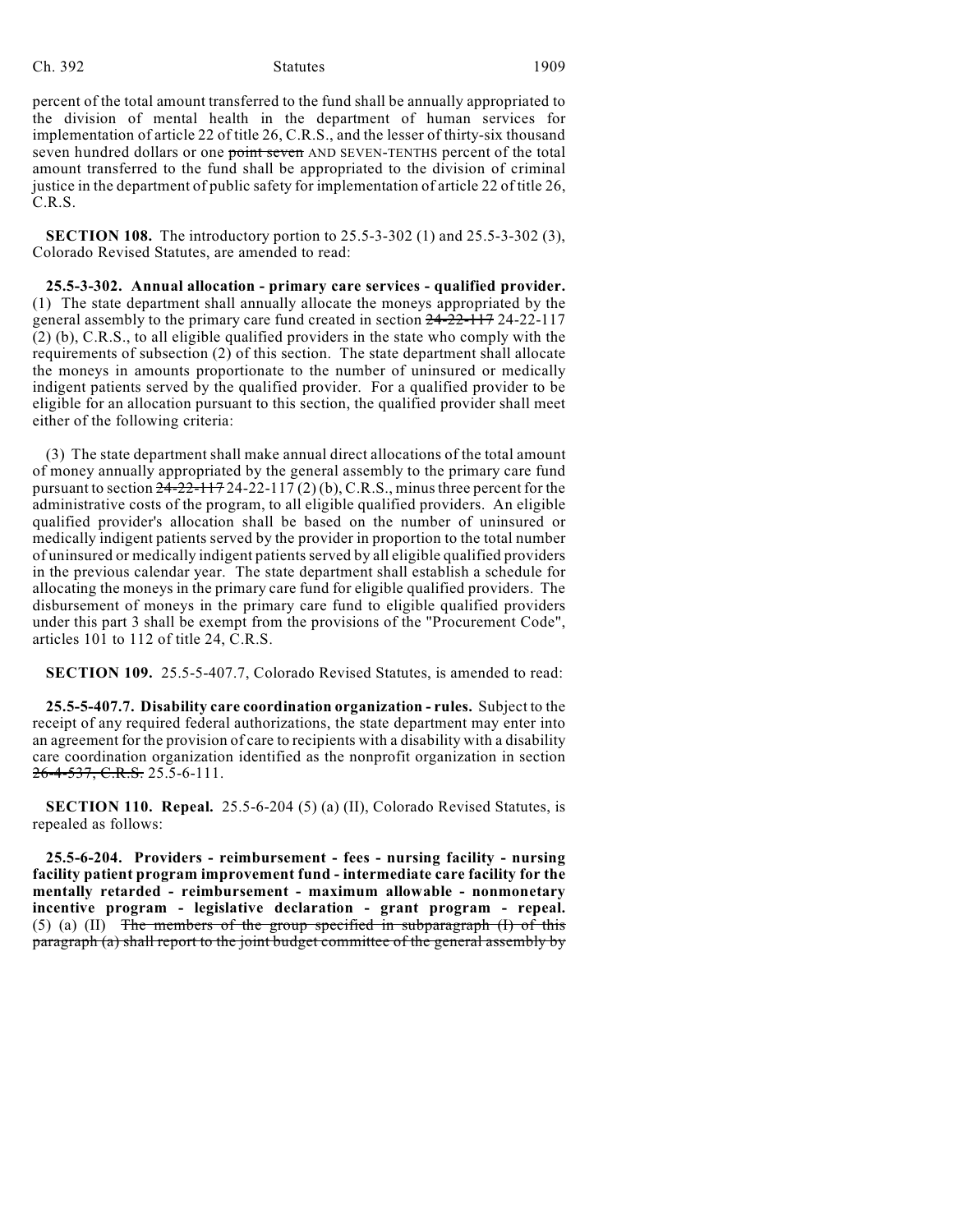percent of the total amount transferred to the fund shall be annually appropriated to the division of mental health in the department of human services for implementation of article 22 of title 26, C.R.S., and the lesser of thirty-six thousand seven hundred dollars or one ~~point seven~~ AND SEVEN-TENTHS percent of the total amount transferred to the fund shall be appropriated to the division of criminal justice in the department of public safety for implementation of article 22 of title 26, C.R.S.

**SECTION 108.** The introductory portion to 25.5-3-302 (1) and 25.5-3-302 (3), Colorado Revised Statutes, are amended to read:

**25.5-3-302. Annual allocation - primary care services - qualified provider.** (1) The state department shall annually allocate the moneys appropriated by the general assembly to the primary care fund created in section ~~24-22-117~~ 24-22-117 (2) (b), C.R.S., to all eligible qualified providers in the state who comply with the requirements of subsection (2) of this section. The state department shall allocate the moneys in amounts proportionate to the number of uninsured or medically indigent patients served by the qualified provider. For a qualified provider to be eligible for an allocation pursuant to this section, the qualified provider shall meet either of the following criteria:

(3) The state department shall make annual direct allocations of the total amount of money annually appropriated by the general assembly to the primary care fund pursuant to section ~~24-22-117~~ 24-22-117 (2) (b), C.R.S., minus three percent for the administrative costs of the program, to all eligible qualified providers. An eligible qualified provider's allocation shall be based on the number of uninsured or medically indigent patients served by the provider in proportion to the total number of uninsured or medically indigent patients served by all eligible qualified providers in the previous calendar year. The state department shall establish a schedule for allocating the moneys in the primary care fund for eligible qualified providers. The disbursement of moneys in the primary care fund to eligible qualified providers under this part 3 shall be exempt from the provisions of the "Procurement Code", articles 101 to 112 of title 24, C.R.S.

**SECTION 109.** 25.5-5-407.7, Colorado Revised Statutes, is amended to read:

**25.5-5-407.7. Disability care coordination organization - rules.** Subject to the receipt of any required federal authorizations, the state department may enter into an agreement for the provision of care to recipients with a disability with a disability care coordination organization identified as the nonprofit organization in section ~~26-4-537, C.R.S.~~ 25.5-6-111.

**SECTION 110. Repeal.** 25.5-6-204 (5) (a) (II), Colorado Revised Statutes, is repealed as follows:

**25.5-6-204. Providers - reimbursement - fees - nursing facility - nursing facility patient program improvement fund - intermediate care facility for the mentally retarded - reimbursement - maximum allowable - nonmonetary incentive program - legislative declaration - grant program - repeal.** (5) (a) (II) ~~The members of the group specified in subparagraph (I) of this paragraph (a) shall report to the joint budget committee of the general assembly by~~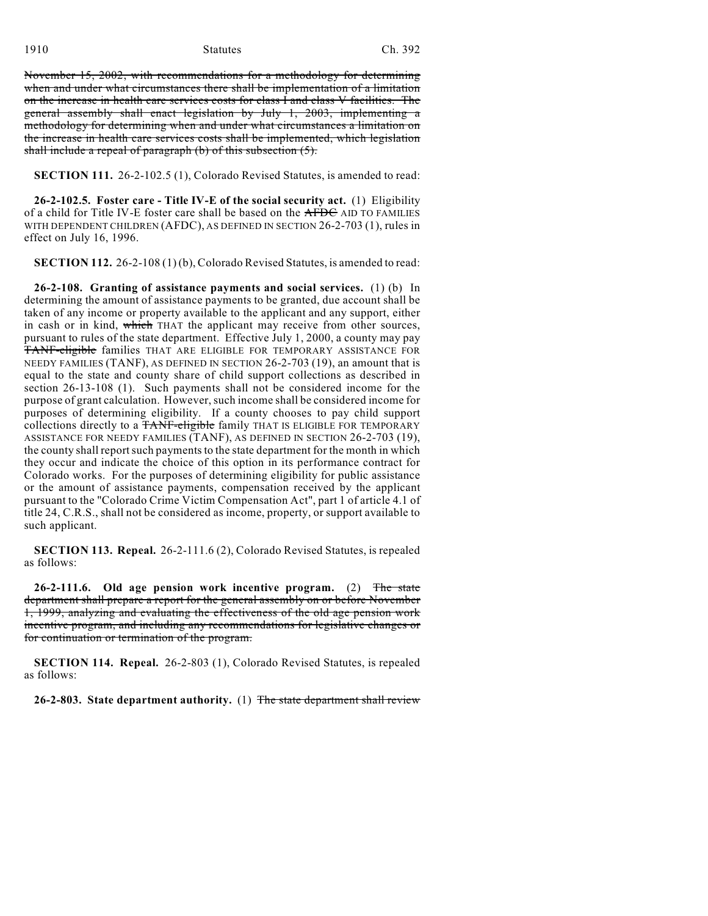~~November 15, 2002, with recommendations for a methodology for determining when and under what circumstances there shall be implementation of a limitation on the increase in health care services costs for class I and class V facilities. The general assembly shall enact legislation by July 1, 2003, implementing a methodology for determining when and under what circumstances a limitation on the increase in health care services costs shall be implemented, which legislation shall include a repeal of paragraph (b) of this subsection (5).~~

**SECTION 111.** 26-2-102.5 (1), Colorado Revised Statutes, is amended to read:

**26-2-102.5. Foster care - Title IV-E of the social security act.** (1) Eligibility of a child for Title IV-E foster care shall be based on the ~~AFDC~~ AID TO FAMILIES WITH DEPENDENT CHILDREN (AFDC), AS DEFINED IN SECTION 26-2-703 (1), rules in effect on July 16, 1996.

**SECTION 112.** 26-2-108 (1) (b), Colorado Revised Statutes, is amended to read:

**26-2-108. Granting of assistance payments and social services.** (1) (b) In determining the amount of assistance payments to be granted, due account shall be taken of any income or property available to the applicant and any support, either in cash or in kind, ~~which~~ THAT the applicant may receive from other sources, pursuant to rules of the state department. Effective July 1, 2000, a county may pay ~~TANF-eligible~~ families THAT ARE ELIGIBLE FOR TEMPORARY ASSISTANCE FOR NEEDY FAMILIES (TANF), AS DEFINED IN SECTION 26-2-703 (19), an amount that is equal to the state and county share of child support collections as described in section 26-13-108 (1). Such payments shall not be considered income for the purpose of grant calculation. However, such income shall be considered income for purposes of determining eligibility. If a county chooses to pay child support collections directly to a ~~TANF-eligible~~ family THAT IS ELIGIBLE FOR TEMPORARY ASSISTANCE FOR NEEDY FAMILIES (TANF), AS DEFINED IN SECTION 26-2-703 (19), the county shall report such payments to the state department for the month in which they occur and indicate the choice of this option in its performance contract for Colorado works. For the purposes of determining eligibility for public assistance or the amount of assistance payments, compensation received by the applicant pursuant to the "Colorado Crime Victim Compensation Act", part 1 of article 4.1 of title 24, C.R.S., shall not be considered as income, property, or support available to such applicant.

**SECTION 113. Repeal.** 26-2-111.6 (2), Colorado Revised Statutes, is repealed as follows:

**26-2-111.6. Old age pension work incentive program.** (2) ~~The state department shall prepare a report for the general assembly on or before November 1, 1999, analyzing and evaluating the effectiveness of the old age pension work incentive program, and including any recommendations for legislative changes or for continuation or termination of the program.~~

**SECTION 114. Repeal.** 26-2-803 (1), Colorado Revised Statutes, is repealed as follows:

**26-2-803. State department authority.** (1) ~~The state department shall review~~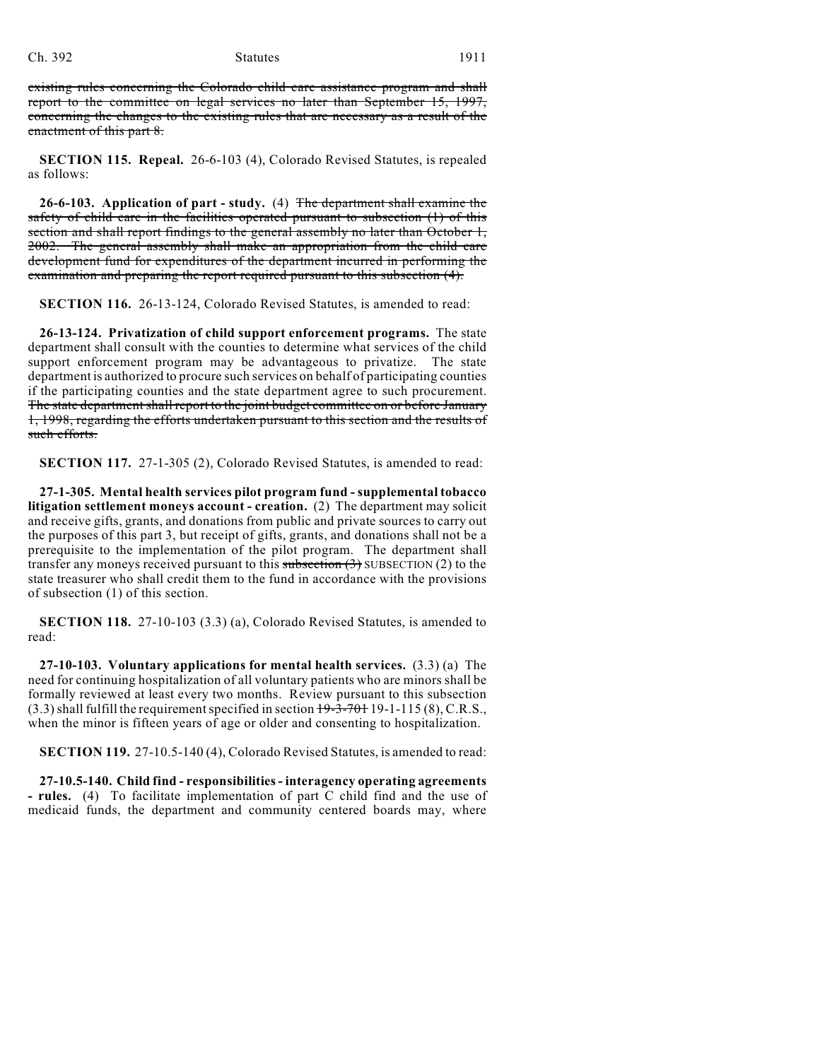~~existing rules concerning the Colorado child care assistance program and shall report to the committee on legal services no later than September 15, 1997, concerning the changes to the existing rules that are necessary as a result of the enactment of this part 8.~~

**SECTION 115. Repeal.** 26-6-103 (4), Colorado Revised Statutes, is repealed as follows:

**26-6-103. Application of part - study.** (4) ~~The department shall examine the safety of child care in the facilities operated pursuant to subsection (1) of this section and shall report findings to the general assembly no later than October 1, 2002. The general assembly shall make an appropriation from the child care development fund for expenditures of the department incurred in performing the examination and preparing the report required pursuant to this subsection (4).~~

**SECTION 116.** 26-13-124, Colorado Revised Statutes, is amended to read:

**26-13-124. Privatization of child support enforcement programs.** The state department shall consult with the counties to determine what services of the child support enforcement program may be advantageous to privatize. The state department is authorized to procure such services on behalf of participating counties if the participating counties and the state department agree to such procurement. ~~The state department shall report to the joint budget committee on or before January 1, 1998, regarding the efforts undertaken pursuant to this section and the results of such efforts.~~

**SECTION 117.** 27-1-305 (2), Colorado Revised Statutes, is amended to read:

**27-1-305. Mental health services pilot program fund - supplemental tobacco litigation settlement moneys account - creation.** (2) The department may solicit and receive gifts, grants, and donations from public and private sources to carry out the purposes of this part 3, but receipt of gifts, grants, and donations shall not be a prerequisite to the implementation of the pilot program. The department shall transfer any moneys received pursuant to this ~~subsection (3)~~ SUBSECTION (2) to the state treasurer who shall credit them to the fund in accordance with the provisions of subsection (1) of this section.

**SECTION 118.** 27-10-103 (3.3) (a), Colorado Revised Statutes, is amended to read:

**27-10-103. Voluntary applications for mental health services.** (3.3) (a) The need for continuing hospitalization of all voluntary patients who are minors shall be formally reviewed at least every two months. Review pursuant to this subsection (3.3) shall fulfill the requirement specified in section ~~19-3-701~~ 19-1-115 (8), C.R.S., when the minor is fifteen years of age or older and consenting to hospitalization.

**SECTION 119.** 27-10.5-140 (4), Colorado Revised Statutes, is amended to read:

**27-10.5-140. Child find - responsibilities - interagency operating agreements - rules.** (4) To facilitate implementation of part C child find and the use of medicaid funds, the department and community centered boards may, where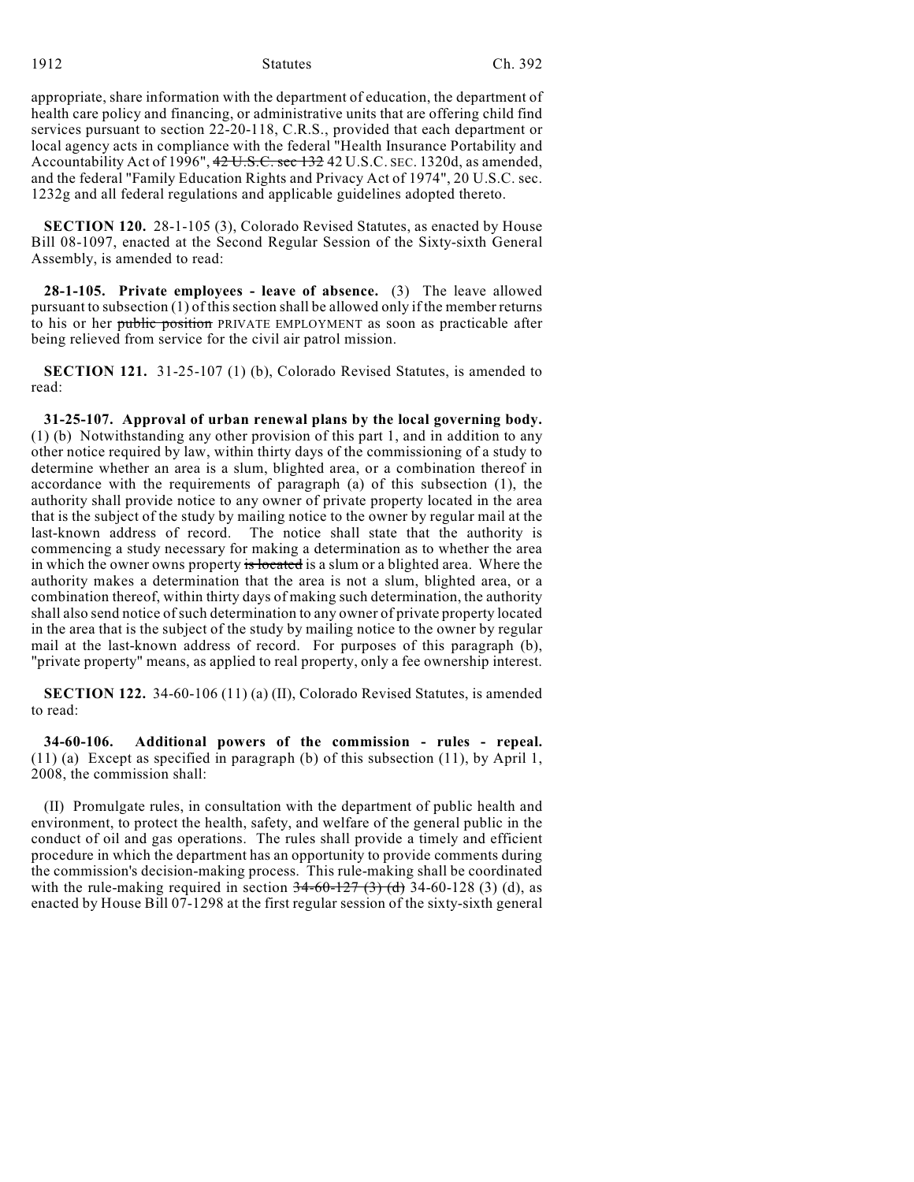appropriate, share information with the department of education, the department of health care policy and financing, or administrative units that are offering child find services pursuant to section 22-20-118, C.R.S., provided that each department or local agency acts in compliance with the federal "Health Insurance Portability and Accountability Act of 1996", ~~42 U.S.C. sec 132~~ 42 U.S.C. SEC. 1320d, as amended, and the federal "Family Education Rights and Privacy Act of 1974", 20 U.S.C. sec. 1232g and all federal regulations and applicable guidelines adopted thereto.

**SECTION 120.** 28-1-105 (3), Colorado Revised Statutes, as enacted by House Bill 08-1097, enacted at the Second Regular Session of the Sixty-sixth General Assembly, is amended to read:

**28-1-105. Private employees - leave of absence.** (3) The leave allowed pursuant to subsection (1) of this section shall be allowed only if the member returns to his or her ~~public position~~ PRIVATE EMPLOYMENT as soon as practicable after being relieved from service for the civil air patrol mission.

**SECTION 121.** 31-25-107 (1) (b), Colorado Revised Statutes, is amended to read:

**31-25-107. Approval of urban renewal plans by the local governing body.** (1) (b) Notwithstanding any other provision of this part 1, and in addition to any other notice required by law, within thirty days of the commissioning of a study to determine whether an area is a slum, blighted area, or a combination thereof in accordance with the requirements of paragraph (a) of this subsection (1), the authority shall provide notice to any owner of private property located in the area that is the subject of the study by mailing notice to the owner by regular mail at the last-known address of record. The notice shall state that the authority is commencing a study necessary for making a determination as to whether the area in which the owner owns property ~~is located~~ is a slum or a blighted area. Where the authority makes a determination that the area is not a slum, blighted area, or a combination thereof, within thirty days of making such determination, the authority shall also send notice of such determination to any owner of private property located in the area that is the subject of the study by mailing notice to the owner by regular mail at the last-known address of record. For purposes of this paragraph (b), "private property" means, as applied to real property, only a fee ownership interest.

**SECTION 122.** 34-60-106 (11) (a) (II), Colorado Revised Statutes, is amended to read:

**34-60-106. Additional powers of the commission - rules - repeal.** (11) (a) Except as specified in paragraph (b) of this subsection (11), by April 1, 2008, the commission shall:

(II) Promulgate rules, in consultation with the department of public health and environment, to protect the health, safety, and welfare of the general public in the conduct of oil and gas operations. The rules shall provide a timely and efficient procedure in which the department has an opportunity to provide comments during the commission's decision-making process. This rule-making shall be coordinated with the rule-making required in section ~~34-60-127 (3) (d)~~ 34-60-128 (3) (d), as enacted by House Bill 07-1298 at the first regular session of the sixty-sixth general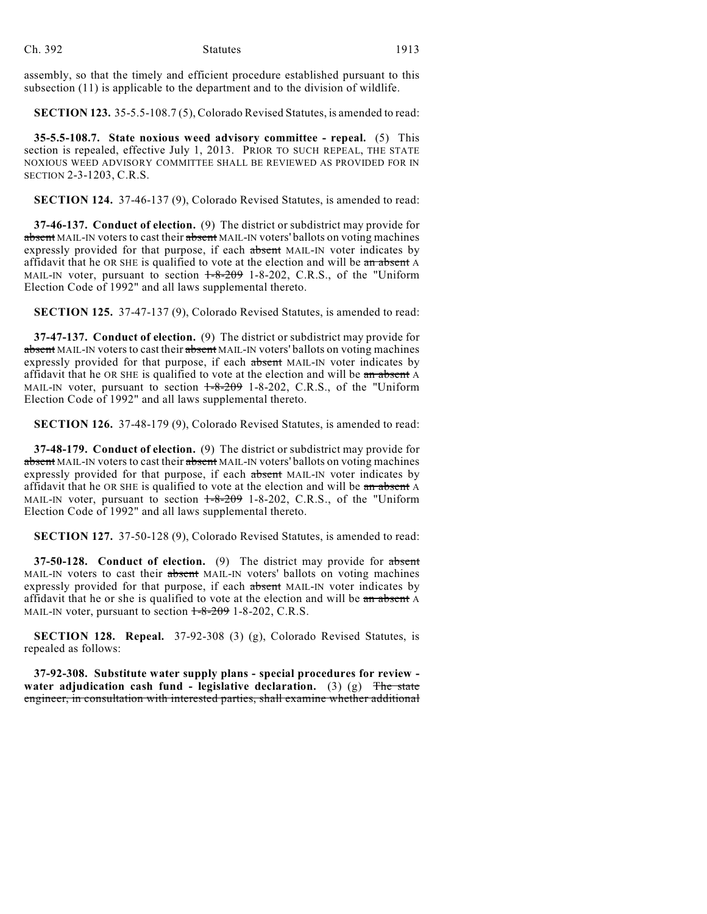assembly, so that the timely and efficient procedure established pursuant to this subsection (11) is applicable to the department and to the division of wildlife.

**SECTION 123.** 35-5.5-108.7 (5), Colorado Revised Statutes, is amended to read:

**35-5.5-108.7. State noxious weed advisory committee - repeal.** (5) This section is repealed, effective July 1, 2013. PRIOR TO SUCH REPEAL, THE STATE NOXIOUS WEED ADVISORY COMMITTEE SHALL BE REVIEWED AS PROVIDED FOR IN SECTION 2-3-1203, C.R.S.

**SECTION 124.** 37-46-137 (9), Colorado Revised Statutes, is amended to read:

**37-46-137. Conduct of election.** (9) The district or subdistrict may provide for ~~absent~~ MAIL-IN voters to cast their ~~absent~~ MAIL-IN voters' ballots on voting machines expressly provided for that purpose, if each ~~absent~~ MAIL-IN voter indicates by affidavit that he OR SHE is qualified to vote at the election and will be ~~an absent~~ A MAIL-IN voter, pursuant to section ~~1-8-209~~ 1-8-202, C.R.S., of the "Uniform Election Code of 1992" and all laws supplemental thereto.

**SECTION 125.** 37-47-137 (9), Colorado Revised Statutes, is amended to read:

**37-47-137. Conduct of election.** (9) The district or subdistrict may provide for ~~absent~~ MAIL-IN voters to cast their ~~absent~~ MAIL-IN voters' ballots on voting machines expressly provided for that purpose, if each ~~absent~~ MAIL-IN voter indicates by affidavit that he OR SHE is qualified to vote at the election and will be ~~an absent~~ A MAIL-IN voter, pursuant to section ~~1-8-209~~ 1-8-202, C.R.S., of the "Uniform Election Code of 1992" and all laws supplemental thereto.

**SECTION 126.** 37-48-179 (9), Colorado Revised Statutes, is amended to read:

**37-48-179. Conduct of election.** (9) The district or subdistrict may provide for ~~absent~~ MAIL-IN voters to cast their ~~absent~~ MAIL-IN voters' ballots on voting machines expressly provided for that purpose, if each ~~absent~~ MAIL-IN voter indicates by affidavit that he OR SHE is qualified to vote at the election and will be ~~an absent~~ A MAIL-IN voter, pursuant to section ~~1-8-209~~ 1-8-202, C.R.S., of the "Uniform Election Code of 1992" and all laws supplemental thereto.

**SECTION 127.** 37-50-128 (9), Colorado Revised Statutes, is amended to read:

**37-50-128. Conduct of election.** (9) The district may provide for ~~absent~~ MAIL-IN voters to cast their ~~absent~~ MAIL-IN voters' ballots on voting machines expressly provided for that purpose, if each ~~absent~~ MAIL-IN voter indicates by affidavit that he or she is qualified to vote at the election and will be ~~an absent~~ A MAIL-IN voter, pursuant to section ~~1-8-209~~ 1-8-202, C.R.S.

**SECTION 128. Repeal.** 37-92-308 (3) (g), Colorado Revised Statutes, is repealed as follows:

**37-92-308. Substitute water supply plans - special procedures for review - water adjudication cash fund - legislative declaration.** (3) (g) ~~The state engineer, in consultation with interested parties, shall examine whether additional~~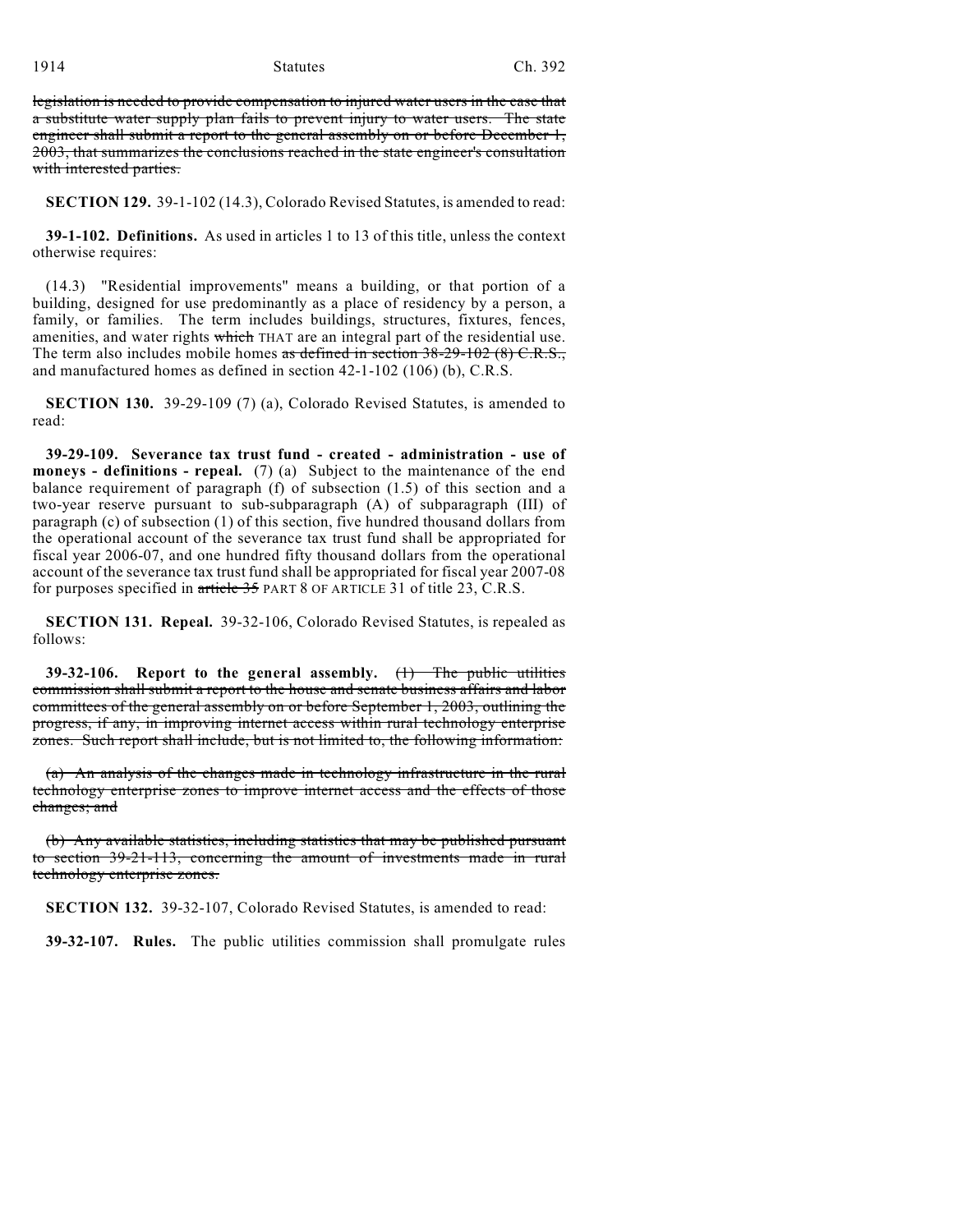~~legislation is needed to provide compensation to injured water users in the case that a substitute water supply plan fails to prevent injury to water users. The state engineer shall submit a report to the general assembly on or before December 1, 2003, that summarizes the conclusions reached in the state engineer's consultation with interested parties.~~

**SECTION 129.** 39-1-102 (14.3), Colorado Revised Statutes, is amended to read:

**39-1-102. Definitions.** As used in articles 1 to 13 of this title, unless the context otherwise requires:

(14.3) "Residential improvements" means a building, or that portion of a building, designed for use predominantly as a place of residency by a person, a family, or families. The term includes buildings, structures, fixtures, fences, amenities, and water rights ~~which~~ THAT are an integral part of the residential use. The term also includes mobile homes ~~as defined in section 38-29-102 (8) C.R.S.,~~ and manufactured homes as defined in section 42-1-102 (106) (b), C.R.S.

**SECTION 130.** 39-29-109 (7) (a), Colorado Revised Statutes, is amended to read:

**39-29-109. Severance tax trust fund - created - administration - use of moneys - definitions - repeal.** (7) (a) Subject to the maintenance of the end balance requirement of paragraph (f) of subsection (1.5) of this section and a two-year reserve pursuant to sub-subparagraph (A) of subparagraph (III) of paragraph (c) of subsection (1) of this section, five hundred thousand dollars from the operational account of the severance tax trust fund shall be appropriated for fiscal year 2006-07, and one hundred fifty thousand dollars from the operational account of the severance tax trust fund shall be appropriated for fiscal year 2007-08 for purposes specified in ~~article 35~~ PART 8 OF ARTICLE 31 of title 23, C.R.S.

**SECTION 131. Repeal.** 39-32-106, Colorado Revised Statutes, is repealed as follows:

**39-32-106. Report to the general assembly.** ~~(1) The public utilities commission shall submit a report to the house and senate business affairs and labor committees of the general assembly on or before September 1, 2003, outlining the progress, if any, in improving internet access within rural technology enterprise zones. Such report shall include, but is not limited to, the following information:~~

~~(a) An analysis of the changes made in technology infrastructure in the rural technology enterprise zones to improve internet access and the effects of those changes; and~~

~~(b) Any available statistics, including statistics that may be published pursuant to section 39-21-113, concerning the amount of investments made in rural technology enterprise zones.~~

**SECTION 132.** 39-32-107, Colorado Revised Statutes, is amended to read:

**39-32-107. Rules.** The public utilities commission shall promulgate rules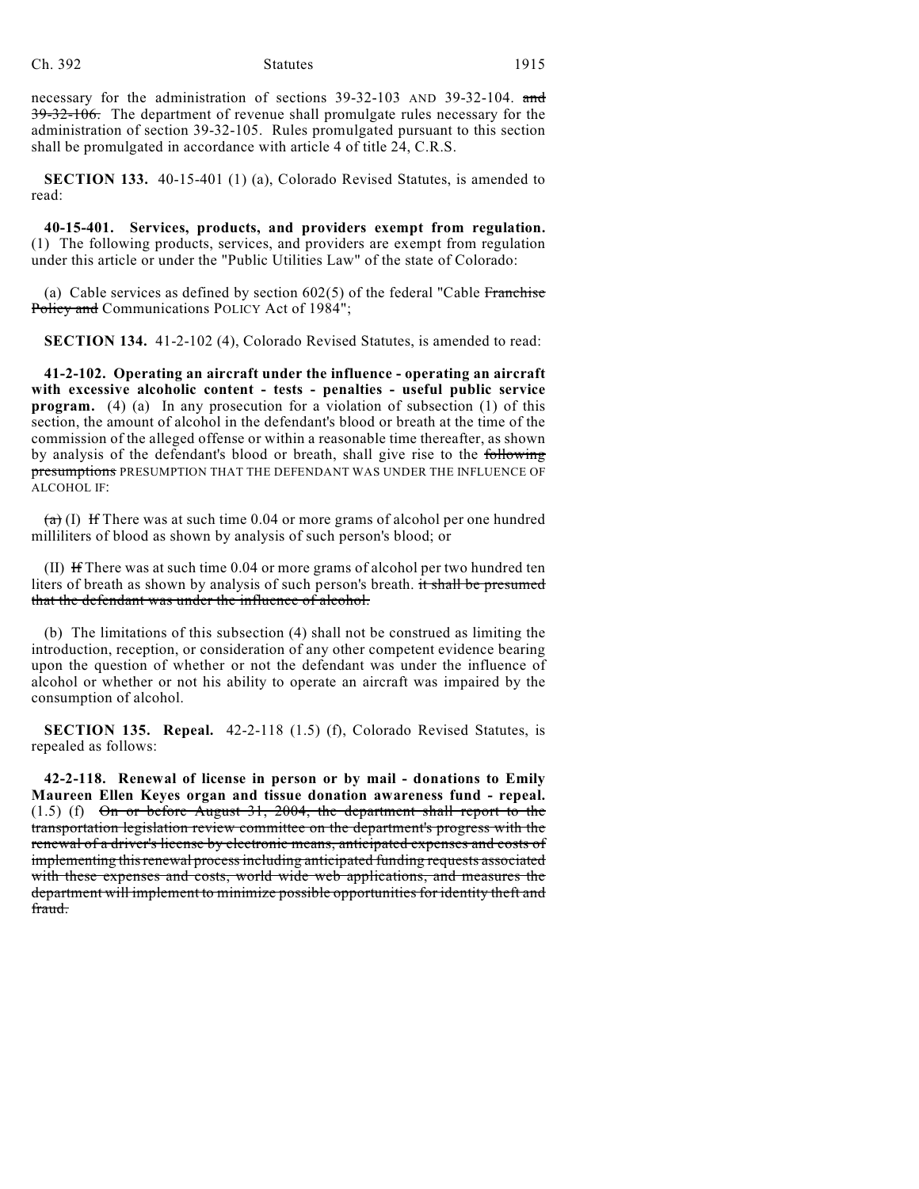necessary for the administration of sections 39-32-103 AND 39-32-104. ~~and 39-32-106.~~ The department of revenue shall promulgate rules necessary for the administration of section 39-32-105. Rules promulgated pursuant to this section shall be promulgated in accordance with article 4 of title 24, C.R.S.

**SECTION 133.** 40-15-401 (1) (a), Colorado Revised Statutes, is amended to read:

**40-15-401. Services, products, and providers exempt from regulation.** (1) The following products, services, and providers are exempt from regulation under this article or under the "Public Utilities Law" of the state of Colorado:

(a) Cable services as defined by section 602(5) of the federal "Cable ~~Franchise Policy and~~ Communications POLICY Act of 1984";

**SECTION 134.** 41-2-102 (4), Colorado Revised Statutes, is amended to read:

**41-2-102. Operating an aircraft under the influence - operating an aircraft with excessive alcoholic content - tests - penalties - useful public service program.** (4) (a) In any prosecution for a violation of subsection (1) of this section, the amount of alcohol in the defendant's blood or breath at the time of the commission of the alleged offense or within a reasonable time thereafter, as shown by analysis of the defendant's blood or breath, shall give rise to the ~~following presumptions~~ PRESUMPTION THAT THE DEFENDANT WAS UNDER THE INFLUENCE OF ALCOHOL IF:

~~(a)~~ (I) ~~If~~ There was at such time 0.04 or more grams of alcohol per one hundred milliliters of blood as shown by analysis of such person's blood; or

(II) ~~If~~ There was at such time 0.04 or more grams of alcohol per two hundred ten liters of breath as shown by analysis of such person's breath. ~~it shall be presumed that the defendant was under the influence of alcohol.~~

(b) The limitations of this subsection (4) shall not be construed as limiting the introduction, reception, or consideration of any other competent evidence bearing upon the question of whether or not the defendant was under the influence of alcohol or whether or not his ability to operate an aircraft was impaired by the consumption of alcohol.

**SECTION 135. Repeal.** 42-2-118 (1.5) (f), Colorado Revised Statutes, is repealed as follows:

**42-2-118. Renewal of license in person or by mail - donations to Emily Maureen Ellen Keyes organ and tissue donation awareness fund - repeal.** (1.5) (f) ~~On or before August 31, 2004, the department shall report to the transportation legislation review committee on the department's progress with the renewal of a driver's license by electronic means, anticipated expenses and costs of implementing this renewal process including anticipated funding requests associated with these expenses and costs, world wide web applications, and measures the department will implement to minimize possible opportunities for identity theft and fraud.~~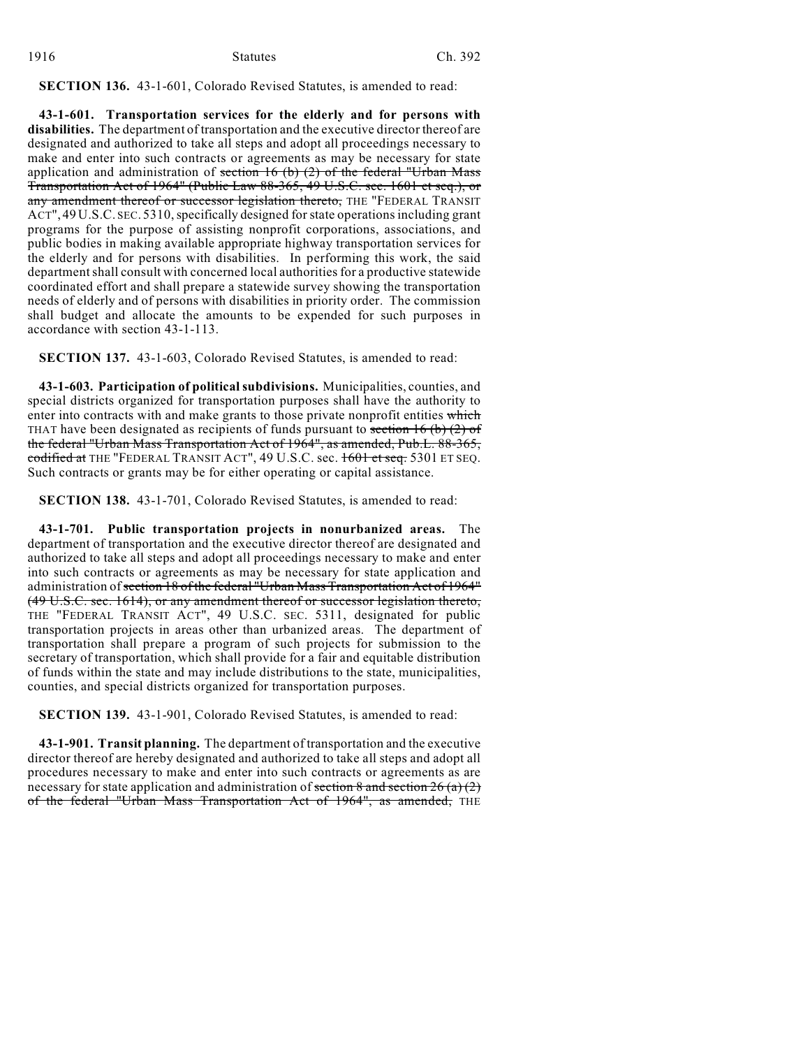**SECTION 136.** 43-1-601, Colorado Revised Statutes, is amended to read:

**43-1-601. Transportation services for the elderly and for persons with disabilities.** The department of transportation and the executive director thereof are designated and authorized to take all steps and adopt all proceedings necessary to make and enter into such contracts or agreements as may be necessary for state application and administration of ~~section 16 (b) (2) of the federal "Urban Mass Transportation Act of 1964" (Public Law 88-365, 49 U.S.C. sec. 1601 et seq.), or any amendment thereof or successor legislation thereto,~~ THE "FEDERAL TRANSIT ACT", 49 U.S.C. SEC. 5310, specifically designed for state operations including grant programs for the purpose of assisting nonprofit corporations, associations, and public bodies in making available appropriate highway transportation services for the elderly and for persons with disabilities. In performing this work, the said department shall consult with concerned local authorities for a productive statewide coordinated effort and shall prepare a statewide survey showing the transportation needs of elderly and of persons with disabilities in priority order. The commission shall budget and allocate the amounts to be expended for such purposes in accordance with section 43-1-113.

**SECTION 137.** 43-1-603, Colorado Revised Statutes, is amended to read:

**43-1-603. Participation of political subdivisions.** Municipalities, counties, and special districts organized for transportation purposes shall have the authority to enter into contracts with and make grants to those private nonprofit entities ~~which~~ THAT have been designated as recipients of funds pursuant to ~~section 16 (b) (2) of the federal "Urban Mass Transportation Act of 1964", as amended, Pub.L. 88-365, codified at~~ THE "FEDERAL TRANSIT ACT", 49 U.S.C. sec. ~~1601 et seq.~~ 5301 ET SEQ. Such contracts or grants may be for either operating or capital assistance.

**SECTION 138.** 43-1-701, Colorado Revised Statutes, is amended to read:

**43-1-701. Public transportation projects in nonurbanized areas.** The department of transportation and the executive director thereof are designated and authorized to take all steps and adopt all proceedings necessary to make and enter into such contracts or agreements as may be necessary for state application and administration of ~~section 18 of the federal "Urban Mass Transportation Act of 1964" (49 U.S.C. sec. 1614), or any amendment thereof or successor legislation thereto,~~ THE "FEDERAL TRANSIT ACT", 49 U.S.C. SEC. 5311, designated for public transportation projects in areas other than urbanized areas. The department of transportation shall prepare a program of such projects for submission to the secretary of transportation, which shall provide for a fair and equitable distribution of funds within the state and may include distributions to the state, municipalities, counties, and special districts organized for transportation purposes.

**SECTION 139.** 43-1-901, Colorado Revised Statutes, is amended to read:

**43-1-901. Transit planning.** The department of transportation and the executive director thereof are hereby designated and authorized to take all steps and adopt all procedures necessary to make and enter into such contracts or agreements as are necessary for state application and administration of ~~section 8 and section 26 (a) (2) of the federal "Urban Mass Transportation Act of 1964", as amended,~~ THE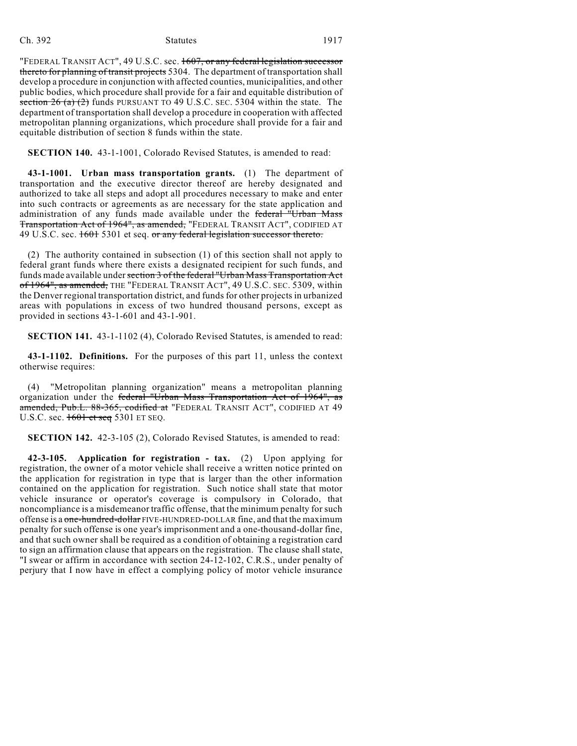"FEDERAL TRANSIT ACT", 49 U.S.C. sec. ~~1607, or any federal legislation successor thereto for planning of transit projects~~ 5304. The department of transportation shall develop a procedure in conjunction with affected counties, municipalities, and other public bodies, which procedure shall provide for a fair and equitable distribution of ~~section 26 (a) (2)~~ funds PURSUANT TO 49 U.S.C. SEC. 5304 within the state. The department of transportation shall develop a procedure in cooperation with affected metropolitan planning organizations, which procedure shall provide for a fair and equitable distribution of section 8 funds within the state.

**SECTION 140.** 43-1-1001, Colorado Revised Statutes, is amended to read:

**43-1-1001. Urban mass transportation grants.** (1) The department of transportation and the executive director thereof are hereby designated and authorized to take all steps and adopt all procedures necessary to make and enter into such contracts or agreements as are necessary for the state application and administration of any funds made available under the ~~federal "Urban Mass Transportation Act of 1964", as amended,~~ "FEDERAL TRANSIT ACT", CODIFIED AT 49 U.S.C. sec. ~~1601~~ 5301 et seq. ~~or any federal legislation successor thereto.~~

(2) The authority contained in subsection (1) of this section shall not apply to federal grant funds where there exists a designated recipient for such funds, and funds made available under ~~section 3 of the federal "Urban Mass Transportation Act of 1964", as amended,~~ THE "FEDERAL TRANSIT ACT", 49 U.S.C. SEC. 5309, within the Denver regional transportation district, and funds for other projects in urbanized areas with populations in excess of two hundred thousand persons, except as provided in sections 43-1-601 and 43-1-901.

**SECTION 141.** 43-1-1102 (4), Colorado Revised Statutes, is amended to read:

**43-1-1102. Definitions.** For the purposes of this part 11, unless the context otherwise requires:

(4) "Metropolitan planning organization" means a metropolitan planning organization under the ~~federal "Urban Mass Transportation Act of 1964", as amended, Pub.L. 88-365, codified at~~ "FEDERAL TRANSIT ACT", CODIFIED AT 49 U.S.C. sec. ~~1601 et seq~~ 5301 ET SEQ.

**SECTION 142.** 42-3-105 (2), Colorado Revised Statutes, is amended to read:

**42-3-105. Application for registration - tax.** (2) Upon applying for registration, the owner of a motor vehicle shall receive a written notice printed on the application for registration in type that is larger than the other information contained on the application for registration. Such notice shall state that motor vehicle insurance or operator's coverage is compulsory in Colorado, that noncompliance is a misdemeanor traffic offense, that the minimum penalty for such offense is a ~~one-hundred-dollar~~ FIVE-HUNDRED-DOLLAR fine, and that the maximum penalty for such offense is one year's imprisonment and a one-thousand-dollar fine, and that such owner shall be required as a condition of obtaining a registration card to sign an affirmation clause that appears on the registration. The clause shall state, "I swear or affirm in accordance with section 24-12-102, C.R.S., under penalty of perjury that I now have in effect a complying policy of motor vehicle insurance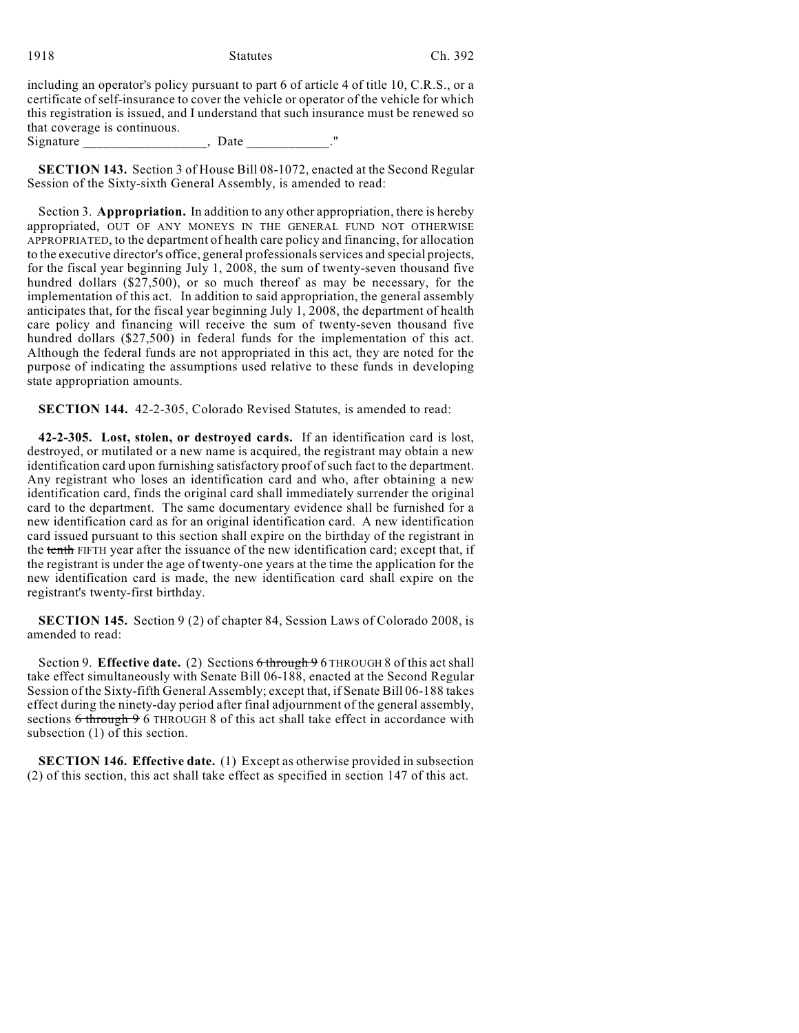including an operator's policy pursuant to part 6 of article 4 of title 10, C.R.S., or a certificate of self-insurance to cover the vehicle or operator of the vehicle for which this registration is issued, and I understand that such insurance must be renewed so that coverage is continuous.

Signature ___________________, Date ____________."

**SECTION 143.** Section 3 of House Bill 08-1072, enacted at the Second Regular Session of the Sixty-sixth General Assembly, is amended to read:

Section 3. **Appropriation.** In addition to any other appropriation, there is hereby appropriated, OUT OF ANY MONEYS IN THE GENERAL FUND NOT OTHERWISE APPROPRIATED, to the department of health care policy and financing, for allocation to the executive director's office, general professionals services and special projects, for the fiscal year beginning July 1, 2008, the sum of twenty-seven thousand five hundred dollars ($27,500), or so much thereof as may be necessary, for the implementation of this act. In addition to said appropriation, the general assembly anticipates that, for the fiscal year beginning July 1, 2008, the department of health care policy and financing will receive the sum of twenty-seven thousand five hundred dollars ($27,500) in federal funds for the implementation of this act. Although the federal funds are not appropriated in this act, they are noted for the purpose of indicating the assumptions used relative to these funds in developing state appropriation amounts.

**SECTION 144.** 42-2-305, Colorado Revised Statutes, is amended to read:

**42-2-305. Lost, stolen, or destroyed cards.** If an identification card is lost, destroyed, or mutilated or a new name is acquired, the registrant may obtain a new identification card upon furnishing satisfactory proof of such fact to the department. Any registrant who loses an identification card and who, after obtaining a new identification card, finds the original card shall immediately surrender the original card to the department. The same documentary evidence shall be furnished for a new identification card as for an original identification card. A new identification card issued pursuant to this section shall expire on the birthday of the registrant in the ~~tenth~~ FIFTH year after the issuance of the new identification card; except that, if the registrant is under the age of twenty-one years at the time the application for the new identification card is made, the new identification card shall expire on the registrant's twenty-first birthday.

**SECTION 145.** Section 9 (2) of chapter 84, Session Laws of Colorado 2008, is amended to read:

Section 9. **Effective date.** (2) Sections ~~6 through 9~~ 6 THROUGH 8 of this act shall take effect simultaneously with Senate Bill 06-188, enacted at the Second Regular Session of the Sixty-fifth General Assembly; except that, if Senate Bill 06-188 takes effect during the ninety-day period after final adjournment of the general assembly, sections ~~6 through 9~~ 6 THROUGH 8 of this act shall take effect in accordance with subsection (1) of this section.

**SECTION 146. Effective date.** (1) Except as otherwise provided in subsection (2) of this section, this act shall take effect as specified in section 147 of this act.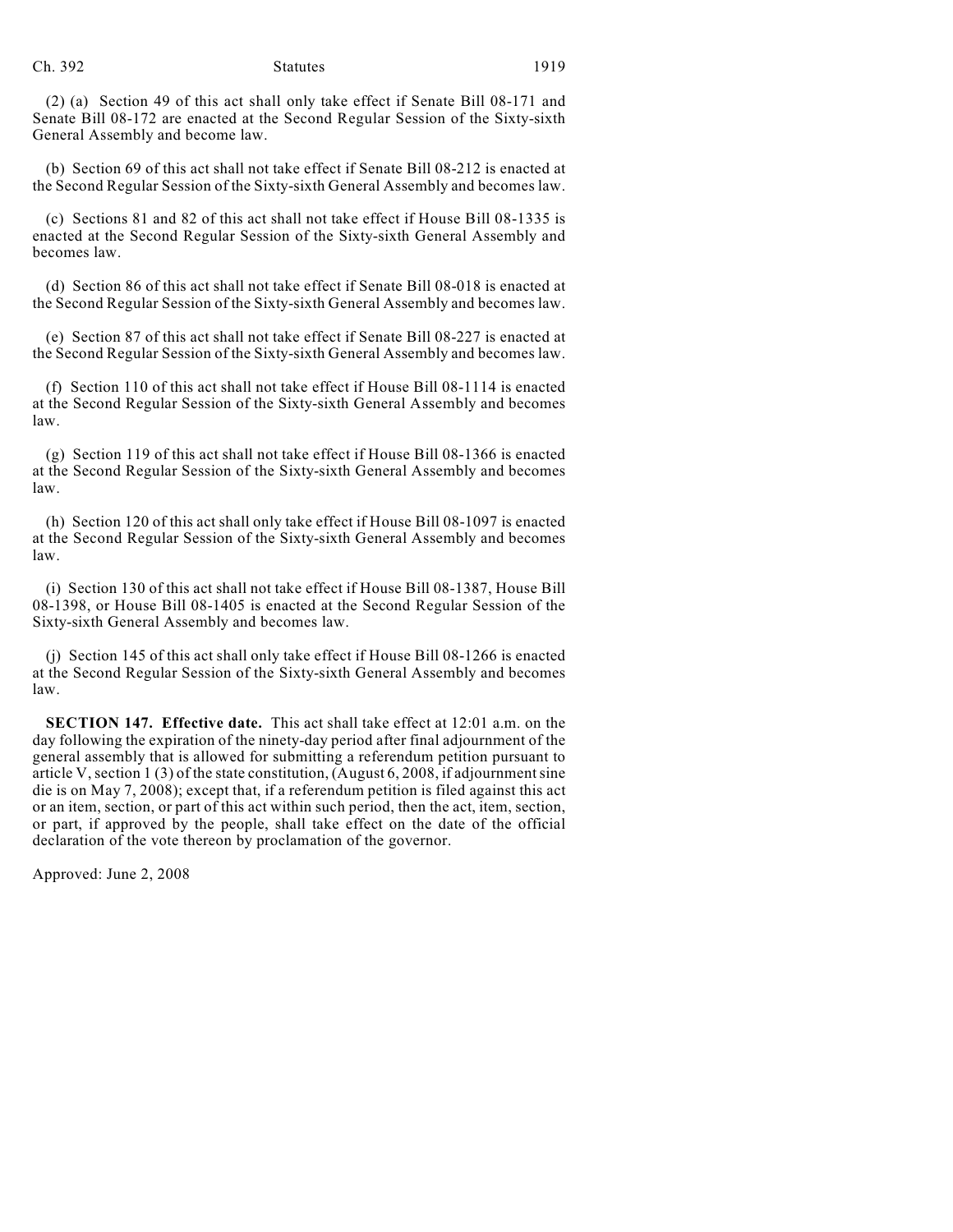(2) (a) Section 49 of this act shall only take effect if Senate Bill 08-171 and Senate Bill 08-172 are enacted at the Second Regular Session of the Sixty-sixth General Assembly and become law.

(b) Section 69 of this act shall not take effect if Senate Bill 08-212 is enacted at the Second Regular Session of the Sixty-sixth General Assembly and becomes law.

(c) Sections 81 and 82 of this act shall not take effect if House Bill 08-1335 is enacted at the Second Regular Session of the Sixty-sixth General Assembly and becomes law.

(d) Section 86 of this act shall not take effect if Senate Bill 08-018 is enacted at the Second Regular Session of the Sixty-sixth General Assembly and becomes law.

(e) Section 87 of this act shall not take effect if Senate Bill 08-227 is enacted at the Second Regular Session of the Sixty-sixth General Assembly and becomes law.

(f) Section 110 of this act shall not take effect if House Bill 08-1114 is enacted at the Second Regular Session of the Sixty-sixth General Assembly and becomes law.

(g) Section 119 of this act shall not take effect if House Bill 08-1366 is enacted at the Second Regular Session of the Sixty-sixth General Assembly and becomes law.

(h) Section 120 of this act shall only take effect if House Bill 08-1097 is enacted at the Second Regular Session of the Sixty-sixth General Assembly and becomes law.

(i) Section 130 of this act shall not take effect if House Bill 08-1387, House Bill 08-1398, or House Bill 08-1405 is enacted at the Second Regular Session of the Sixty-sixth General Assembly and becomes law.

(j) Section 145 of this act shall only take effect if House Bill 08-1266 is enacted at the Second Regular Session of the Sixty-sixth General Assembly and becomes law.

**SECTION 147. Effective date.** This act shall take effect at 12:01 a.m. on the day following the expiration of the ninety-day period after final adjournment of the general assembly that is allowed for submitting a referendum petition pursuant to article V, section 1 (3) of the state constitution, (August 6, 2008, if adjournment sine die is on May 7, 2008); except that, if a referendum petition is filed against this act or an item, section, or part of this act within such period, then the act, item, section, or part, if approved by the people, shall take effect on the date of the official declaration of the vote thereon by proclamation of the governor.

Approved: June 2, 2008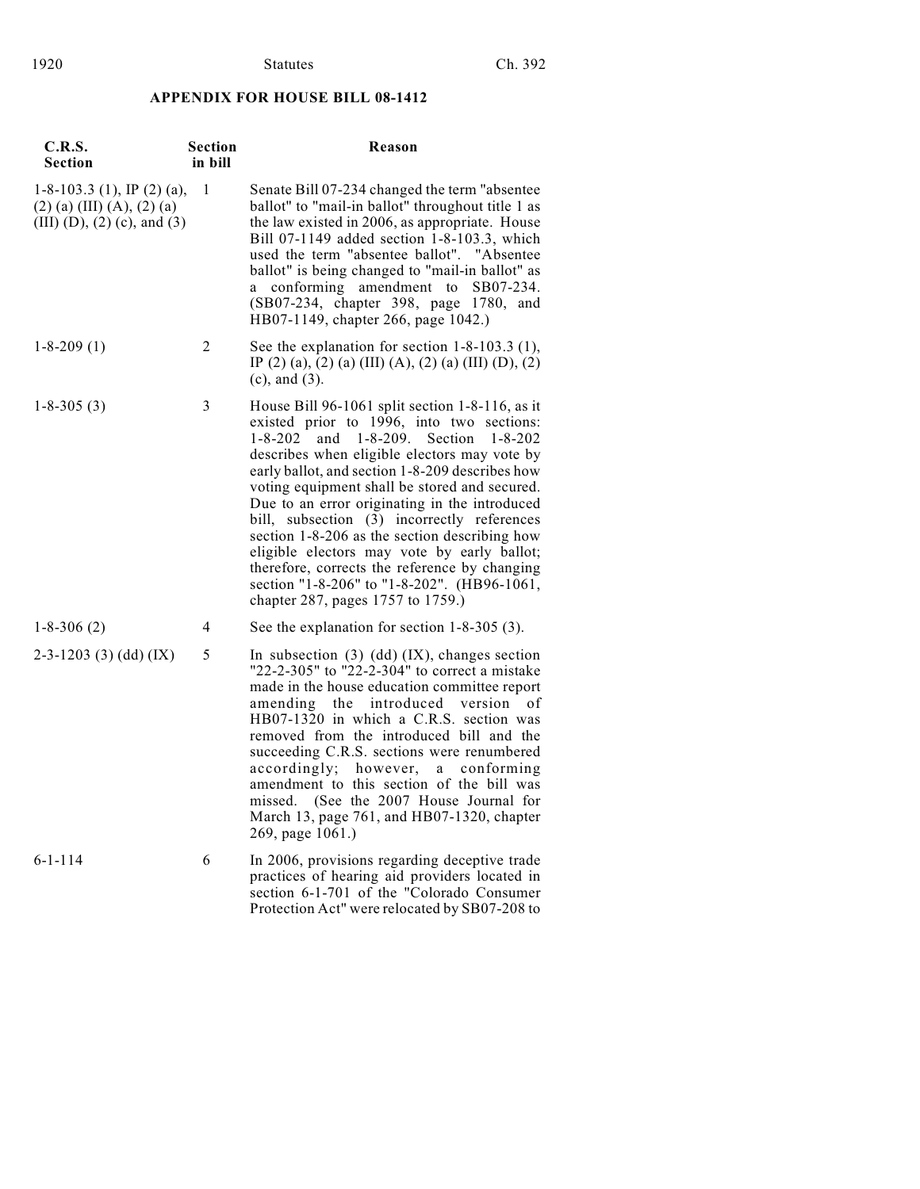## APPENDIX FOR HOUSE BILL 08-1412

| C.R.S. Section | Section in bill | Reason |
|---|---|---|
| 1-8-103.3 (1), IP (2) (a), (2) (a) (III) (A), (2) (a) (III) (D), (2) (c), and (3) | 1 | Senate Bill 07-234 changed the term "absentee ballot" to "mail-in ballot" throughout title 1 as the law existed in 2006, as appropriate. House Bill 07-1149 added section 1-8-103.3, which used the term "absentee ballot". "Absentee ballot" is being changed to "mail-in ballot" as a conforming amendment to SB07-234. (SB07-234, chapter 398, page 1780, and HB07-1149, chapter 266, page 1042.) |
| 1-8-209 (1) | 2 | See the explanation for section 1-8-103.3 (1), IP (2) (a), (2) (a) (III) (A), (2) (a) (III) (D), (2) (c), and (3). |
| 1-8-305 (3) | 3 | House Bill 96-1061 split section 1-8-116, as it existed prior to 1996, into two sections: 1-8-202 and 1-8-209. Section 1-8-202 describes when eligible electors may vote by early ballot, and section 1-8-209 describes how voting equipment shall be stored and secured. Due to an error originating in the introduced bill, subsection (3) incorrectly references section 1-8-206 as the section describing how eligible electors may vote by early ballot; therefore, corrects the reference by changing section "1-8-206" to "1-8-202". (HB96-1061, chapter 287, pages 1757 to 1759.) |
| 1-8-306 (2) | 4 | See the explanation for section 1-8-305 (3). |
| 2-3-1203 (3) (dd) (IX) | 5 | In subsection (3) (dd) (IX), changes section "22-2-305" to "22-2-304" to correct a mistake made in the house education committee report amending the introduced version of HB07-1320 in which a C.R.S. section was removed from the introduced bill and the succeeding C.R.S. sections were renumbered accordingly; however, a conforming amendment to this section of the bill was missed. (See the 2007 House Journal for March 13, page 761, and HB07-1320, chapter 269, page 1061.) |
| 6-1-114 | 6 | In 2006, provisions regarding deceptive trade practices of hearing aid providers located in section 6-1-701 of the "Colorado Consumer Protection Act" were relocated by SB07-208 to |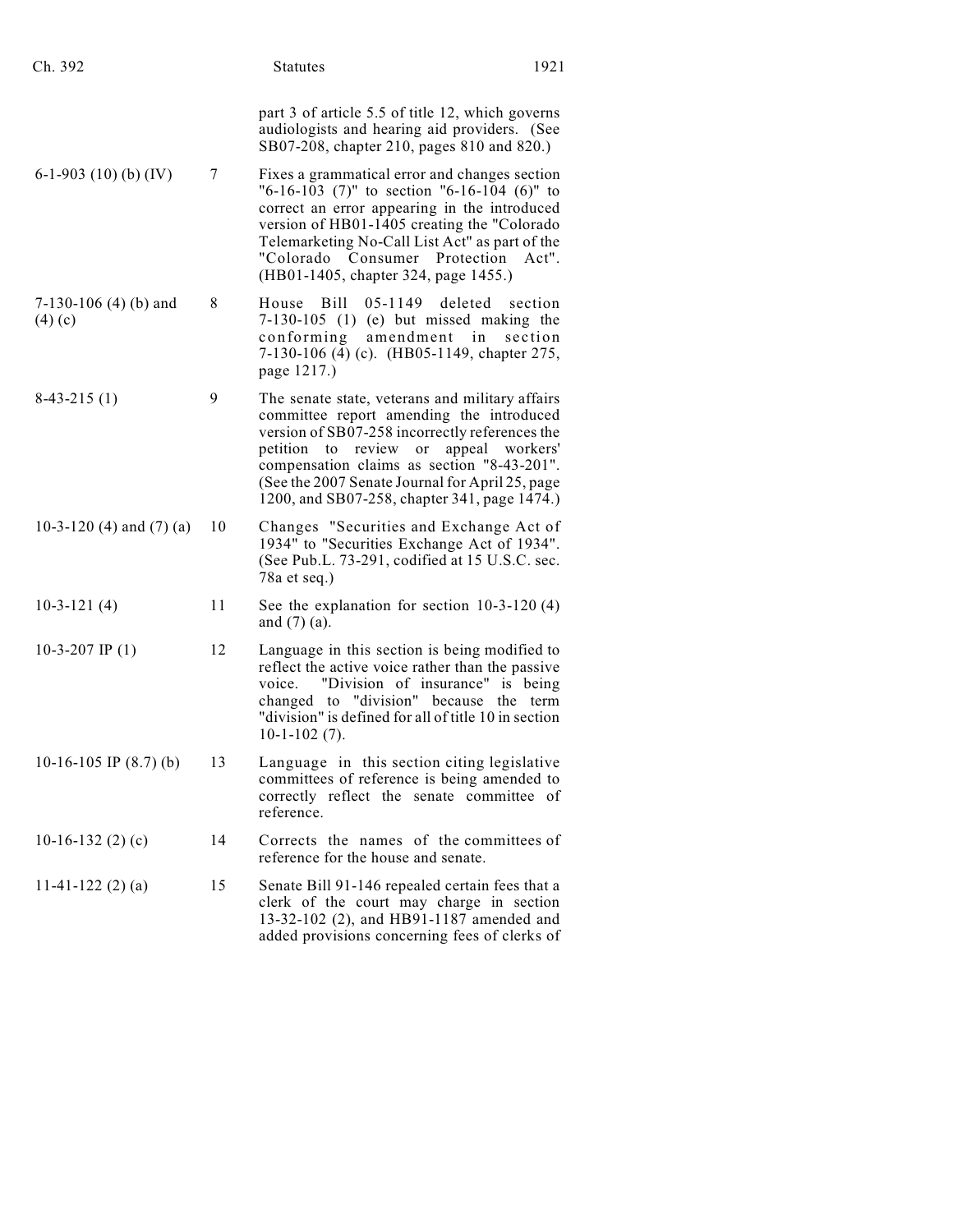| | | |
|---|---|---|
| | | part 3 of article 5.5 of title 12, which governs audiologists and hearing aid providers. (See SB07-208, chapter 210, pages 810 and 820.) |
| 6-1-903 (10) (b) (IV) | 7 | Fixes a grammatical error and changes section "6-16-103 (7)" to section "6-16-104 (6)" to correct an error appearing in the introduced version of HB01-1405 creating the "Colorado Telemarketing No-Call List Act" as part of the "Colorado Consumer Protection Act". (HB01-1405, chapter 324, page 1455.) |
| 7-130-106 (4) (b) and (4) (c) | 8 | House Bill 05-1149 deleted section 7-130-105 (1) (e) but missed making the conforming amendment in section 7-130-106 (4) (c). (HB05-1149, chapter 275, page 1217.) |
| 8-43-215 (1) | 9 | The senate state, veterans and military affairs committee report amending the introduced version of SB07-258 incorrectly references the petition to review or appeal workers' compensation claims as section "8-43-201". (See the 2007 Senate Journal for April 25, page 1200, and SB07-258, chapter 341, page 1474.) |
| 10-3-120 (4) and (7) (a) | 10 | Changes "Securities and Exchange Act of 1934" to "Securities Exchange Act of 1934". (See Pub.L. 73-291, codified at 15 U.S.C. sec. 78a et seq.) |
| 10-3-121 (4) | 11 | See the explanation for section 10-3-120 (4) and (7) (a). |
| 10-3-207 IP (1) | 12 | Language in this section is being modified to reflect the active voice rather than the passive voice. "Division of insurance" is being changed to "division" because the term "division" is defined for all of title 10 in section 10-1-102 (7). |
| 10-16-105 IP (8.7) (b) | 13 | Language in this section citing legislative committees of reference is being amended to correctly reflect the senate committee of reference. |
| 10-16-132 (2) (c) | 14 | Corrects the names of the committees of reference for the house and senate. |
| 11-41-122 (2) (a) | 15 | Senate Bill 91-146 repealed certain fees that a clerk of the court may charge in section 13-32-102 (2), and HB91-1187 amended and added provisions concerning fees of clerks of |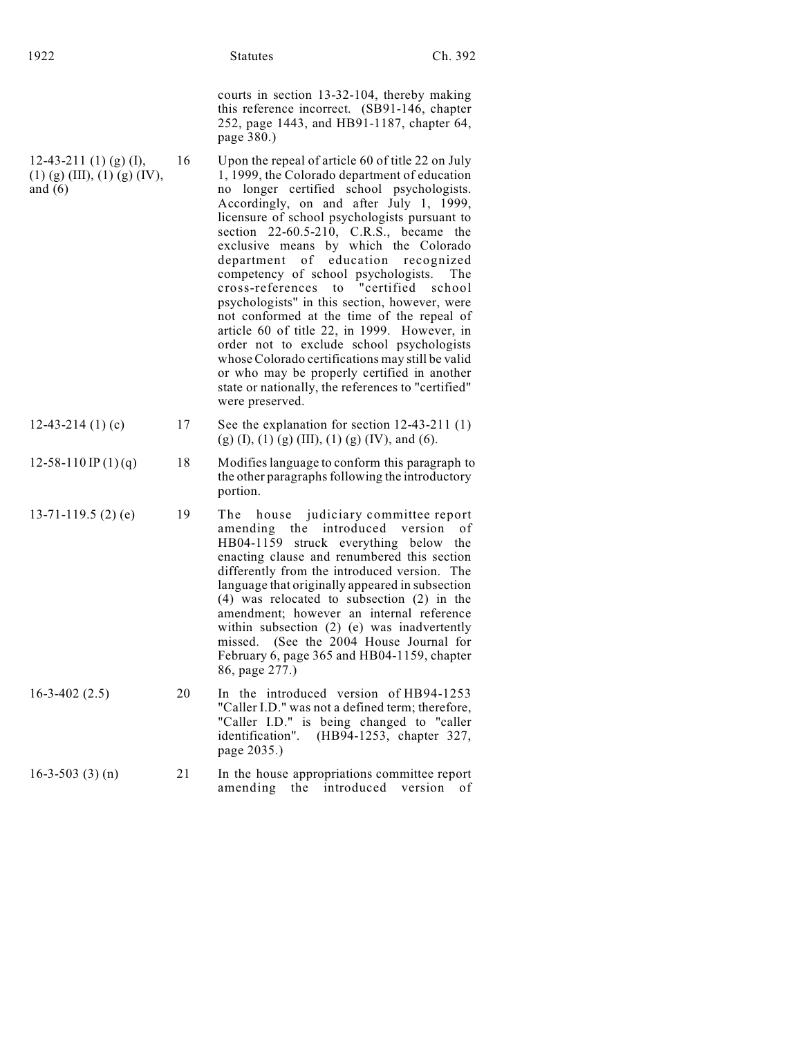| | | |
|---|---|---|
| | | courts in section 13-32-104, thereby making this reference incorrect. (SB91-146, chapter 252, page 1443, and HB91-1187, chapter 64, page 380.) |
| 12-43-211 (1) (g) (I), (1) (g) (III), (1) (g) (IV), and (6) | 16 | Upon the repeal of article 60 of title 22 on July 1, 1999, the Colorado department of education no longer certified school psychologists. Accordingly, on and after July 1, 1999, licensure of school psychologists pursuant to section 22-60.5-210, C.R.S., became the exclusive means by which the Colorado department of education recognized competency of school psychologists. The cross-references to "certified school psychologists" in this section, however, were not conformed at the time of the repeal of article 60 of title 22, in 1999. However, in order not to exclude school psychologists whose Colorado certifications may still be valid or who may be properly certified in another state or nationally, the references to "certified" were preserved. |
| 12-43-214 (1) (c) | 17 | See the explanation for section 12-43-211 (1) (g) (I), (1) (g) (III), (1) (g) (IV), and (6). |
| 12-58-110 IP (1) (q) | 18 | Modifies language to conform this paragraph to the other paragraphs following the introductory portion. |
| 13-71-119.5 (2) (e) | 19 | The house judiciary committee report amending the introduced version of HB04-1159 struck everything below the enacting clause and renumbered this section differently from the introduced version. The language that originally appeared in subsection (4) was relocated to subsection (2) in the amendment; however an internal reference within subsection (2) (e) was inadvertently missed. (See the 2004 House Journal for February 6, page 365 and HB04-1159, chapter 86, page 277.) |
| 16-3-402 (2.5) | 20 | In the introduced version of HB94-1253 "Caller I.D." was not a defined term; therefore, "Caller I.D." is being changed to "caller identification". (HB94-1253, chapter 327, page 2035.) |
| 16-3-503 (3) (n) | 21 | In the house appropriations committee report amending the introduced version of |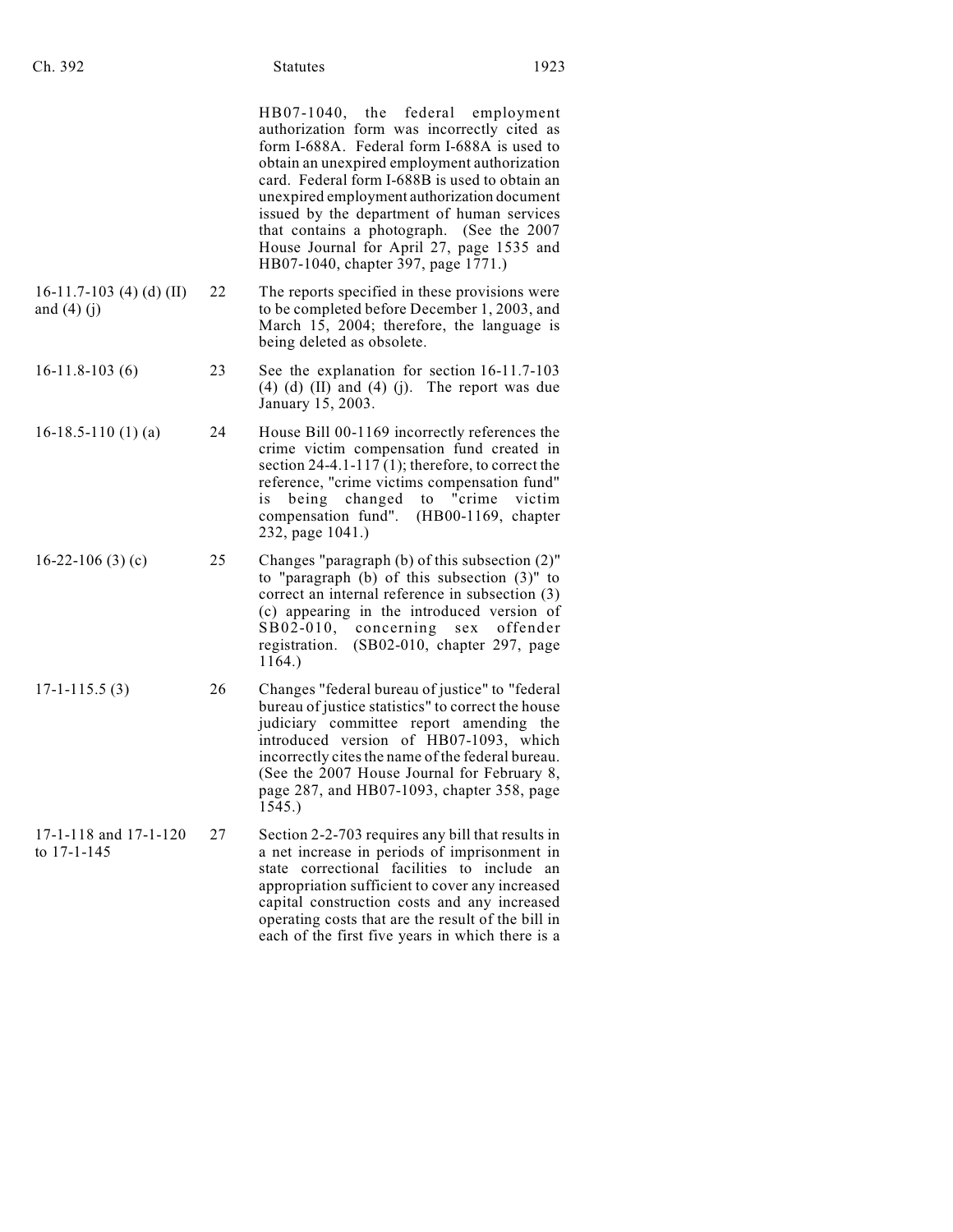| | | |
|---|---|---|
| | | HB07-1040, the federal employment authorization form was incorrectly cited as form I-688A. Federal form I-688A is used to obtain an unexpired employment authorization card. Federal form I-688B is used to obtain an unexpired employment authorization document issued by the department of human services that contains a photograph. (See the 2007 House Journal for April 27, page 1535 and HB07-1040, chapter 397, page 1771.) |
| 16-11.7-103 (4) (d) (II) and (4) (j) | 22 | The reports specified in these provisions were to be completed before December 1, 2003, and March 15, 2004; therefore, the language is being deleted as obsolete. |
| 16-11.8-103 (6) | 23 | See the explanation for section 16-11.7-103 (4) (d) (II) and (4) (j). The report was due January 15, 2003. |
| 16-18.5-110 (1) (a) | 24 | House Bill 00-1169 incorrectly references the crime victim compensation fund created in section 24-4.1-117 (1); therefore, to correct the reference, "crime victims compensation fund" is being changed to "crime victim compensation fund". (HB00-1169, chapter 232, page 1041.) |
| 16-22-106 (3) (c) | 25 | Changes "paragraph (b) of this subsection (2)" to "paragraph (b) of this subsection (3)" to correct an internal reference in subsection (3) (c) appearing in the introduced version of SB02-010, concerning sex offender registration. (SB02-010, chapter 297, page 1164.) |
| 17-1-115.5 (3) | 26 | Changes "federal bureau of justice" to "federal bureau of justice statistics" to correct the house judiciary committee report amending the introduced version of HB07-1093, which incorrectly cites the name of the federal bureau. (See the 2007 House Journal for February 8, page 287, and HB07-1093, chapter 358, page 1545.) |
| 17-1-118 and 17-1-120 to 17-1-145 | 27 | Section 2-2-703 requires any bill that results in a net increase in periods of imprisonment in state correctional facilities to include an appropriation sufficient to cover any increased capital construction costs and any increased operating costs that are the result of the bill in each of the first five years in which there is a |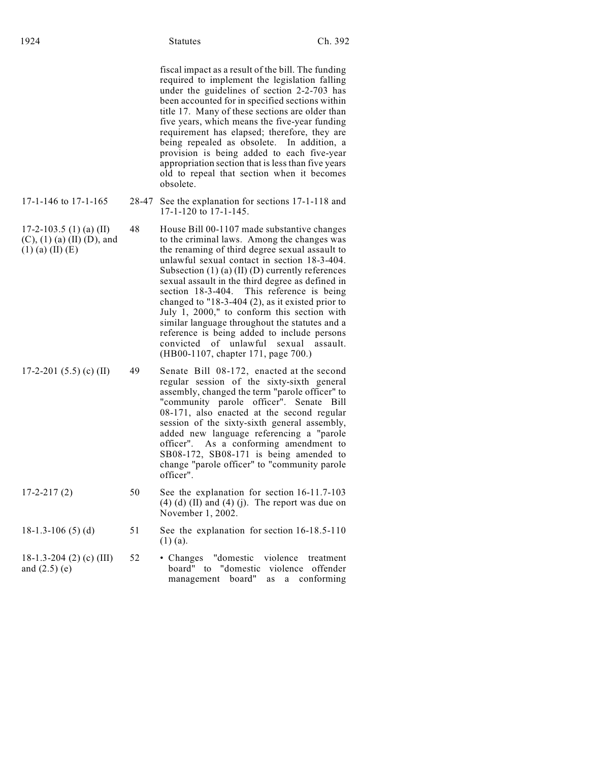| | | fiscal impact as a result of the bill. The funding required to implement the legislation falling under the guidelines of section 2-2-703 has been accounted for in specified sections within title 17. Many of these sections are older than five years, which means the five-year funding requirement has elapsed; therefore, they are being repealed as obsolete. In addition, a provision is being added to each five-year appropriation section that is less than five years old to repeal that section when it becomes obsolete. |
|---|---|---|
| 17-1-146 to 17-1-165 | 28-47 | See the explanation for sections 17-1-118 and 17-1-120 to 17-1-145. |
| 17-2-103.5 (1) (a) (II) (C), (1) (a) (II) (D), and (1) (a) (II) (E) | 48 | House Bill 00-1107 made substantive changes to the criminal laws. Among the changes was the renaming of third degree sexual assault to unlawful sexual contact in section 18-3-404. Subsection (1) (a) (II) (D) currently references sexual assault in the third degree as defined in section 18-3-404. This reference is being changed to "18-3-404 (2), as it existed prior to July 1, 2000," to conform this section with similar language throughout the statutes and a reference is being added to include persons convicted of unlawful sexual assault. (HB00-1107, chapter 171, page 700.) |
| 17-2-201 (5.5) (c) (II) | 49 | Senate Bill 08-172, enacted at the second regular session of the sixty-sixth general assembly, changed the term "parole officer" to "community parole officer". Senate Bill 08-171, also enacted at the second regular session of the sixty-sixth general assembly, added new language referencing a "parole officer". As a conforming amendment to SB08-172, SB08-171 is being amended to change "parole officer" to "community parole officer". |
| 17-2-217 (2) | 50 | See the explanation for section 16-11.7-103 (4) (d) (II) and (4) (j). The report was due on November 1, 2002. |
| 18-1.3-106 (5) (d) | 51 | See the explanation for section 16-18.5-110 (1) (a). |
| 18-1.3-204 (2) (c) (III) and (2.5) (e) | 52 | • Changes "domestic violence treatment board" to "domestic violence offender management board" as a conforming |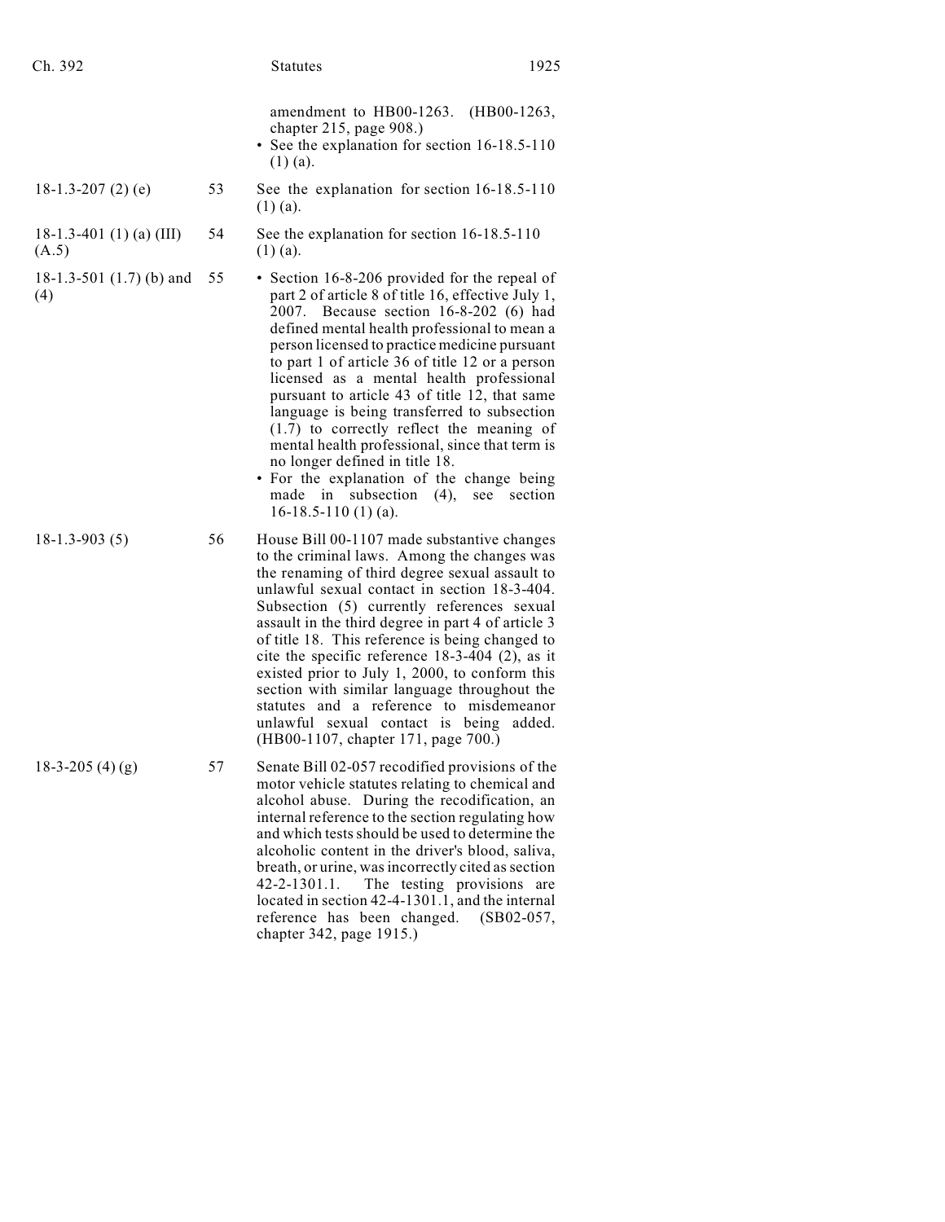| | | |
|---|---|---|
| | | amendment to HB00-1263. (HB00-1263, chapter 215, page 908.)<br>• See the explanation for section 16-18.5-110 (1) (a). |
| 18-1.3-207 (2) (e) | 53 | See the explanation for section 16-18.5-110 (1) (a). |
| 18-1.3-401 (1) (a) (III) (A.5) | 54 | See the explanation for section 16-18.5-110 (1) (a). |
| 18-1.3-501 (1.7) (b) and (4) | 55 | • Section 16-8-206 provided for the repeal of part 2 of article 8 of title 16, effective July 1, 2007. Because section 16-8-202 (6) had defined mental health professional to mean a person licensed to practice medicine pursuant to part 1 of article 36 of title 12 or a person licensed as a mental health professional pursuant to article 43 of title 12, that same language is being transferred to subsection (1.7) to correctly reflect the meaning of mental health professional, since that term is no longer defined in title 18.<br>• For the explanation of the change being made in subsection (4), see section 16-18.5-110 (1) (a). |
| 18-1.3-903 (5) | 56 | House Bill 00-1107 made substantive changes to the criminal laws. Among the changes was the renaming of third degree sexual assault to unlawful sexual contact in section 18-3-404. Subsection (5) currently references sexual assault in the third degree in part 4 of article 3 of title 18. This reference is being changed to cite the specific reference 18-3-404 (2), as it existed prior to July 1, 2000, to conform this section with similar language throughout the statutes and a reference to misdemeanor unlawful sexual contact is being added. (HB00-1107, chapter 171, page 700.) |
| 18-3-205 (4) (g) | 57 | Senate Bill 02-057 recodified provisions of the motor vehicle statutes relating to chemical and alcohol abuse. During the recodification, an internal reference to the section regulating how and which tests should be used to determine the alcoholic content in the driver's blood, saliva, breath, or urine, was incorrectly cited as section 42-2-1301.1. The testing provisions are located in section 42-4-1301.1, and the internal reference has been changed. (SB02-057, chapter 342, page 1915.) |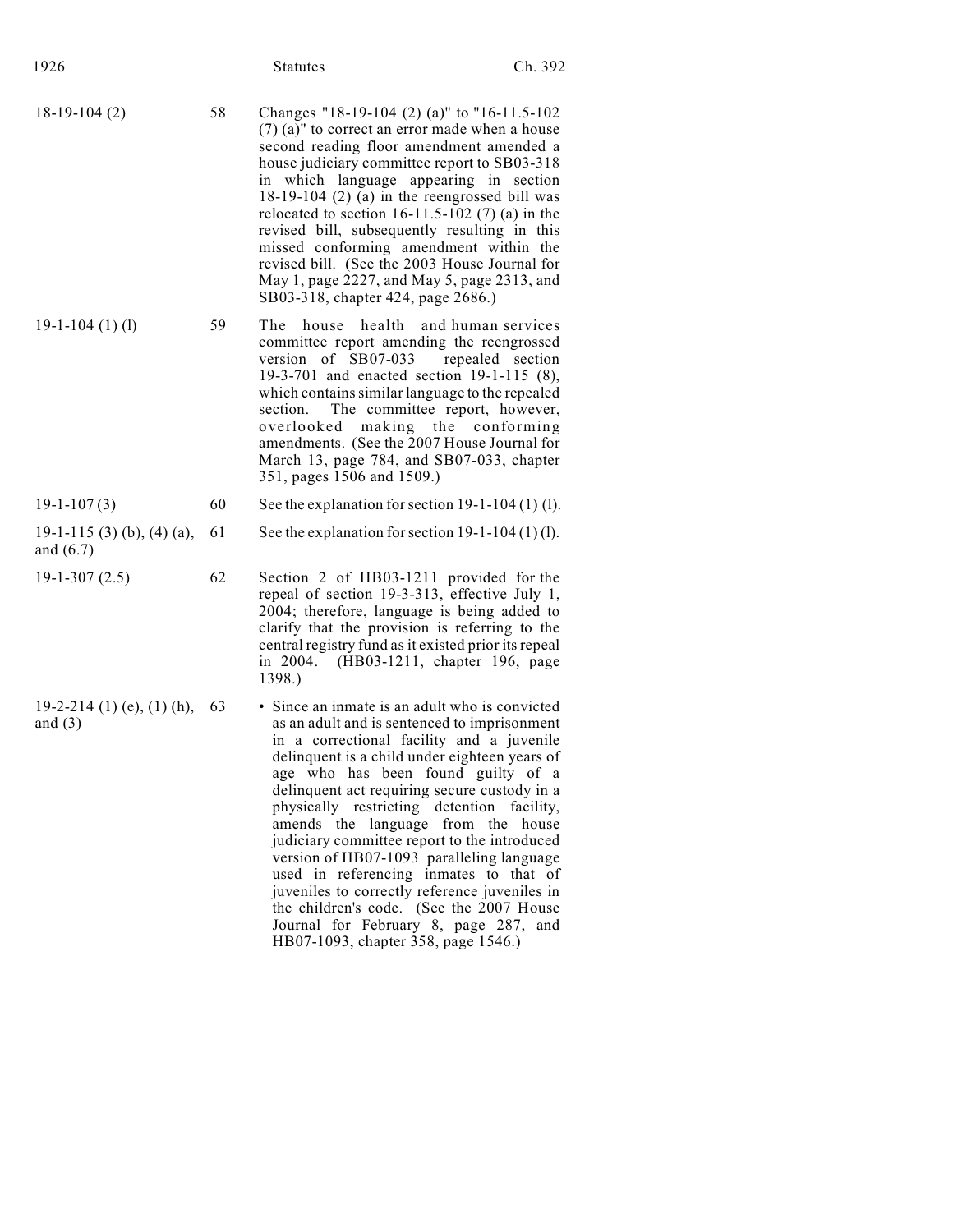| | | |
|---|---|---|
| 18-19-104 (2) | 58 | Changes "18-19-104 (2) (a)" to "16-11.5-102 (7) (a)" to correct an error made when a house second reading floor amendment amended a house judiciary committee report to SB03-318 in which language appearing in section 18-19-104 (2) (a) in the reengrossed bill was relocated to section 16-11.5-102 (7) (a) in the revised bill, subsequently resulting in this missed conforming amendment within the revised bill. (See the 2003 House Journal for May 1, page 2227, and May 5, page 2313, and SB03-318, chapter 424, page 2686.) |
| 19-1-104 (1) (l) | 59 | The house health and human services committee report amending the reengrossed version of SB07-033 repealed section 19-3-701 and enacted section 19-1-115 (8), which contains similar language to the repealed section. The committee report, however, overlooked making the conforming amendments. (See the 2007 House Journal for March 13, page 784, and SB07-033, chapter 351, pages 1506 and 1509.) |
| 19-1-107 (3) | 60 | See the explanation for section 19-1-104 (1) (l). |
| 19-1-115 (3) (b), (4) (a), and (6.7) | 61 | See the explanation for section 19-1-104 (1) (l). |
| 19-1-307 (2.5) | 62 | Section 2 of HB03-1211 provided for the repeal of section 19-3-313, effective July 1, 2004; therefore, language is being added to clarify that the provision is referring to the central registry fund as it existed prior its repeal in 2004. (HB03-1211, chapter 196, page 1398.) |
| 19-2-214 (1) (e), (1) (h), and (3) | 63 | • Since an inmate is an adult who is convicted as an adult and is sentenced to imprisonment in a correctional facility and a juvenile delinquent is a child under eighteen years of age who has been found guilty of a delinquent act requiring secure custody in a physically restricting detention facility, amends the language from the house judiciary committee report to the introduced version of HB07-1093 paralleling language used in referencing inmates to that of juveniles to correctly reference juveniles in the children's code. (See the 2007 House Journal for February 8, page 287, and HB07-1093, chapter 358, page 1546.) |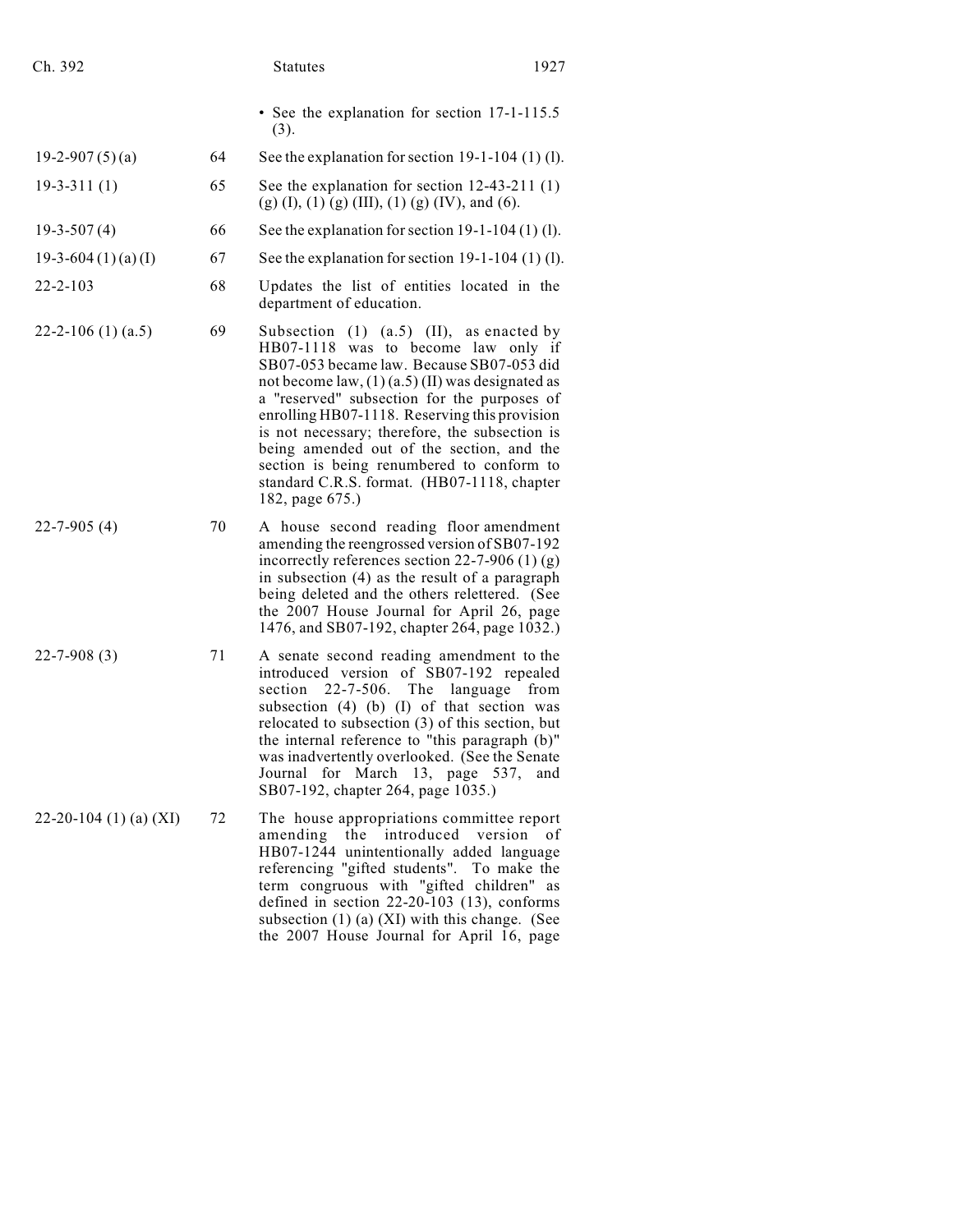| | | |
|---|---|---|
| | | • See the explanation for section 17-1-115.5 (3). |
| 19-2-907 (5) (a) | 64 | See the explanation for section 19-1-104 (1) (l). |
| 19-3-311 (1) | 65 | See the explanation for section 12-43-211 (1) (g) (I), (1) (g) (III), (1) (g) (IV), and (6). |
| 19-3-507 (4) | 66 | See the explanation for section 19-1-104 (1) (l). |
| 19-3-604 (1) (a) (I) | 67 | See the explanation for section 19-1-104 (1) (l). |
| 22-2-103 | 68 | Updates the list of entities located in the department of education. |
| 22-2-106 (1) (a.5) | 69 | Subsection (1) (a.5) (II), as enacted by HB07-1118 was to become law only if SB07-053 became law. Because SB07-053 did not become law, (1) (a.5) (II) was designated as a "reserved" subsection for the purposes of enrolling HB07-1118. Reserving this provision is not necessary; therefore, the subsection is being amended out of the section, and the section is being renumbered to conform to standard C.R.S. format. (HB07-1118, chapter 182, page 675.) |
| 22-7-905 (4) | 70 | A house second reading floor amendment amending the reengrossed version of SB07-192 incorrectly references section 22-7-906 (1) (g) in subsection (4) as the result of a paragraph being deleted and the others relettered. (See the 2007 House Journal for April 26, page 1476, and SB07-192, chapter 264, page 1032.) |
| 22-7-908 (3) | 71 | A senate second reading amendment to the introduced version of SB07-192 repealed section 22-7-506. The language from subsection (4) (b) (I) of that section was relocated to subsection (3) of this section, but the internal reference to "this paragraph (b)" was inadvertently overlooked. (See the Senate Journal for March 13, page 537, and SB07-192, chapter 264, page 1035.) |
| 22-20-104 (1) (a) (XI) | 72 | The house appropriations committee report amending the introduced version of HB07-1244 unintentionally added language referencing "gifted students". To make the term congruous with "gifted children" as defined in section 22-20-103 (13), conforms subsection (1) (a) (XI) with this change. (See the 2007 House Journal for April 16, page |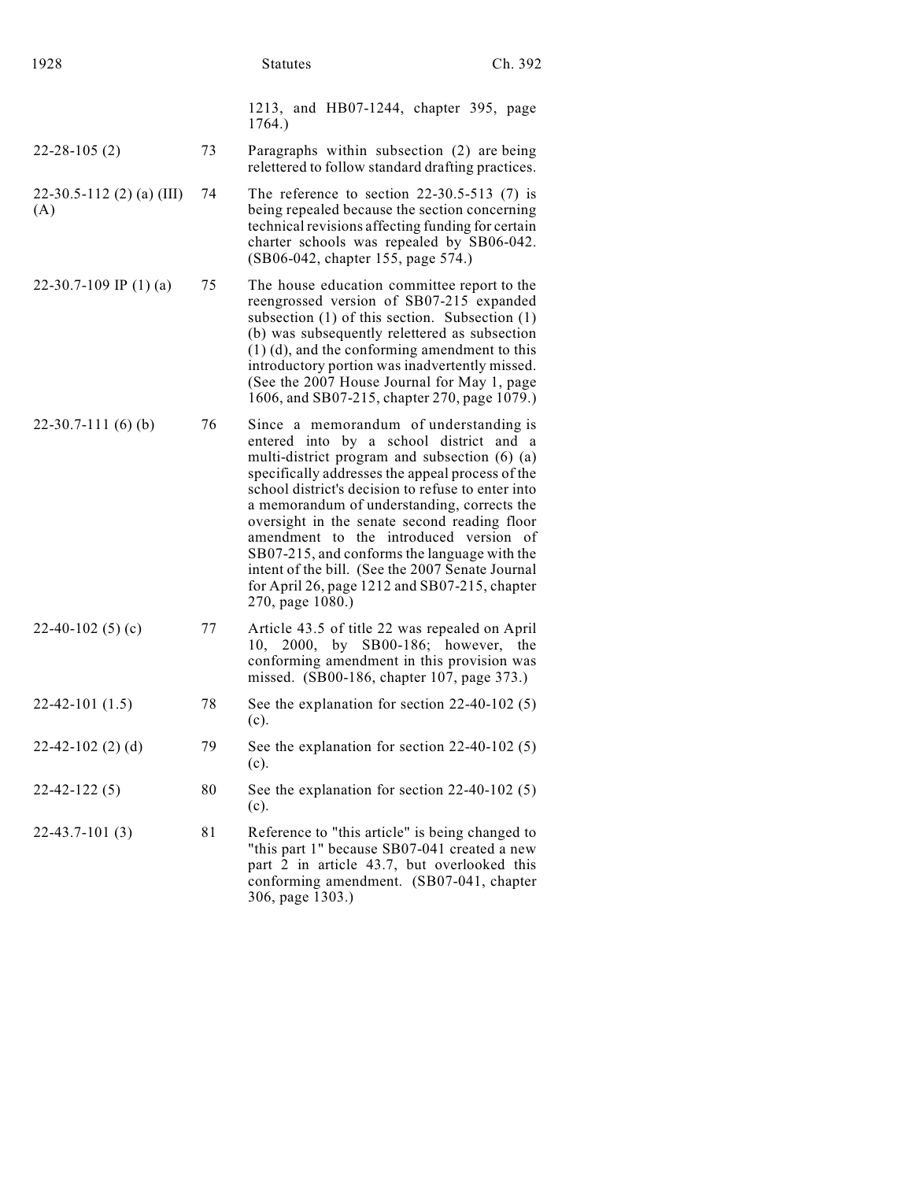| | | |
|---|---|---|
| | | 1213, and HB07-1244, chapter 395, page 1764.) |
| 22-28-105 (2) | 73 | Paragraphs within subsection (2) are being relettered to follow standard drafting practices. |
| 22-30.5-112 (2) (a) (III) (A) | 74 | The reference to section 22-30.5-513 (7) is being repealed because the section concerning technical revisions affecting funding for certain charter schools was repealed by SB06-042. (SB06-042, chapter 155, page 574.) |
| 22-30.7-109 IP (1) (a) | 75 | The house education committee report to the reengrossed version of SB07-215 expanded subsection (1) of this section. Subsection (1) (b) was subsequently relettered as subsection (1) (d), and the conforming amendment to this introductory portion was inadvertently missed. (See the 2007 House Journal for May 1, page 1606, and SB07-215, chapter 270, page 1079.) |
| 22-30.7-111 (6) (b) | 76 | Since a memorandum of understanding is entered into by a school district and a multi-district program and subsection (6) (a) specifically addresses the appeal process of the school district's decision to refuse to enter into a memorandum of understanding, corrects the oversight in the senate second reading floor amendment to the introduced version of SB07-215, and conforms the language with the intent of the bill. (See the 2007 Senate Journal for April 26, page 1212 and SB07-215, chapter 270, page 1080.) |
| 22-40-102 (5) (c) | 77 | Article 43.5 of title 22 was repealed on April 10, 2000, by SB00-186; however, the conforming amendment in this provision was missed. (SB00-186, chapter 107, page 373.) |
| 22-42-101 (1.5) | 78 | See the explanation for section 22-40-102 (5) (c). |
| 22-42-102 (2) (d) | 79 | See the explanation for section 22-40-102 (5) (c). |
| 22-42-122 (5) | 80 | See the explanation for section 22-40-102 (5) (c). |
| 22-43.7-101 (3) | 81 | Reference to "this article" is being changed to "this part 1" because SB07-041 created a new part 2 in article 43.7, but overlooked this conforming amendment. (SB07-041, chapter 306, page 1303.) |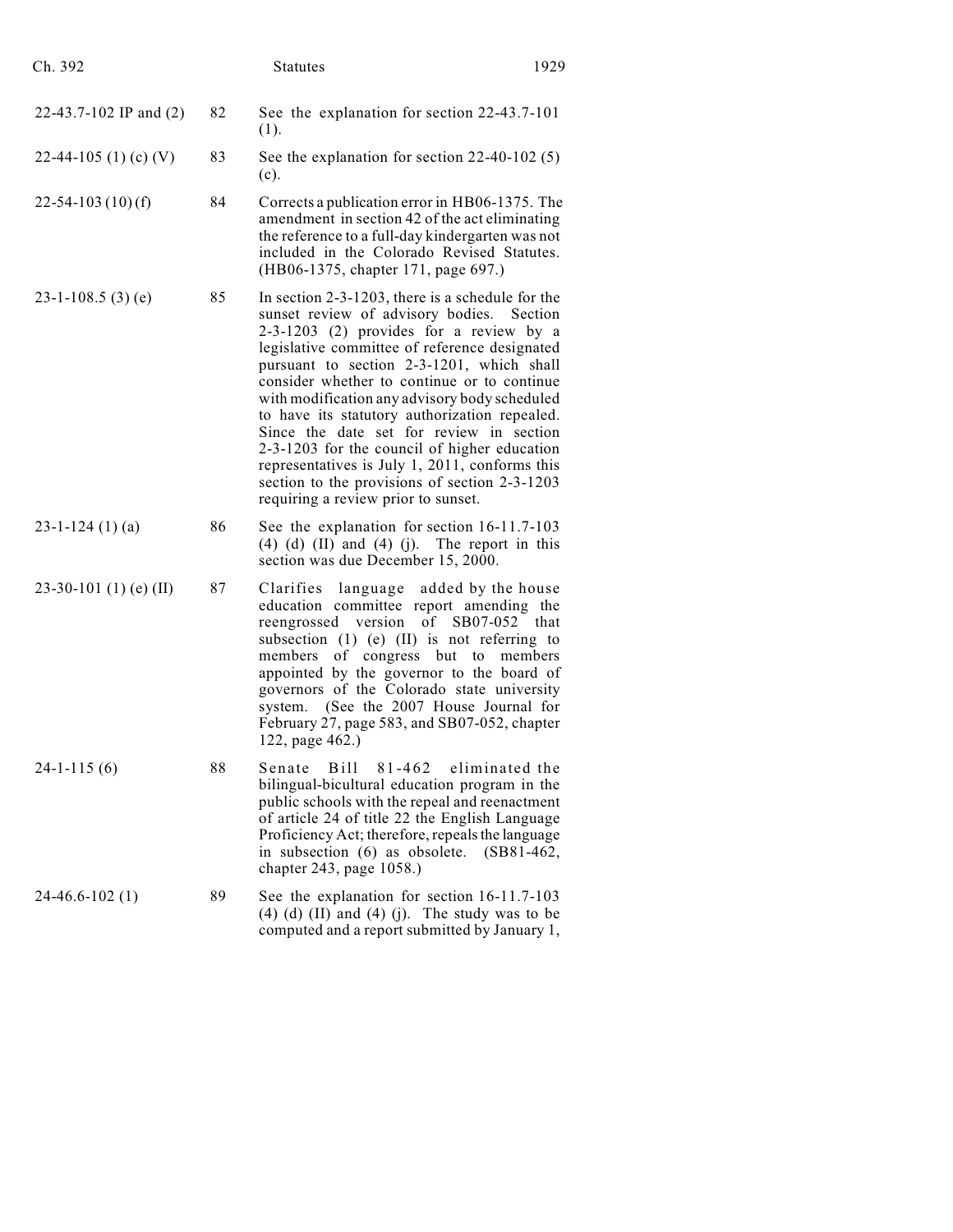| | | |
|---|---|---|
| 22-43.7-102 IP and (2) | 82 | See the explanation for section 22-43.7-101 (1). |
| 22-44-105 (1) (c) (V) | 83 | See the explanation for section 22-40-102 (5) (c). |
| 22-54-103 (10) (f) | 84 | Corrects a publication error in HB06-1375. The amendment in section 42 of the act eliminating the reference to a full-day kindergarten was not included in the Colorado Revised Statutes. (HB06-1375, chapter 171, page 697.) |
| 23-1-108.5 (3) (e) | 85 | In section 2-3-1203, there is a schedule for the sunset review of advisory bodies. Section 2-3-1203 (2) provides for a review by a legislative committee of reference designated pursuant to section 2-3-1201, which shall consider whether to continue or to continue with modification any advisory body scheduled to have its statutory authorization repealed. Since the date set for review in section 2-3-1203 for the council of higher education representatives is July 1, 2011, conforms this section to the provisions of section 2-3-1203 requiring a review prior to sunset. |
| 23-1-124 (1) (a) | 86 | See the explanation for section 16-11.7-103 (4) (d) (II) and (4) (j). The report in this section was due December 15, 2000. |
| 23-30-101 (1) (e) (II) | 87 | Clarifies language added by the house education committee report amending the reengrossed version of SB07-052 that subsection (1) (e) (II) is not referring to members of congress but to members appointed by the governor to the board of governors of the Colorado state university system. (See the 2007 House Journal for February 27, page 583, and SB07-052, chapter 122, page 462.) |
| 24-1-115 (6) | 88 | Senate Bill 81-462 eliminated the bilingual-bicultural education program in the public schools with the repeal and reenactment of article 24 of title 22 the English Language Proficiency Act; therefore, repeals the language in subsection (6) as obsolete. (SB81-462, chapter 243, page 1058.) |
| 24-46.6-102 (1) | 89 | See the explanation for section 16-11.7-103 (4) (d) (II) and (4) (j). The study was to be computed and a report submitted by January 1, |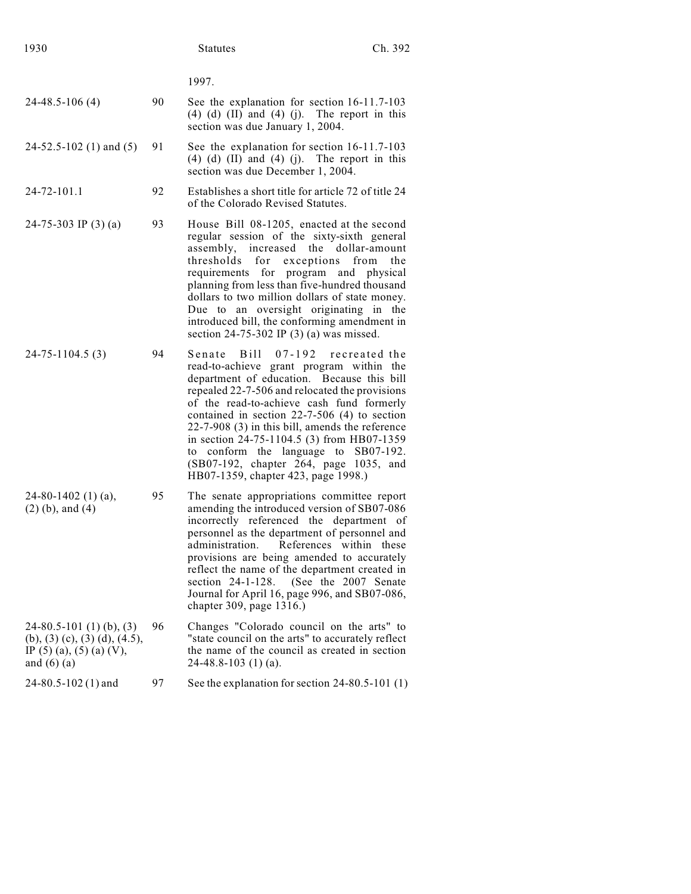| | | 1997. |
|---|---|---|
| 24-48.5-106 (4) | 90 | See the explanation for section 16-11.7-103 (4) (d) (II) and (4) (j). The report in this section was due January 1, 2004. |
| 24-52.5-102 (1) and (5) | 91 | See the explanation for section 16-11.7-103 (4) (d) (II) and (4) (j). The report in this section was due December 1, 2004. |
| 24-72-101.1 | 92 | Establishes a short title for article 72 of title 24 of the Colorado Revised Statutes. |
| 24-75-303 IP (3) (a) | 93 | House Bill 08-1205, enacted at the second regular session of the sixty-sixth general assembly, increased the dollar-amount thresholds for exceptions from the requirements for program and physical planning from less than five-hundred thousand dollars to two million dollars of state money. Due to an oversight originating in the introduced bill, the conforming amendment in section 24-75-302 IP (3) (a) was missed. |
| 24-75-1104.5 (3) | 94 | Senate Bill 07-192 recreated the read-to-achieve grant program within the department of education. Because this bill repealed 22-7-506 and relocated the provisions of the read-to-achieve cash fund formerly contained in section 22-7-506 (4) to section 22-7-908 (3) in this bill, amends the reference in section 24-75-1104.5 (3) from HB07-1359 to conform the language to SB07-192. (SB07-192, chapter 264, page 1035, and HB07-1359, chapter 423, page 1998.) |
| 24-80-1402 (1) (a), (2) (b), and (4) | 95 | The senate appropriations committee report amending the introduced version of SB07-086 incorrectly referenced the department of personnel as the department of personnel and administration. References within these provisions are being amended to accurately reflect the name of the department created in section 24-1-128. (See the 2007 Senate Journal for April 16, page 996, and SB07-086, chapter 309, page 1316.) |
| 24-80.5-101 (1) (b), (3) (b), (3) (c), (3) (d), (4.5), IP (5) (a), (5) (a) (V), and (6) (a) | 96 | Changes "Colorado council on the arts" to "state council on the arts" to accurately reflect the name of the council as created in section 24-48.8-103 (1) (a). |
| 24-80.5-102 (1) and | 97 | See the explanation for section 24-80.5-101 (1) |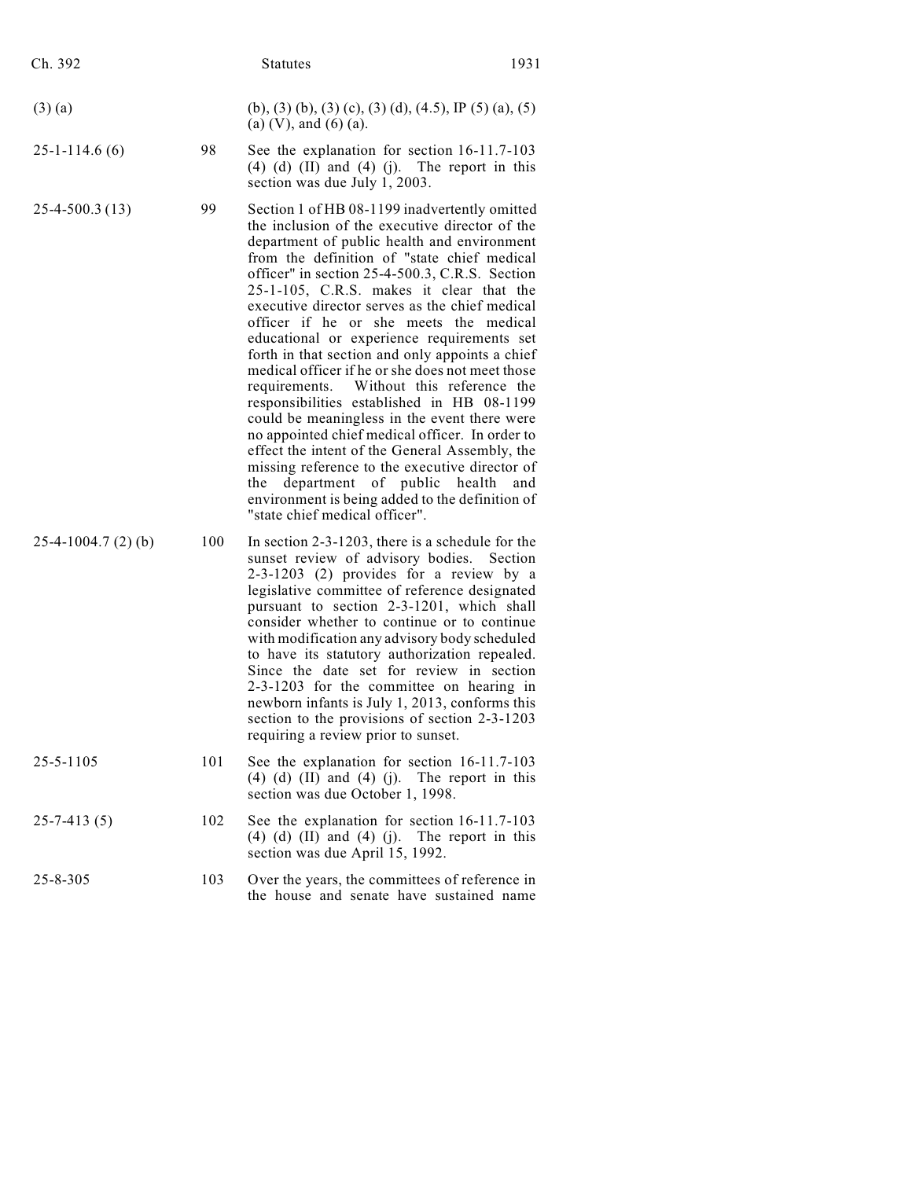| | | |
|---|---|---|
| (3) (a) | | (b), (3) (b), (3) (c), (3) (d), (4.5), IP (5) (a), (5) (a) (V), and (6) (a). |
| 25-1-114.6 (6) | 98 | See the explanation for section 16-11.7-103 (4) (d) (II) and (4) (j). The report in this section was due July 1, 2003. |
| 25-4-500.3 (13) | 99 | Section 1 of HB 08-1199 inadvertently omitted the inclusion of the executive director of the department of public health and environment from the definition of "state chief medical officer" in section 25-4-500.3, C.R.S. Section 25-1-105, C.R.S. makes it clear that the executive director serves as the chief medical officer if he or she meets the medical educational or experience requirements set forth in that section and only appoints a chief medical officer if he or she does not meet those requirements. Without this reference the responsibilities established in HB 08-1199 could be meaningless in the event there were no appointed chief medical officer. In order to effect the intent of the General Assembly, the missing reference to the executive director of the department of public health and environment is being added to the definition of "state chief medical officer". |
| 25-4-1004.7 (2) (b) | 100 | In section 2-3-1203, there is a schedule for the sunset review of advisory bodies. Section 2-3-1203 (2) provides for a review by a legislative committee of reference designated pursuant to section 2-3-1201, which shall consider whether to continue or to continue with modification any advisory body scheduled to have its statutory authorization repealed. Since the date set for review in section 2-3-1203 for the committee on hearing in newborn infants is July 1, 2013, conforms this section to the provisions of section 2-3-1203 requiring a review prior to sunset. |
| 25-5-1105 | 101 | See the explanation for section 16-11.7-103 (4) (d) (II) and (4) (j). The report in this section was due October 1, 1998. |
| 25-7-413 (5) | 102 | See the explanation for section 16-11.7-103 (4) (d) (II) and (4) (j). The report in this section was due April 15, 1992. |
| 25-8-305 | 103 | Over the years, the committees of reference in the house and senate have sustained name |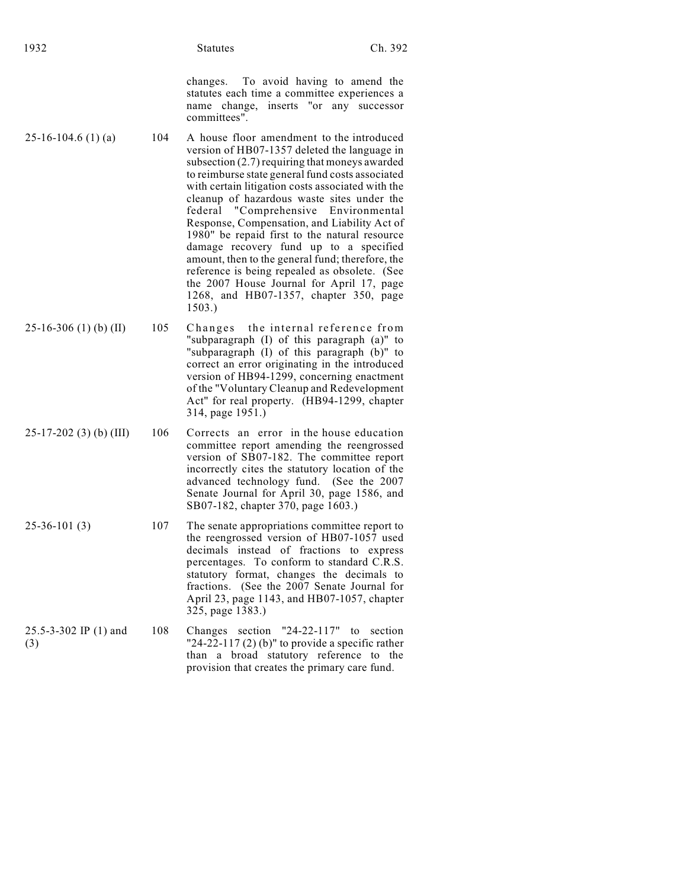| | | |
|---|---|---|
| | | changes. To avoid having to amend the statutes each time a committee experiences a name change, inserts "or any successor committees". |
| 25-16-104.6 (1) (a) | 104 | A house floor amendment to the introduced version of HB07-1357 deleted the language in subsection (2.7) requiring that moneys awarded to reimburse state general fund costs associated with certain litigation costs associated with the cleanup of hazardous waste sites under the federal "Comprehensive Environmental Response, Compensation, and Liability Act of 1980" be repaid first to the natural resource damage recovery fund up to a specified amount, then to the general fund; therefore, the reference is being repealed as obsolete. (See the 2007 House Journal for April 17, page 1268, and HB07-1357, chapter 350, page 1503.) |
| 25-16-306 (1) (b) (II) | 105 | Changes the internal reference from "subparagraph (I) of this paragraph (a)" to "subparagraph (I) of this paragraph (b)" to correct an error originating in the introduced version of HB94-1299, concerning enactment of the "Voluntary Cleanup and Redevelopment Act" for real property. (HB94-1299, chapter 314, page 1951.) |
| 25-17-202 (3) (b) (III) | 106 | Corrects an error in the house education committee report amending the reengrossed version of SB07-182. The committee report incorrectly cites the statutory location of the advanced technology fund. (See the 2007 Senate Journal for April 30, page 1586, and SB07-182, chapter 370, page 1603.) |
| 25-36-101 (3) | 107 | The senate appropriations committee report to the reengrossed version of HB07-1057 used decimals instead of fractions to express percentages. To conform to standard C.R.S. statutory format, changes the decimals to fractions. (See the 2007 Senate Journal for April 23, page 1143, and HB07-1057, chapter 325, page 1383.) |
| 25.5-3-302 IP (1) and (3) | 108 | Changes section "24-22-117" to section "24-22-117 (2) (b)" to provide a specific rather than a broad statutory reference to the provision that creates the primary care fund. |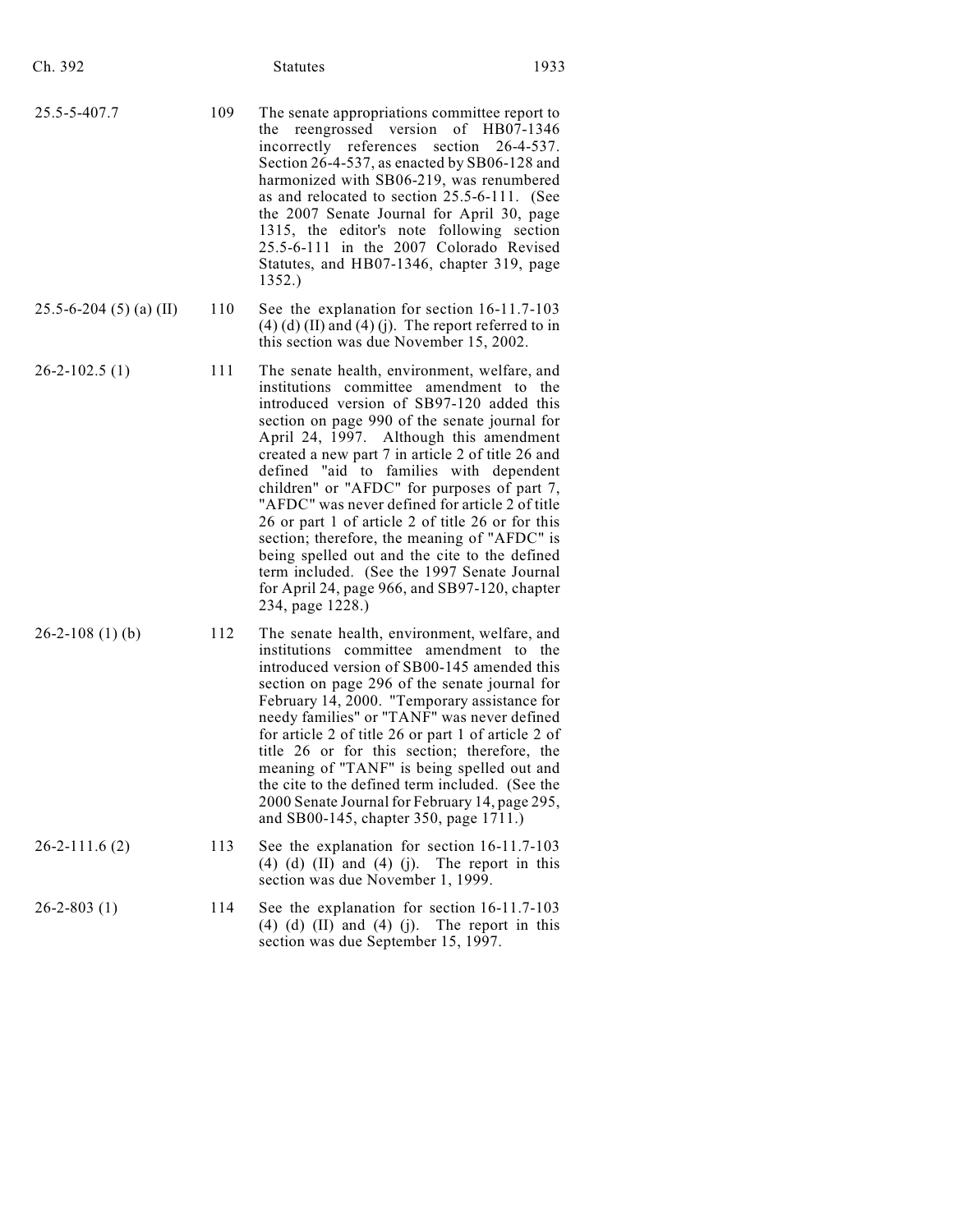| | | |
|---|---|---|
| 25.5-5-407.7 | 109 | The senate appropriations committee report to the reengrossed version of HB07-1346 incorrectly references section 26-4-537. Section 26-4-537, as enacted by SB06-128 and harmonized with SB06-219, was renumbered as and relocated to section 25.5-6-111. (See the 2007 Senate Journal for April 30, page 1315, the editor's note following section 25.5-6-111 in the 2007 Colorado Revised Statutes, and HB07-1346, chapter 319, page 1352.) |
| 25.5-6-204 (5) (a) (II) | 110 | See the explanation for section 16-11.7-103 (4) (d) (II) and (4) (j). The report referred to in this section was due November 15, 2002. |
| 26-2-102.5 (1) | 111 | The senate health, environment, welfare, and institutions committee amendment to the introduced version of SB97-120 added this section on page 990 of the senate journal for April 24, 1997. Although this amendment created a new part 7 in article 2 of title 26 and defined "aid to families with dependent children" or "AFDC" for purposes of part 7, "AFDC" was never defined for article 2 of title 26 or part 1 of article 2 of title 26 or for this section; therefore, the meaning of "AFDC" is being spelled out and the cite to the defined term included. (See the 1997 Senate Journal for April 24, page 966, and SB97-120, chapter 234, page 1228.) |
| 26-2-108 (1) (b) | 112 | The senate health, environment, welfare, and institutions committee amendment to the introduced version of SB00-145 amended this section on page 296 of the senate journal for February 14, 2000. "Temporary assistance for needy families" or "TANF" was never defined for article 2 of title 26 or part 1 of article 2 of title 26 or for this section; therefore, the meaning of "TANF" is being spelled out and the cite to the defined term included. (See the 2000 Senate Journal for February 14, page 295, and SB00-145, chapter 350, page 1711.) |
| 26-2-111.6 (2) | 113 | See the explanation for section 16-11.7-103 (4) (d) (II) and (4) (j). The report in this section was due November 1, 1999. |
| 26-2-803 (1) | 114 | See the explanation for section 16-11.7-103 (4) (d) (II) and (4) (j). The report in this section was due September 15, 1997. |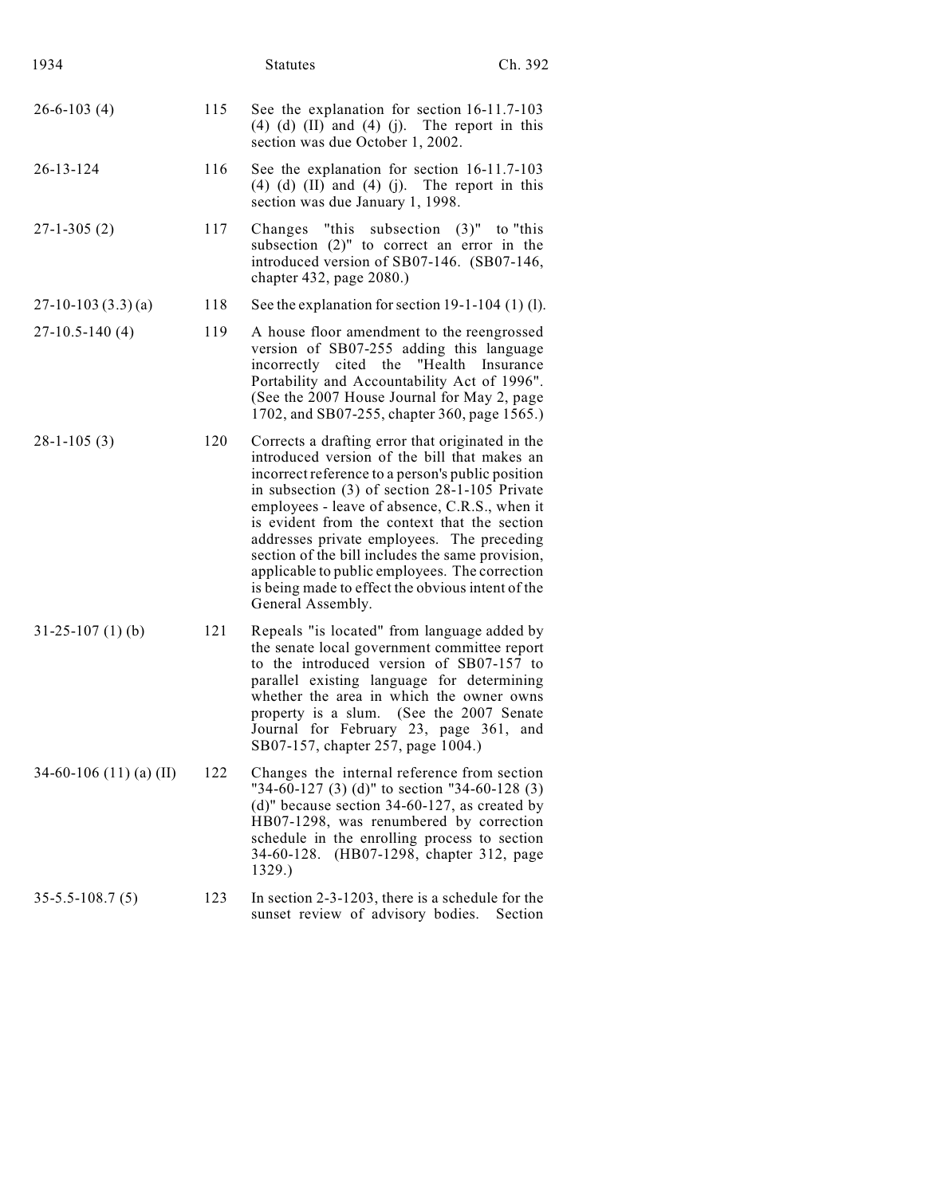| | | |
|---|---|---|
| 26-6-103 (4) | 115 | See the explanation for section 16-11.7-103 (4) (d) (II) and (4) (j). The report in this section was due October 1, 2002. |
| 26-13-124 | 116 | See the explanation for section 16-11.7-103 (4) (d) (II) and (4) (j). The report in this section was due January 1, 1998. |
| 27-1-305 (2) | 117 | Changes "this subsection (3)" to "this subsection (2)" to correct an error in the introduced version of SB07-146. (SB07-146, chapter 432, page 2080.) |
| 27-10-103 (3.3) (a) | 118 | See the explanation for section 19-1-104 (1) (l). |
| 27-10.5-140 (4) | 119 | A house floor amendment to the reengrossed version of SB07-255 adding this language incorrectly cited the "Health Insurance Portability and Accountability Act of 1996". (See the 2007 House Journal for May 2, page 1702, and SB07-255, chapter 360, page 1565.) |
| 28-1-105 (3) | 120 | Corrects a drafting error that originated in the introduced version of the bill that makes an incorrect reference to a person's public position in subsection (3) of section 28-1-105 Private employees - leave of absence, C.R.S., when it is evident from the context that the section addresses private employees. The preceding section of the bill includes the same provision, applicable to public employees. The correction is being made to effect the obvious intent of the General Assembly. |
| 31-25-107 (1) (b) | 121 | Repeals "is located" from language added by the senate local government committee report to the introduced version of SB07-157 to parallel existing language for determining whether the area in which the owner owns property is a slum. (See the 2007 Senate Journal for February 23, page 361, and SB07-157, chapter 257, page 1004.) |
| 34-60-106 (11) (a) (II) | 122 | Changes the internal reference from section "34-60-127 (3) (d)" to section "34-60-128 (3) (d)" because section 34-60-127, as created by HB07-1298, was renumbered by correction schedule in the enrolling process to section 34-60-128. (HB07-1298, chapter 312, page 1329.) |
| 35-5.5-108.7 (5) | 123 | In section 2-3-1203, there is a schedule for the sunset review of advisory bodies. Section |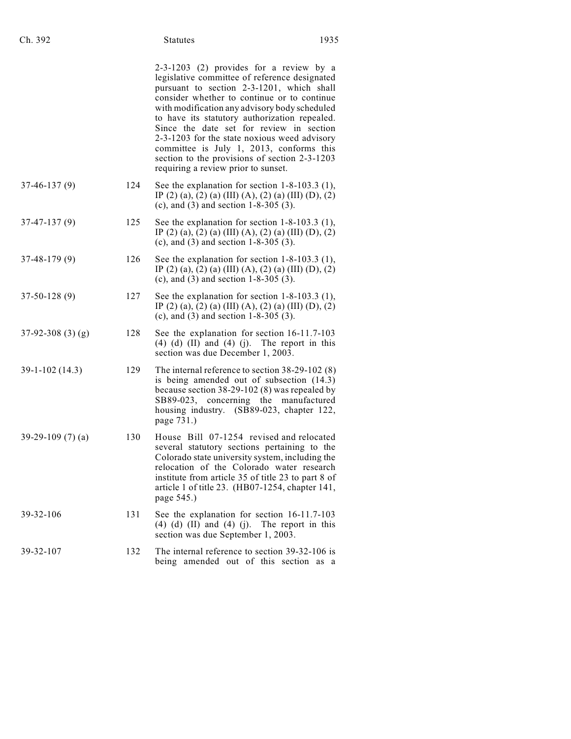| | | |
|---|---|---|
| | | 2-3-1203 (2) provides for a review by a legislative committee of reference designated pursuant to section 2-3-1201, which shall consider whether to continue or to continue with modification any advisory body scheduled to have its statutory authorization repealed. Since the date set for review in section 2-3-1203 for the state noxious weed advisory committee is July 1, 2013, conforms this section to the provisions of section 2-3-1203 requiring a review prior to sunset. |
| 37-46-137 (9) | 124 | See the explanation for section 1-8-103.3 (1), IP (2) (a), (2) (a) (III) (A), (2) (a) (III) (D), (2) (c), and (3) and section 1-8-305 (3). |
| 37-47-137 (9) | 125 | See the explanation for section 1-8-103.3 (1), IP (2) (a), (2) (a) (III) (A), (2) (a) (III) (D), (2) (c), and (3) and section 1-8-305 (3). |
| 37-48-179 (9) | 126 | See the explanation for section 1-8-103.3 (1), IP (2) (a), (2) (a) (III) (A), (2) (a) (III) (D), (2) (c), and (3) and section 1-8-305 (3). |
| 37-50-128 (9) | 127 | See the explanation for section 1-8-103.3 (1), IP (2) (a), (2) (a) (III) (A), (2) (a) (III) (D), (2) (c), and (3) and section 1-8-305 (3). |
| 37-92-308 (3) (g) | 128 | See the explanation for section 16-11.7-103 (4) (d) (II) and (4) (j). The report in this section was due December 1, 2003. |
| 39-1-102 (14.3) | 129 | The internal reference to section 38-29-102 (8) is being amended out of subsection (14.3) because section 38-29-102 (8) was repealed by SB89-023, concerning the manufactured housing industry. (SB89-023, chapter 122, page 731.) |
| 39-29-109 (7) (a) | 130 | House Bill 07-1254 revised and relocated several statutory sections pertaining to the Colorado state university system, including the relocation of the Colorado water research institute from article 35 of title 23 to part 8 of article 1 of title 23. (HB07-1254, chapter 141, page 545.) |
| 39-32-106 | 131 | See the explanation for section 16-11.7-103 (4) (d) (II) and (4) (j). The report in this section was due September 1, 2003. |
| 39-32-107 | 132 | The internal reference to section 39-32-106 is being amended out of this section as a |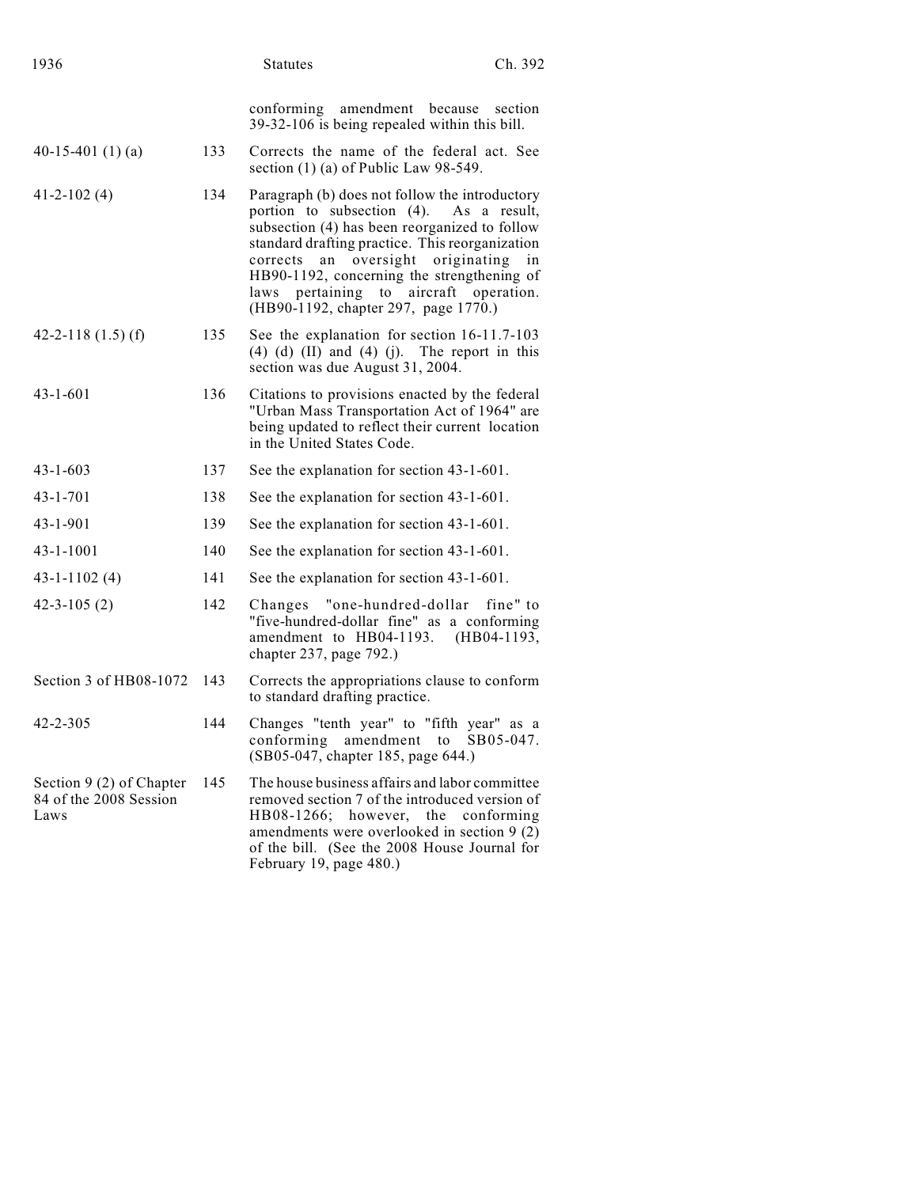| | | |
|---|---|---|
| | | conforming amendment because section 39-32-106 is being repealed within this bill. |
| 40-15-401 (1) (a) | 133 | Corrects the name of the federal act. See section (1) (a) of Public Law 98-549. |
| 41-2-102 (4) | 134 | Paragraph (b) does not follow the introductory portion to subsection (4). As a result, subsection (4) has been reorganized to follow standard drafting practice. This reorganization corrects an oversight originating in HB90-1192, concerning the strengthening of laws pertaining to aircraft operation. (HB90-1192, chapter 297, page 1770.) |
| 42-2-118 (1.5) (f) | 135 | See the explanation for section 16-11.7-103 (4) (d) (II) and (4) (j). The report in this section was due August 31, 2004. |
| 43-1-601 | 136 | Citations to provisions enacted by the federal "Urban Mass Transportation Act of 1964" are being updated to reflect their current location in the United States Code. |
| 43-1-603 | 137 | See the explanation for section 43-1-601. |
| 43-1-701 | 138 | See the explanation for section 43-1-601. |
| 43-1-901 | 139 | See the explanation for section 43-1-601. |
| 43-1-1001 | 140 | See the explanation for section 43-1-601. |
| 43-1-1102 (4) | 141 | See the explanation for section 43-1-601. |
| 42-3-105 (2) | 142 | Changes "one-hundred-dollar fine" to "five-hundred-dollar fine" as a conforming amendment to HB04-1193. (HB04-1193, chapter 237, page 792.) |
| Section 3 of HB08-1072 | 143 | Corrects the appropriations clause to conform to standard drafting practice. |
| 42-2-305 | 144 | Changes "tenth year" to "fifth year" as a conforming amendment to SB05-047. (SB05-047, chapter 185, page 644.) |
| Section 9 (2) of Chapter 84 of the 2008 Session Laws | 145 | The house business affairs and labor committee removed section 7 of the introduced version of HB08-1266; however, the conforming amendments were overlooked in section 9 (2) of the bill. (See the 2008 House Journal for February 19, page 480.) |